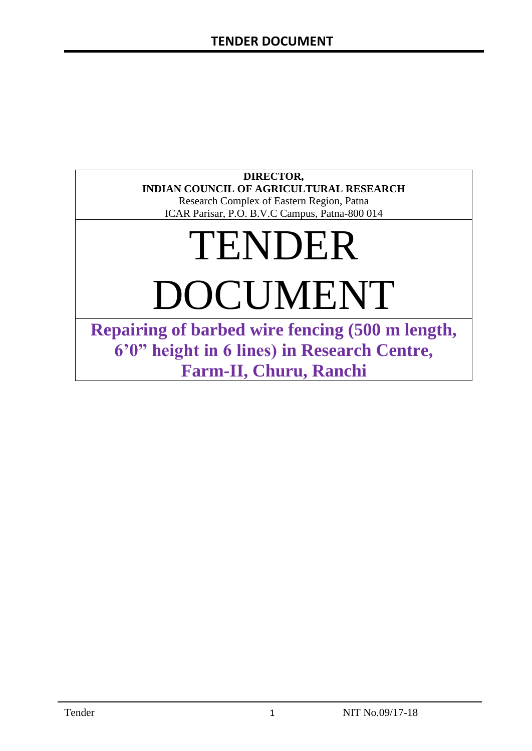**DIRECTOR,**
**INDIAN COUNCIL OF AGRICULTURAL RESEARCH**
Research Complex of Eastern Region, Patna
ICAR Parisar, P.O. B.V.C Campus, Patna-800 014

# TENDER DOCUMENT

## Repairing of barbed wire fencing (500 m length, 6'0" height in 6 lines) in Research Centre, Farm-II, Churu, Ranchi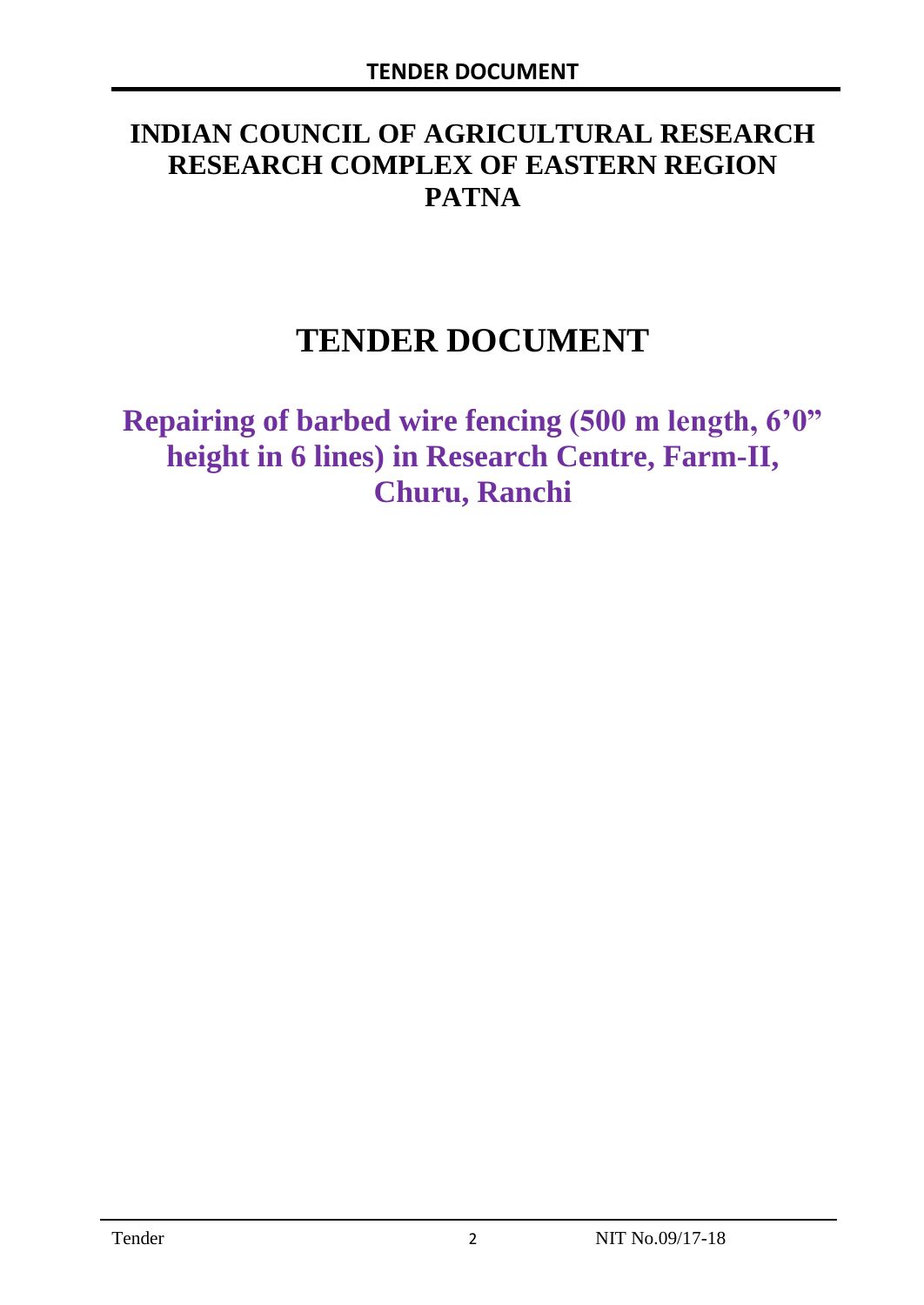# INDIAN COUNCIL OF AGRICULTURAL RESEARCH RESEARCH COMPLEX OF EASTERN REGION PATNA

# TENDER DOCUMENT

## Repairing of barbed wire fencing (500 m length, 6'0" height in 6 lines) in Research Centre, Farm-II, Churu, Ranchi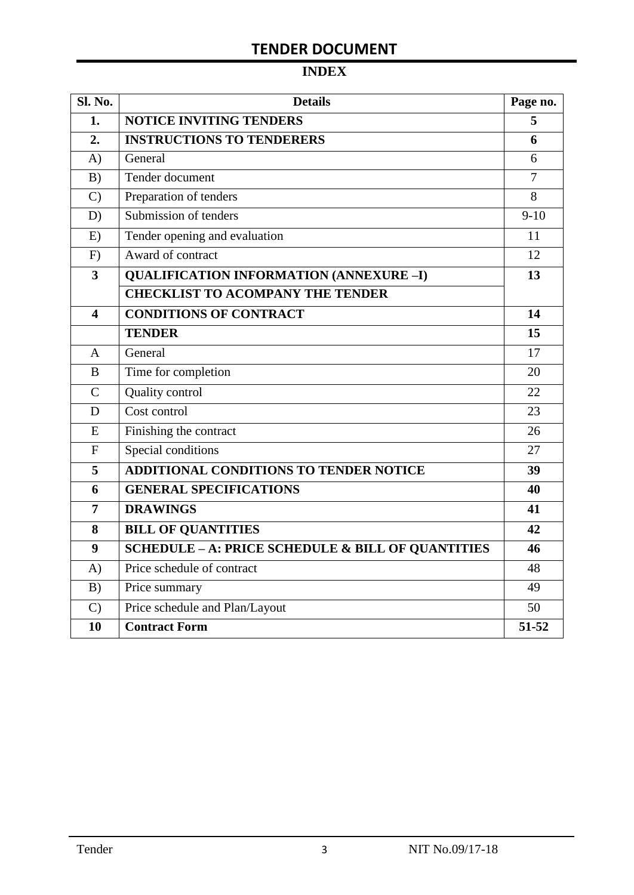# TENDER DOCUMENT

## INDEX

| Sl. No. | Details | Page no. |
|---|---|---|
| **1.** | **NOTICE INVITING TENDERS** | **5** |
| **2.** | **INSTRUCTIONS TO TENDERERS** | **6** |
| A) | General | 6 |
| B) | Tender document | 7 |
| C) | Preparation of tenders | 8 |
| D) | Submission of tenders | 9-10 |
| E) | Tender opening and evaluation | 11 |
| F) | Award of contract | 12 |
| **3** | **QUALIFICATION INFORMATION (ANNEXURE –I)** | **13** |
| | **CHECKLIST TO ACOMPANY THE TENDER** | |
| **4** | **CONDITIONS OF CONTRACT** | **14** |
| | **TENDER** | **15** |
| A | General | 17 |
| B | Time for completion | 20 |
| C | Quality control | 22 |
| D | Cost control | 23 |
| E | Finishing the contract | 26 |
| F | Special conditions | 27 |
| **5** | **ADDITIONAL CONDITIONS TO TENDER NOTICE** | **39** |
| **6** | **GENERAL SPECIFICATIONS** | **40** |
| **7** | **DRAWINGS** | **41** |
| **8** | **BILL OF QUANTITIES** | **42** |
| **9** | **SCHEDULE – A: PRICE SCHEDULE & BILL OF QUANTITIES** | **46** |
| A) | Price schedule of contract | 48 |
| B) | Price summary | 49 |
| C) | Price schedule and Plan/Layout | 50 |
| **10** | **Contract Form** | **51-52** |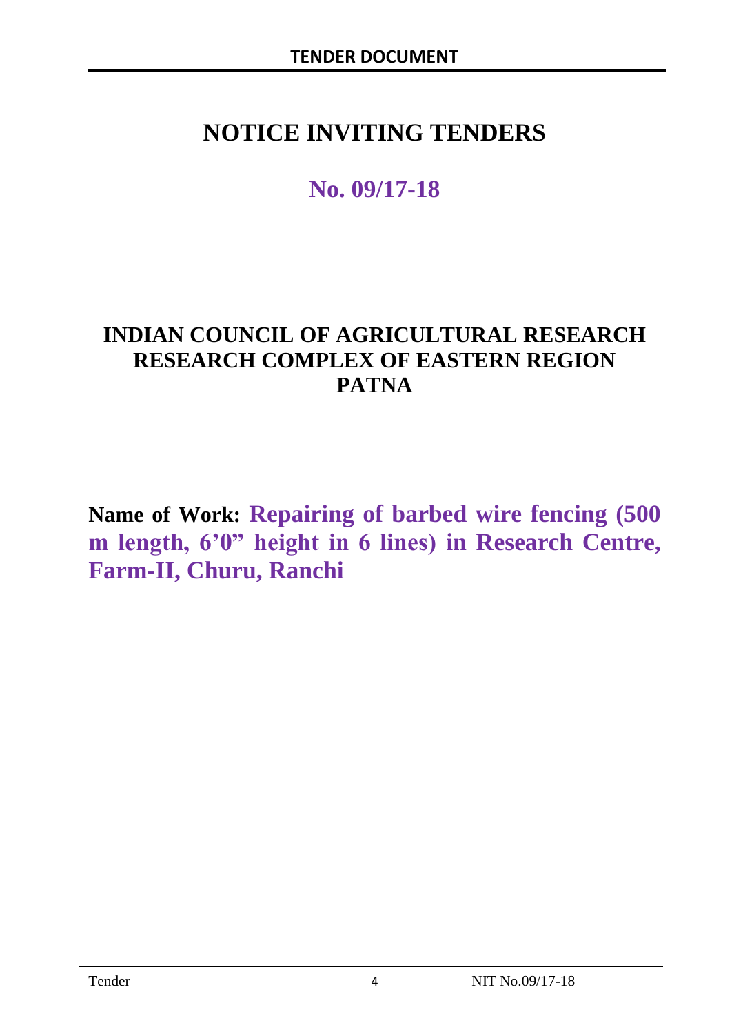# NOTICE INVITING TENDERS

## No. 09/17-18

## INDIAN COUNCIL OF AGRICULTURAL RESEARCH RESEARCH COMPLEX OF EASTERN REGION PATNA

**Name of Work: Repairing of barbed wire fencing (500 m length, 6'0" height in 6 lines) in Research Centre, Farm-II, Churu, Ranchi**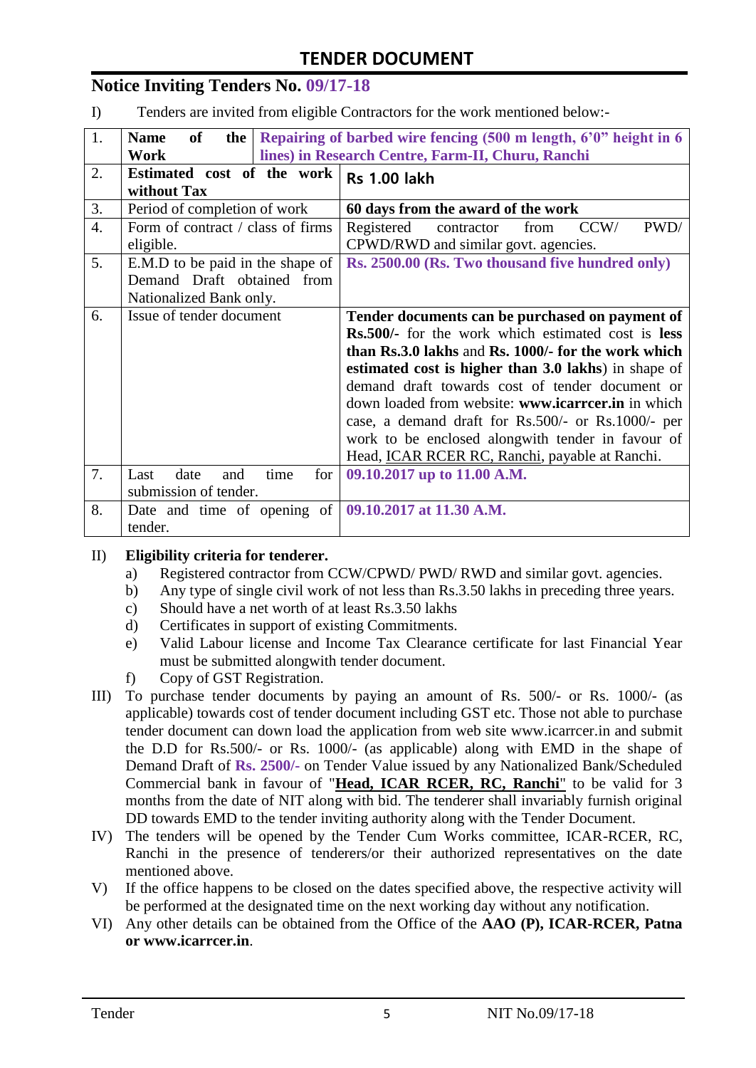# TENDER DOCUMENT

## Notice Inviting Tenders No. 09/17-18

I) Tenders are invited from eligible Contractors for the work mentioned below:-

| | | |
|---|---|---|
| 1. | **Name of the Work** | **Repairing of barbed wire fencing (500 m length, 6'0" height in 6 lines) in Research Centre, Farm-II, Churu, Ranchi** |
| 2. | **Estimated cost of the work without Tax** | **Rs 1.00 lakh** |
| 3. | Period of completion of work | **60 days from the award of the work** |
| 4. | Form of contract / class of firms eligible. | Registered contractor from CCW/ PWD/ CPWD/RWD and similar govt. agencies. |
| 5. | E.M.D to be paid in the shape of Demand Draft obtained from Nationalized Bank only. | **Rs. 2500.00 (Rs. Two thousand five hundred only)** |
| 6. | Issue of tender document | **Tender documents can be purchased on payment of Rs.500/-** for the work which estimated cost is **less than Rs.3.0 lakhs** and **Rs. 1000/- for the work which estimated cost is higher than 3.0 lakhs**) in shape of demand draft towards cost of tender document or down loaded from website: **www.icarrcer.in** in which case, a demand draft for Rs.500/- or Rs.1000/- per work to be enclosed alongwith tender in favour of Head, ICAR RCER RC, Ranchi, payable at Ranchi. |
| 7. | Last date and time for submission of tender. | **09.10.2017 up to 11.00 A.M.** |
| 8. | Date and time of opening of tender. | **09.10.2017 at 11.30 A.M.** |

II) **Eligibility criteria for tenderer.**
   a) Registered contractor from CCW/CPWD/ PWD/ RWD and similar govt. agencies.
   b) Any type of single civil work of not less than Rs.3.50 lakhs in preceding three years.
   c) Should have a net worth of at least Rs.3.50 lakhs
   d) Certificates in support of existing Commitments.
   e) Valid Labour license and Income Tax Clearance certificate for last Financial Year must be submitted alongwith tender document.
   f) Copy of GST Registration.

III) To purchase tender documents by paying an amount of Rs. 500/- or Rs. 1000/- (as applicable) towards cost of tender document including GST etc. Those not able to purchase tender document can down load the application from web site www.icarrcer.in and submit the D.D for Rs.500/- or Rs. 1000/- (as applicable) along with EMD in the shape of Demand Draft of **Rs. 2500/-** on Tender Value issued by any Nationalized Bank/Scheduled Commercial bank in favour of "**Head, ICAR RCER, RC, Ranchi**" to be valid for 3 months from the date of NIT along with bid. The tenderer shall invariably furnish original DD towards EMD to the tender inviting authority along with the Tender Document.

IV) The tenders will be opened by the Tender Cum Works committee, ICAR-RCER, RC, Ranchi in the presence of tenderers/or their authorized representatives on the date mentioned above.

V) If the office happens to be closed on the dates specified above, the respective activity will be performed at the designated time on the next working day without any notification.

VI) Any other details can be obtained from the Office of the **AAO (P), ICAR-RCER, Patna or www.icarrcer.in**.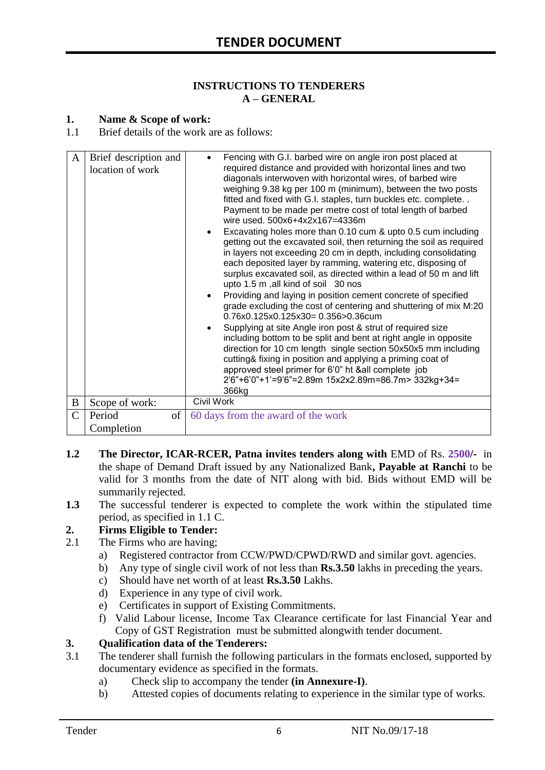# TENDER DOCUMENT

**INSTRUCTIONS TO TENDERERS**
**A – GENERAL**

**1. Name & Scope of work:**

1.1 Brief details of the work are as follows:

| | | |
|---|---|---|
| A | Brief description and location of work | • Fencing with G.I. barbed wire on angle iron post placed at required distance and provided with horizontal lines and two diagonals interwoven with horizontal wires, of barbed wire weighing 9.38 kg per 100 m (minimum), between the two posts fitted and fixed with G.I. staples, turn buckles etc. complete. . Payment to be made per metre cost of total length of barbed wire used. 500x6+4x2x167=4336m<br>• Excavating holes more than 0.10 cum & upto 0.5 cum including getting out the excavated soil, then returning the soil as required in layers not exceeding 20 cm in depth, including consolidating each deposited layer by ramming, watering etc, disposing of surplus excavated soil, as directed within a lead of 50 m and lift upto 1.5 m ,all kind of soil 30 nos<br>• Providing and laying in position cement concrete of specified grade excluding the cost of centering and shuttering of mix M:20 0.76x0.125x0.125x30= 0.356>0.36cum<br>• Supplying at site Angle iron post & strut of required size including bottom to be split and bent at right angle in opposite direction for 10 cm length single section 50x50x5 mm including cutting& fixing in position and applying a priming coat of approved steel primer for 6'0" ht &all complete job 2'6"+6'0"+1'=9'6"=2.89m 15x2x2.89m=86.7m> 332kg+34= 366kg |
| B | Scope of work: | Civil Work |
| C | Period of Completion | 60 days from the award of the work |

**1.2** **The Director, ICAR-RCER, Patna invites tenders along with** EMD of Rs. **2500/-** in the shape of Demand Draft issued by any Nationalized Bank**, Payable at Ranchi** to be valid for 3 months from the date of NIT along with bid. Bids without EMD will be summarily rejected.

**1.3** The successful tenderer is expected to complete the work within the stipulated time period, as specified in 1.1 C.

**2. Firms Eligible to Tender:**

2.1 The Firms who are having;

a) Registered contractor from CCW/PWD/CPWD/RWD and similar govt. agencies.
b) Any type of single civil work of not less than **Rs.3.50** lakhs in preceding the years.
c) Should have net worth of at least **Rs.3.50** Lakhs.
d) Experience in any type of civil work.
e) Certificates in support of Existing Commitments.
f) Valid Labour license, Income Tax Clearance certificate for last Financial Year and Copy of GST Registration must be submitted alongwith tender document.

**3. Qualification data of the Tenderers:**

3.1 The tenderer shall furnish the following particulars in the formats enclosed, supported by documentary evidence as specified in the formats.

a) Check slip to accompany the tender **(in Annexure-I)**.
b) Attested copies of documents relating to experience in the similar type of works.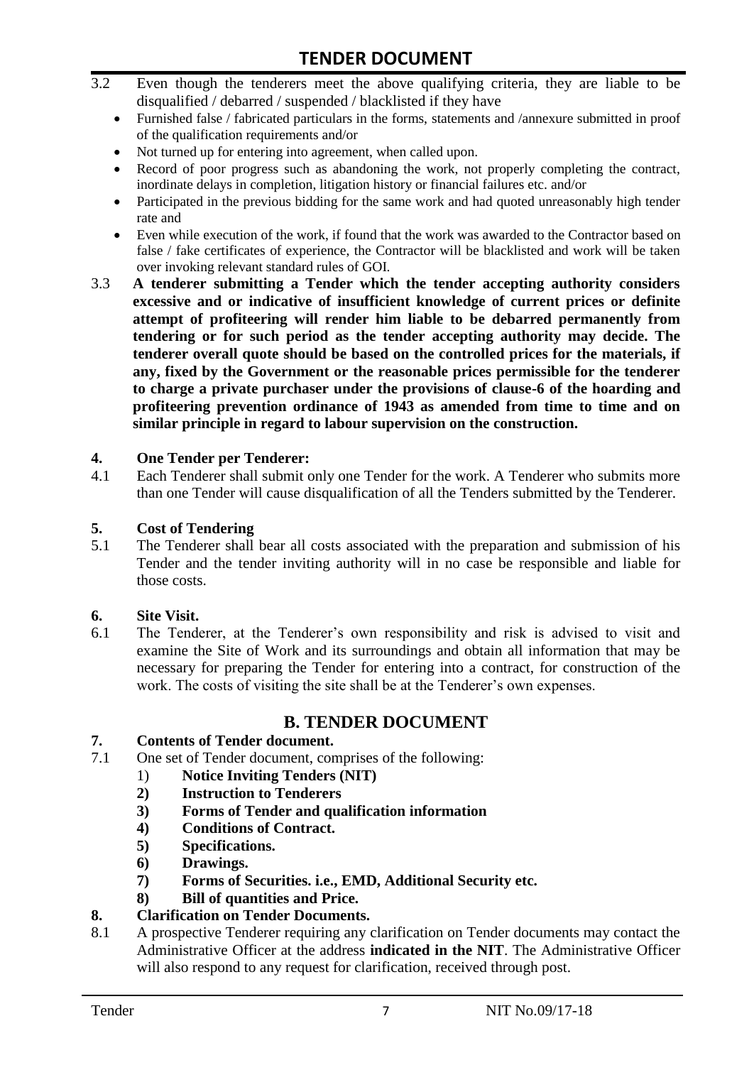3.2 Even though the tenderers meet the above qualifying criteria, they are liable to be disqualified / debarred / suspended / blacklisted if they have

- Furnished false / fabricated particulars in the forms, statements and /annexure submitted in proof of the qualification requirements and/or
- Not turned up for entering into agreement, when called upon.
- Record of poor progress such as abandoning the work, not properly completing the contract, inordinate delays in completion, litigation history or financial failures etc. and/or
- Participated in the previous bidding for the same work and had quoted unreasonably high tender rate and
- Even while execution of the work, if found that the work was awarded to the Contractor based on false / fake certificates of experience, the Contractor will be blacklisted and work will be taken over invoking relevant standard rules of GOI.

3.3 **A tenderer submitting a Tender which the tender accepting authority considers excessive and or indicative of insufficient knowledge of current prices or definite attempt of profiteering will render him liable to be debarred permanently from tendering or for such period as the tender accepting authority may decide. The tenderer overall quote should be based on the controlled prices for the materials, if any, fixed by the Government or the reasonable prices permissible for the tenderer to charge a private purchaser under the provisions of clause-6 of the hoarding and profiteering prevention ordinance of 1943 as amended from time to time and on similar principle in regard to labour supervision on the construction.**

### 4. One Tender per Tenderer:

4.1 Each Tenderer shall submit only one Tender for the work. A Tenderer who submits more than one Tender will cause disqualification of all the Tenders submitted by the Tenderer.

### 5. Cost of Tendering

5.1 The Tenderer shall bear all costs associated with the preparation and submission of his Tender and the tender inviting authority will in no case be responsible and liable for those costs.

### 6. Site Visit.

6.1 The Tenderer, at the Tenderer's own responsibility and risk is advised to visit and examine the Site of Work and its surroundings and obtain all information that may be necessary for preparing the Tender for entering into a contract, for construction of the work. The costs of visiting the site shall be at the Tenderer's own expenses.

## B. TENDER DOCUMENT

### 7. Contents of Tender document.

7.1 One set of Tender document, comprises of the following:

1) **Notice Inviting Tenders (NIT)**
2) **Instruction to Tenderers**
3) **Forms of Tender and qualification information**
4) **Conditions of Contract.**
5) **Specifications.**
6) **Drawings.**
7) **Forms of Securities. i.e., EMD, Additional Security etc.**
8) **Bill of quantities and Price.**

### 8. Clarification on Tender Documents.

8.1 A prospective Tenderer requiring any clarification on Tender documents may contact the Administrative Officer at the address **indicated in the NIT**. The Administrative Officer will also respond to any request for clarification, received through post.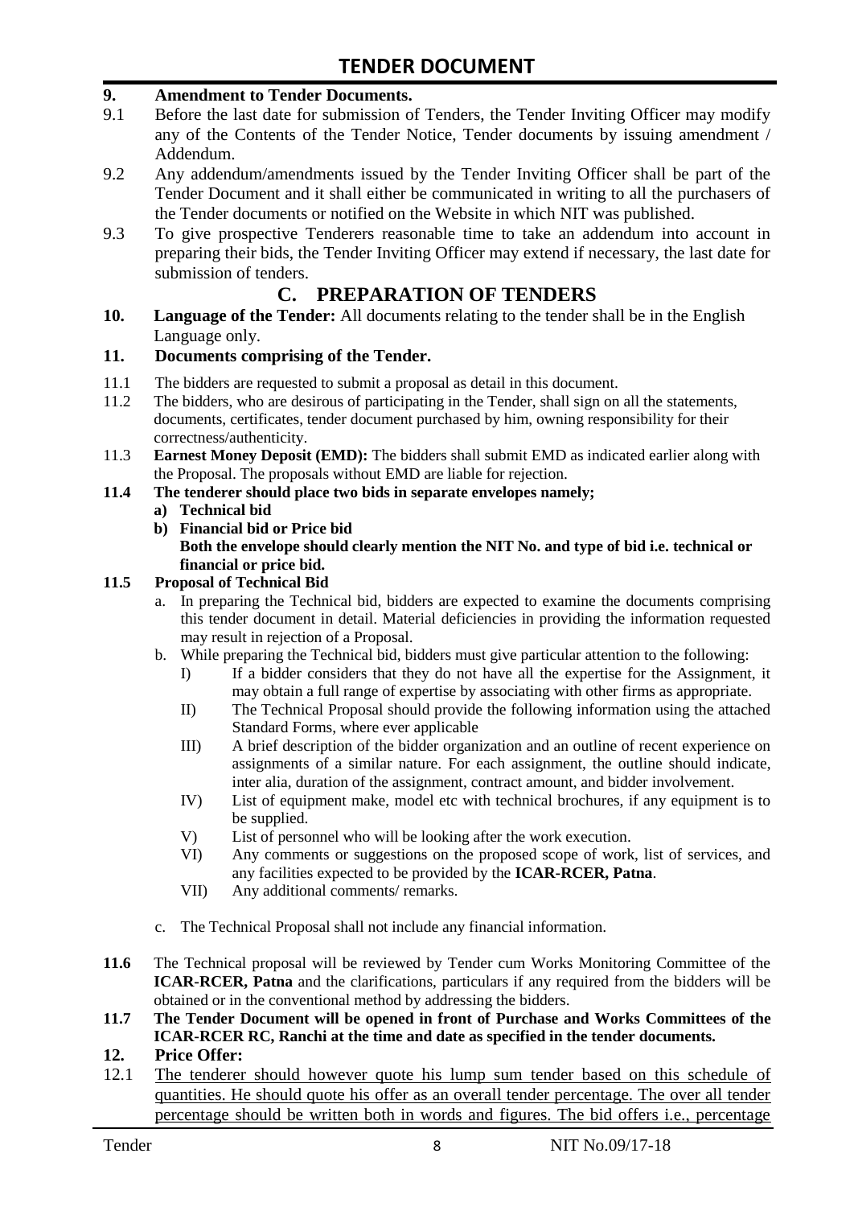**9. Amendment to Tender Documents.**

9.1 Before the last date for submission of Tenders, the Tender Inviting Officer may modify any of the Contents of the Tender Notice, Tender documents by issuing amendment / Addendum.

9.2 Any addendum/amendments issued by the Tender Inviting Officer shall be part of the Tender Document and it shall either be communicated in writing to all the purchasers of the Tender documents or notified on the Website in which NIT was published.

9.3 To give prospective Tenderers reasonable time to take an addendum into account in preparing their bids, the Tender Inviting Officer may extend if necessary, the last date for submission of tenders.

## C. PREPARATION OF TENDERS

**10. Language of the Tender:** All documents relating to the tender shall be in the English Language only.

**11. Documents comprising of the Tender.**

11.1 The bidders are requested to submit a proposal as detail in this document.

11.2 The bidders, who are desirous of participating in the Tender, shall sign on all the statements, documents, certificates, tender document purchased by him, owning responsibility for their correctness/authenticity.

11.3 **Earnest Money Deposit (EMD):** The bidders shall submit EMD as indicated earlier along with the Proposal. The proposals without EMD are liable for rejection.

**11.4 The tenderer should place two bids in separate envelopes namely;**

- **a) Technical bid**
- **b) Financial bid or Price bid**
  **Both the envelope should clearly mention the NIT No. and type of bid i.e. technical or financial or price bid.**

**11.5 Proposal of Technical Bid**

a. In preparing the Technical bid, bidders are expected to examine the documents comprising this tender document in detail. Material deficiencies in providing the information requested may result in rejection of a Proposal.

b. While preparing the Technical bid, bidders must give particular attention to the following:

- I) If a bidder considers that they do not have all the expertise for the Assignment, it may obtain a full range of expertise by associating with other firms as appropriate.
- II) The Technical Proposal should provide the following information using the attached Standard Forms, where ever applicable
- III) A brief description of the bidder organization and an outline of recent experience on assignments of a similar nature. For each assignment, the outline should indicate, inter alia, duration of the assignment, contract amount, and bidder involvement.
- IV) List of equipment make, model etc with technical brochures, if any equipment is to be supplied.
- V) List of personnel who will be looking after the work execution.
- VI) Any comments or suggestions on the proposed scope of work, list of services, and any facilities expected to be provided by the **ICAR-RCER, Patna**.
- VII) Any additional comments/ remarks.

c. The Technical Proposal shall not include any financial information.

**11.6** The Technical proposal will be reviewed by Tender cum Works Monitoring Committee of the **ICAR-RCER, Patna** and the clarifications, particulars if any required from the bidders will be obtained or in the conventional method by addressing the bidders.

**11.7 The Tender Document will be opened in front of Purchase and Works Committees of the ICAR-RCER RC, Ranchi at the time and date as specified in the tender documents.**

**12. Price Offer:**

12.1 The tenderer should however quote his lump sum tender based on this schedule of quantities. He should quote his offer as an overall tender percentage. The over all tender percentage should be written both in words and figures. The bid offers i.e., percentage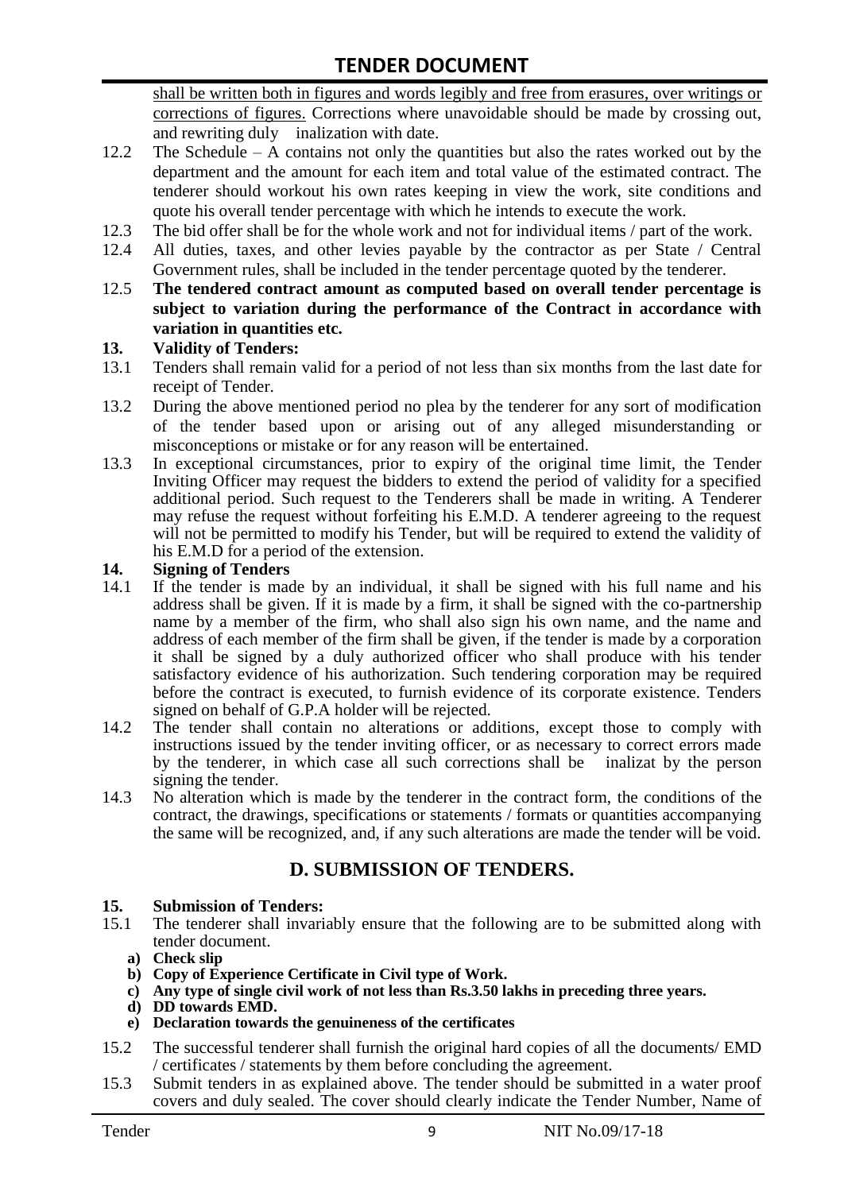shall be written both in figures and words legibly and free from erasures, over writings or corrections of figures. Corrections where unavoidable should be made by crossing out, and rewriting duly inalization with date.

12.2 The Schedule – A contains not only the quantities but also the rates worked out by the department and the amount for each item and total value of the estimated contract. The tenderer should workout his own rates keeping in view the work, site conditions and quote his overall tender percentage with which he intends to execute the work.

12.3 The bid offer shall be for the whole work and not for individual items / part of the work.

12.4 All duties, taxes, and other levies payable by the contractor as per State / Central Government rules, shall be included in the tender percentage quoted by the tenderer.

12.5 **The tendered contract amount as computed based on overall tender percentage is subject to variation during the performance of the Contract in accordance with variation in quantities etc.**

**13. Validity of Tenders:**

13.1 Tenders shall remain valid for a period of not less than six months from the last date for receipt of Tender.

13.2 During the above mentioned period no plea by the tenderer for any sort of modification of the tender based upon or arising out of any alleged misunderstanding or misconceptions or mistake or for any reason will be entertained.

13.3 In exceptional circumstances, prior to expiry of the original time limit, the Tender Inviting Officer may request the bidders to extend the period of validity for a specified additional period. Such request to the Tenderers shall be made in writing. A Tenderer may refuse the request without forfeiting his E.M.D. A tenderer agreeing to the request will not be permitted to modify his Tender, but will be required to extend the validity of his E.M.D for a period of the extension.

**14. Signing of Tenders**

14.1 If the tender is made by an individual, it shall be signed with his full name and his address shall be given. If it is made by a firm, it shall be signed with the co-partnership name by a member of the firm, who shall also sign his own name, and the name and address of each member of the firm shall be given, if the tender is made by a corporation it shall be signed by a duly authorized officer who shall produce with his tender satisfactory evidence of his authorization. Such tendering corporation may be required before the contract is executed, to furnish evidence of its corporate existence. Tenders signed on behalf of G.P.A holder will be rejected.

14.2 The tender shall contain no alterations or additions, except those to comply with instructions issued by the tender inviting officer, or as necessary to correct errors made by the tenderer, in which case all such corrections shall be inalizat by the person signing the tender.

14.3 No alteration which is made by the tenderer in the contract form, the conditions of the contract, the drawings, specifications or statements / formats or quantities accompanying the same will be recognized, and, if any such alterations are made the tender will be void.

## D. SUBMISSION OF TENDERS.

**15. Submission of Tenders:**

15.1 The tenderer shall invariably ensure that the following are to be submitted along with tender document.

**a) Check slip**
**b) Copy of Experience Certificate in Civil type of Work.**
**c) Any type of single civil work of not less than Rs.3.50 lakhs in preceding three years.**
**d) DD towards EMD.**
**e) Declaration towards the genuineness of the certificates**

15.2 The successful tenderer shall furnish the original hard copies of all the documents/ EMD / certificates / statements by them before concluding the agreement.

15.3 Submit tenders in as explained above. The tender should be submitted in a water proof covers and duly sealed. The cover should clearly indicate the Tender Number, Name of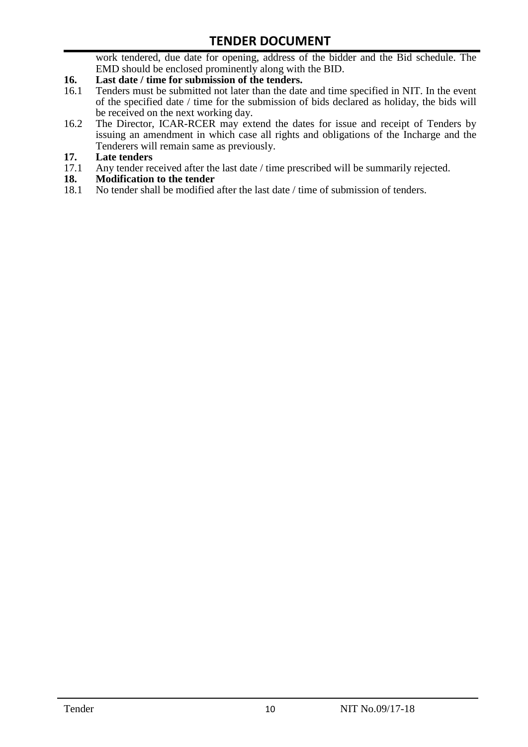work tendered, due date for opening, address of the bidder and the Bid schedule. The EMD should be enclosed prominently along with the BID.

**16. Last date / time for submission of the tenders.**

16.1 Tenders must be submitted not later than the date and time specified in NIT. In the event of the specified date / time for the submission of bids declared as holiday, the bids will be received on the next working day.

16.2 The Director, ICAR-RCER may extend the dates for issue and receipt of Tenders by issuing an amendment in which case all rights and obligations of the Incharge and the Tenderers will remain same as previously.

**17. Late tenders**

17.1 Any tender received after the last date / time prescribed will be summarily rejected.

**18. Modification to the tender**

18.1 No tender shall be modified after the last date / time of submission of tenders.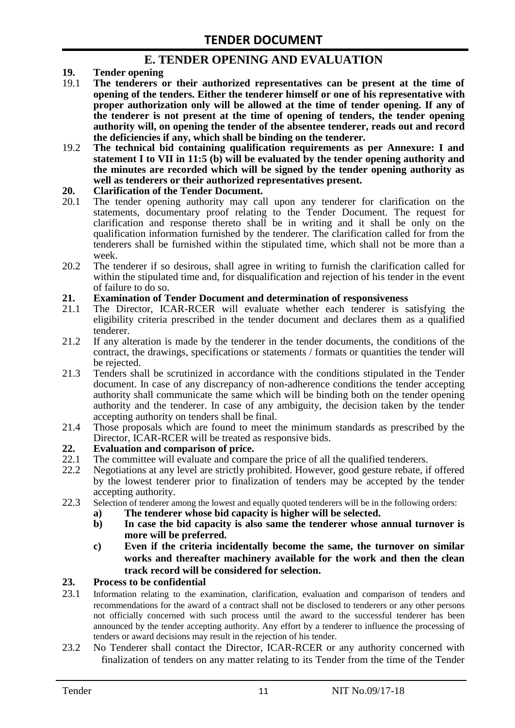## E. TENDER OPENING AND EVALUATION

**19. Tender opening**

19.1 **The tenderers or their authorized representatives can be present at the time of opening of the tenders. Either the tenderer himself or one of his representative with proper authorization only will be allowed at the time of tender opening. If any of the tenderer is not present at the time of opening of tenders, the tender opening authority will, on opening the tender of the absentee tenderer, reads out and record the deficiencies if any, which shall be binding on the tenderer.**

19.2 **The technical bid containing qualification requirements as per Annexure: I and statement I to VII in 11:5 (b) will be evaluated by the tender opening authority and the minutes are recorded which will be signed by the tender opening authority as well as tenderers or their authorized representatives present.**

**20. Clarification of the Tender Document.**

20.1 The tender opening authority may call upon any tenderer for clarification on the statements, documentary proof relating to the Tender Document. The request for clarification and response thereto shall be in writing and it shall be only on the qualification information furnished by the tenderer. The clarification called for from the tenderers shall be furnished within the stipulated time, which shall not be more than a week.

20.2 The tenderer if so desirous, shall agree in writing to furnish the clarification called for within the stipulated time and, for disqualification and rejection of his tender in the event of failure to do so.

**21. Examination of Tender Document and determination of responsiveness**

21.1 The Director, ICAR-RCER will evaluate whether each tenderer is satisfying the eligibility criteria prescribed in the tender document and declares them as a qualified tenderer.

21.2 If any alteration is made by the tenderer in the tender documents, the conditions of the contract, the drawings, specifications or statements / formats or quantities the tender will be rejected.

21.3 Tenders shall be scrutinized in accordance with the conditions stipulated in the Tender document. In case of any discrepancy of non-adherence conditions the tender accepting authority shall communicate the same which will be binding both on the tender opening authority and the tenderer. In case of any ambiguity, the decision taken by the tender accepting authority on tenders shall be final.

21.4 Those proposals which are found to meet the minimum standards as prescribed by the Director, ICAR-RCER will be treated as responsive bids.

**22. Evaluation and comparison of price.**

22.1 The committee will evaluate and compare the price of all the qualified tenderers.

22.2 Negotiations at any level are strictly prohibited. However, good gesture rebate, if offered by the lowest tenderer prior to finalization of tenders may be accepted by the tender accepting authority.

22.3 Selection of tenderer among the lowest and equally quoted tenderers will be in the following orders:

a) **The tenderer whose bid capacity is higher will be selected.**

b) **In case the bid capacity is also same the tenderer whose annual turnover is more will be preferred.**

c) **Even if the criteria incidentally become the same, the turnover on similar works and thereafter machinery available for the work and then the clean track record will be considered for selection.**

**23. Process to be confidential**

23.1 Information relating to the examination, clarification, evaluation and comparison of tenders and recommendations for the award of a contract shall not be disclosed to tenderers or any other persons not officially concerned with such process until the award to the successful tenderer has been announced by the tender accepting authority. Any effort by a tenderer to influence the processing of tenders or award decisions may result in the rejection of his tender.

23.2 No Tenderer shall contact the Director, ICAR-RCER or any authority concerned with finalization of tenders on any matter relating to its Tender from the time of the Tender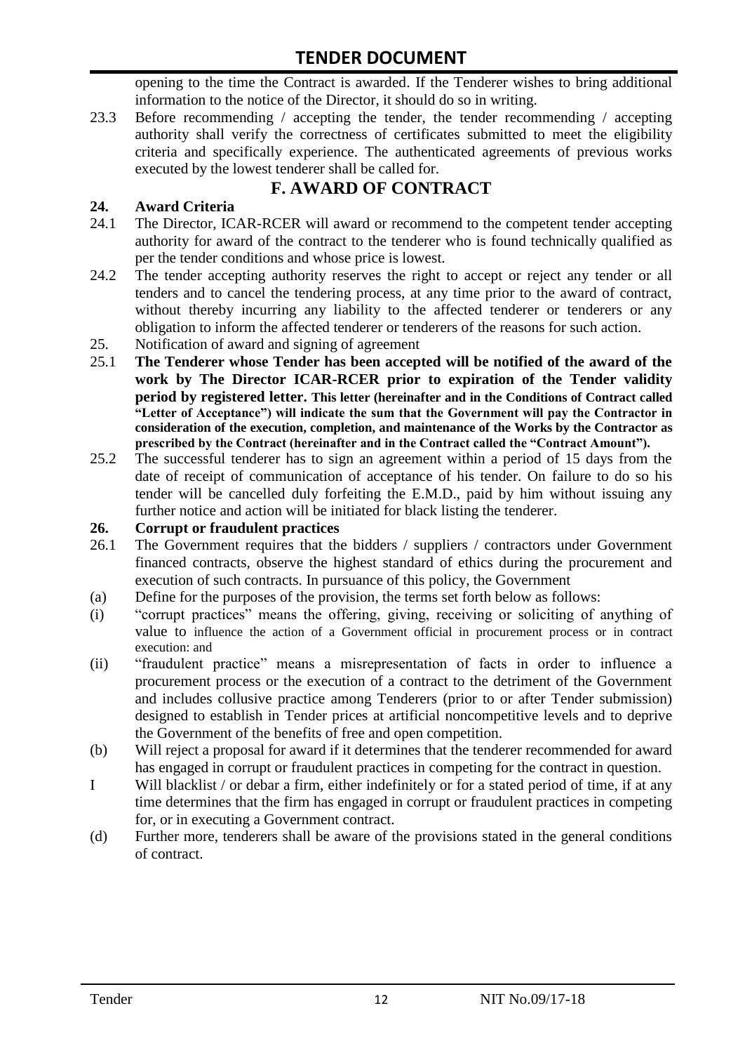opening to the time the Contract is awarded. If the Tenderer wishes to bring additional information to the notice of the Director, it should do so in writing.

23.3 Before recommending / accepting the tender, the tender recommending / accepting authority shall verify the correctness of certificates submitted to meet the eligibility criteria and specifically experience. The authenticated agreements of previous works executed by the lowest tenderer shall be called for.

## F. AWARD OF CONTRACT

### 24. Award Criteria

24.1 The Director, ICAR-RCER will award or recommend to the competent tender accepting authority for award of the contract to the tenderer who is found technically qualified as per the tender conditions and whose price is lowest.

24.2 The tender accepting authority reserves the right to accept or reject any tender or all tenders and to cancel the tendering process, at any time prior to the award of contract, without thereby incurring any liability to the affected tenderer or tenderers or any obligation to inform the affected tenderer or tenderers of the reasons for such action.

25. Notification of award and signing of agreement

25.1 **The Tenderer whose Tender has been accepted will be notified of the award of the work by The Director ICAR-RCER prior to expiration of the Tender validity period by registered letter. This letter (hereinafter and in the Conditions of Contract called "Letter of Acceptance") will indicate the sum that the Government will pay the Contractor in consideration of the execution, completion, and maintenance of the Works by the Contractor as prescribed by the Contract (hereinafter and in the Contract called the "Contract Amount").**

25.2 The successful tenderer has to sign an agreement within a period of 15 days from the date of receipt of communication of acceptance of his tender. On failure to do so his tender will be cancelled duly forfeiting the E.M.D., paid by him without issuing any further notice and action will be initiated for black listing the tenderer.

### 26. Corrupt or fraudulent practices

26.1 The Government requires that the bidders / suppliers / contractors under Government financed contracts, observe the highest standard of ethics during the procurement and execution of such contracts. In pursuance of this policy, the Government

(a) Define for the purposes of the provision, the terms set forth below as follows:

(i) "corrupt practices" means the offering, giving, receiving or soliciting of anything of value to influence the action of a Government official in procurement process or in contract execution: and

(ii) "fraudulent practice" means a misrepresentation of facts in order to influence a procurement process or the execution of a contract to the detriment of the Government and includes collusive practice among Tenderers (prior to or after Tender submission) designed to establish in Tender prices at artificial noncompetitive levels and to deprive the Government of the benefits of free and open competition.

(b) Will reject a proposal for award if it determines that the tenderer recommended for award has engaged in corrupt or fraudulent practices in competing for the contract in question.

I Will blacklist / or debar a firm, either indefinitely or for a stated period of time, if at any time determines that the firm has engaged in corrupt or fraudulent practices in competing for, or in executing a Government contract.

(d) Further more, tenderers shall be aware of the provisions stated in the general conditions of contract.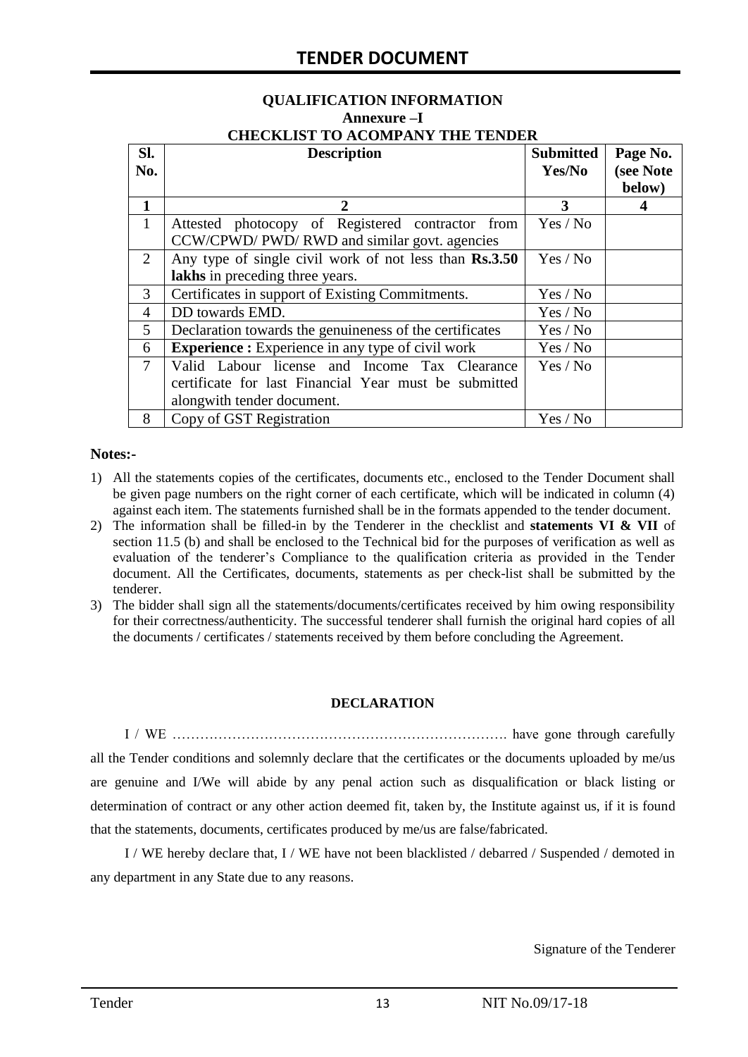## QUALIFICATION INFORMATION

### Annexure –I

### CHECKLIST TO ACOMPANY THE TENDER

| Sl. No. | Description | Submitted Yes/No | Page No. (see Note below) |
|---|---|---|---|
| **1** | **2** | **3** | **4** |
| 1 | Attested photocopy of Registered contractor from CCW/CPWD/ PWD/ RWD and similar govt. agencies | Yes / No | |
| 2 | Any type of single civil work of not less than **Rs.3.50 lakhs** in preceding three years. | Yes / No | |
| 3 | Certificates in support of Existing Commitments. | Yes / No | |
| 4 | DD towards EMD. | Yes / No | |
| 5 | Declaration towards the genuineness of the certificates | Yes / No | |
| 6 | **Experience :** Experience in any type of civil work | Yes / No | |
| 7 | Valid Labour license and Income Tax Clearance certificate for last Financial Year must be submitted alongwith tender document. | Yes / No | |
| 8 | Copy of GST Registration | Yes / No | |

**Notes:-**

1) All the statements copies of the certificates, documents etc., enclosed to the Tender Document shall be given page numbers on the right corner of each certificate, which will be indicated in column (4) against each item. The statements furnished shall be in the formats appended to the tender document.
2) The information shall be filled-in by the Tenderer in the checklist and **statements VI & VII** of section 11.5 (b) and shall be enclosed to the Technical bid for the purposes of verification as well as evaluation of the tenderer's Compliance to the qualification criteria as provided in the Tender document. All the Certificates, documents, statements as per check-list shall be submitted by the tenderer.
3) The bidder shall sign all the statements/documents/certificates received by him owing responsibility for their correctness/authenticity. The successful tenderer shall furnish the original hard copies of all the documents / certificates / statements received by them before concluding the Agreement.

**DECLARATION**

I / WE ………………………………………………………………. have gone through carefully all the Tender conditions and solemnly declare that the certificates or the documents uploaded by me/us are genuine and I/We will abide by any penal action such as disqualification or black listing or determination of contract or any other action deemed fit, taken by, the Institute against us, if it is found that the statements, documents, certificates produced by me/us are false/fabricated.

I / WE hereby declare that, I / WE have not been blacklisted / debarred / Suspended / demoted in any department in any State due to any reasons.

Signature of the Tenderer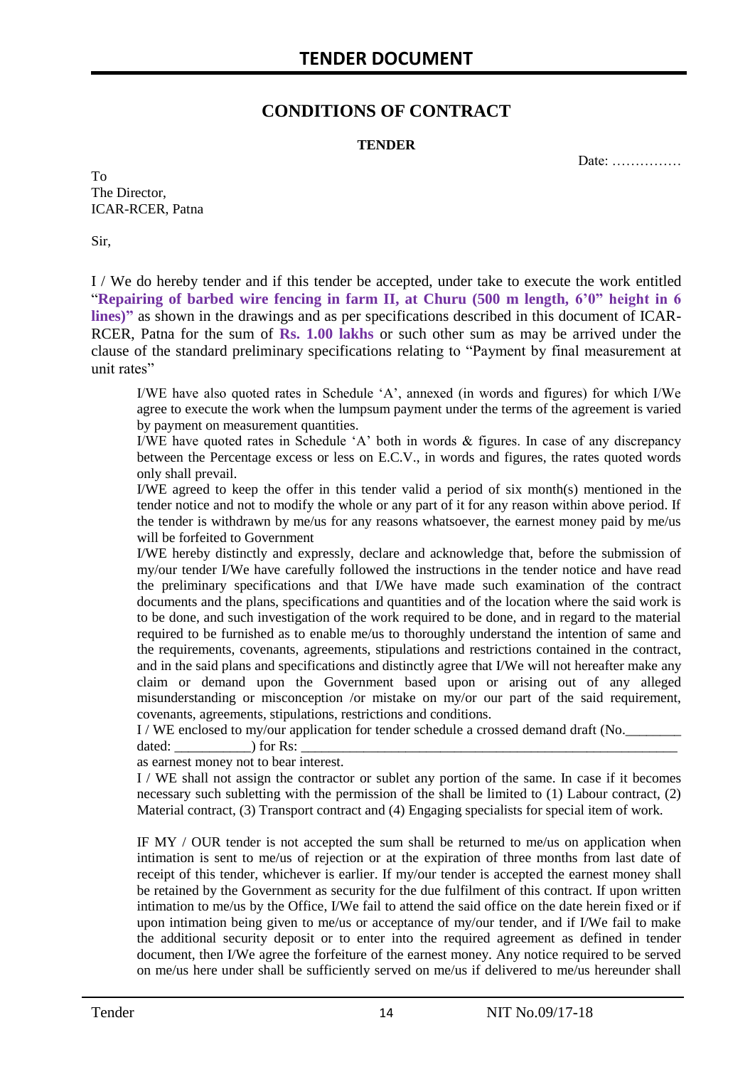# CONDITIONS OF CONTRACT

**TENDER**

Date: ……………

To
The Director,
ICAR-RCER, Patna

Sir,

I / We do hereby tender and if this tender be accepted, under take to execute the work entitled "**Repairing of barbed wire fencing in farm II, at Churu (500 m length, 6'0" height in 6 lines)"** as shown in the drawings and as per specifications described in this document of ICAR-RCER, Patna for the sum of **Rs. 1.00 lakhs** or such other sum as may be arrived under the clause of the standard preliminary specifications relating to "Payment by final measurement at unit rates"

I/WE have also quoted rates in Schedule 'A', annexed (in words and figures) for which I/We agree to execute the work when the lumpsum payment under the terms of the agreement is varied by payment on measurement quantities.

I/WE have quoted rates in Schedule 'A' both in words & figures. In case of any discrepancy between the Percentage excess or less on E.C.V., in words and figures, the rates quoted words only shall prevail.

I/WE agreed to keep the offer in this tender valid a period of six month(s) mentioned in the tender notice and not to modify the whole or any part of it for any reason within above period. If the tender is withdrawn by me/us for any reasons whatsoever, the earnest money paid by me/us will be forfeited to Government

I/WE hereby distinctly and expressly, declare and acknowledge that, before the submission of my/our tender I/We have carefully followed the instructions in the tender notice and have read the preliminary specifications and that I/We have made such examination of the contract documents and the plans, specifications and quantities and of the location where the said work is to be done, and such investigation of the work required to be done, and in regard to the material required to be furnished as to enable me/us to thoroughly understand the intention of same and the requirements, covenants, agreements, stipulations and restrictions contained in the contract, and in the said plans and specifications and distinctly agree that I/We will not hereafter make any claim or demand upon the Government based upon or arising out of any alleged misunderstanding or misconception /or mistake on my/or our part of the said requirement, covenants, agreements, stipulations, restrictions and conditions.

I / WE enclosed to my/our application for tender schedule a crossed demand draft (No.________ dated: ___________) for Rs: ___________________________________________________________ as earnest money not to bear interest.

I / WE shall not assign the contractor or sublet any portion of the same. In case if it becomes necessary such subletting with the permission of the shall be limited to (1) Labour contract, (2) Material contract, (3) Transport contract and (4) Engaging specialists for special item of work.

IF MY / OUR tender is not accepted the sum shall be returned to me/us on application when intimation is sent to me/us of rejection or at the expiration of three months from last date of receipt of this tender, whichever is earlier. If my/our tender is accepted the earnest money shall be retained by the Government as security for the due fulfilment of this contract. If upon written intimation to me/us by the Office, I/We fail to attend the said office on the date herein fixed or if upon intimation being given to me/us or acceptance of my/our tender, and if I/We fail to make the additional security deposit or to enter into the required agreement as defined in tender document, then I/We agree the forfeiture of the earnest money. Any notice required to be served on me/us here under shall be sufficiently served on me/us if delivered to me/us hereunder shall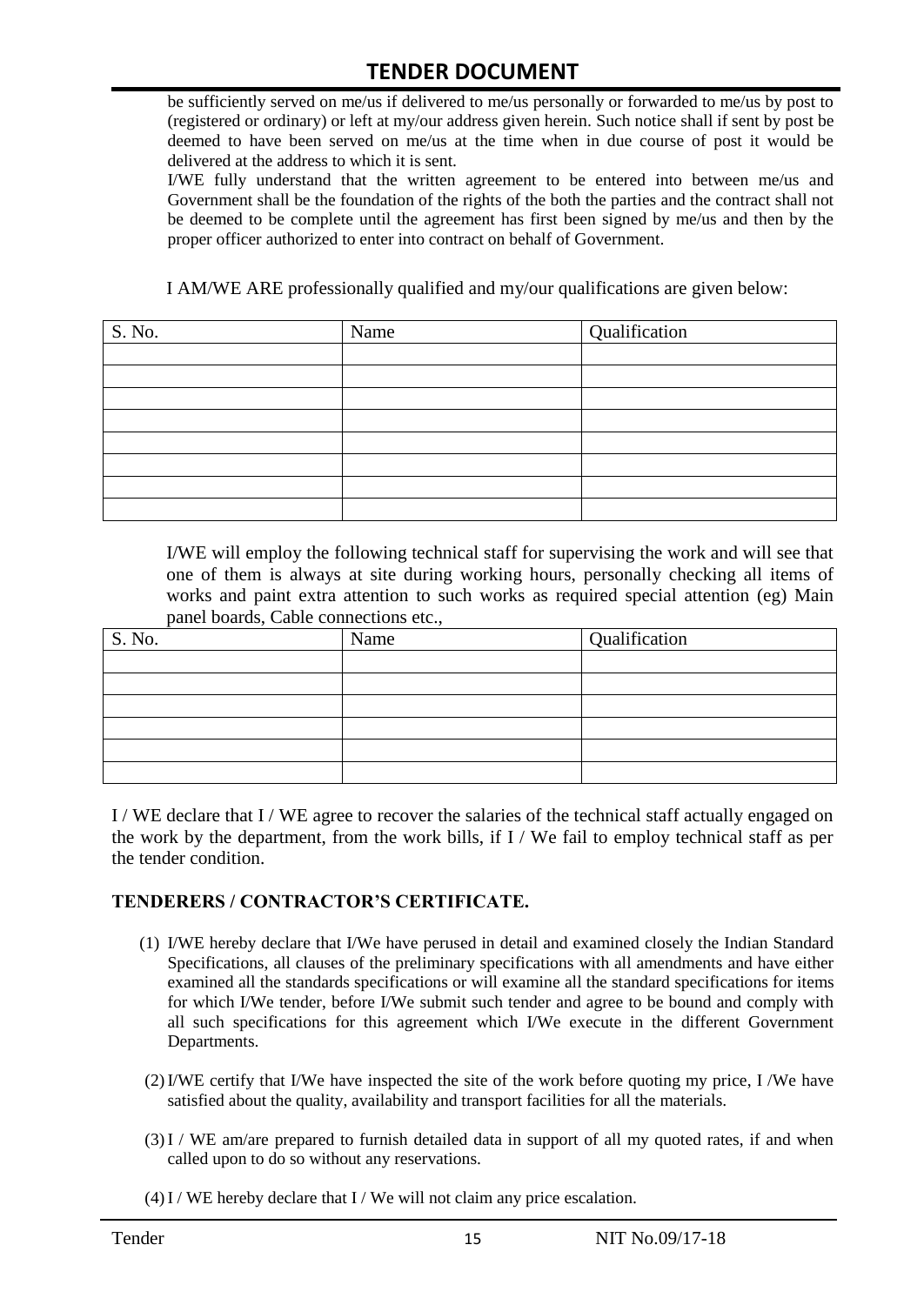be sufficiently served on me/us if delivered to me/us personally or forwarded to me/us by post to (registered or ordinary) or left at my/our address given herein. Such notice shall if sent by post be deemed to have been served on me/us at the time when in due course of post it would be delivered at the address to which it is sent.

I/WE fully understand that the written agreement to be entered into between me/us and Government shall be the foundation of the rights of the both the parties and the contract shall not be deemed to be complete until the agreement has first been signed by me/us and then by the proper officer authorized to enter into contract on behalf of Government.

I AM/WE ARE professionally qualified and my/our qualifications are given below:

| S. No. | Name | Qualification |
|---|---|---|
| | | |
| | | |
| | | |
| | | |
| | | |
| | | |
| | | |
| | | |

I/WE will employ the following technical staff for supervising the work and will see that one of them is always at site during working hours, personally checking all items of works and paint extra attention to such works as required special attention (eg) Main panel boards, Cable connections etc.,

| S. No. | Name | Qualification |
|---|---|---|
| | | |
| | | |
| | | |
| | | |
| | | |
| | | |

I / WE declare that I / WE agree to recover the salaries of the technical staff actually engaged on the work by the department, from the work bills, if I / We fail to employ technical staff as per the tender condition.

**TENDERERS / CONTRACTOR'S CERTIFICATE.**

(1) I/WE hereby declare that I/We have perused in detail and examined closely the Indian Standard Specifications, all clauses of the preliminary specifications with all amendments and have either examined all the standards specifications or will examine all the standard specifications for items for which I/We tender, before I/We submit such tender and agree to be bound and comply with all such specifications for this agreement which I/We execute in the different Government Departments.

(2) I/WE certify that I/We have inspected the site of the work before quoting my price, I /We have satisfied about the quality, availability and transport facilities for all the materials.

(3) I / WE am/are prepared to furnish detailed data in support of all my quoted rates, if and when called upon to do so without any reservations.

(4) I / WE hereby declare that I / We will not claim any price escalation.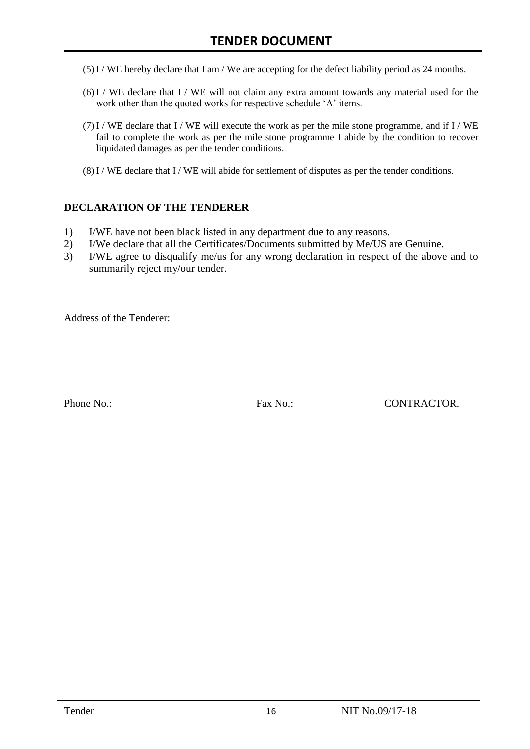(5) I / WE hereby declare that I am / We are accepting for the defect liability period as 24 months.

(6) I / WE declare that I / WE will not claim any extra amount towards any material used for the work other than the quoted works for respective schedule 'A' items.

(7) I / WE declare that I / WE will execute the work as per the mile stone programme, and if I / WE fail to complete the work as per the mile stone programme I abide by the condition to recover liquidated damages as per the tender conditions.

(8) I / WE declare that I / WE will abide for settlement of disputes as per the tender conditions.

**DECLARATION OF THE TENDERER**

1) I/WE have not been black listed in any department due to any reasons.
2) I/We declare that all the Certificates/Documents submitted by Me/US are Genuine.
3) I/WE agree to disqualify me/us for any wrong declaration in respect of the above and to summarily reject my/our tender.

Address of the Tenderer:

Phone No.: Fax No.: CONTRACTOR.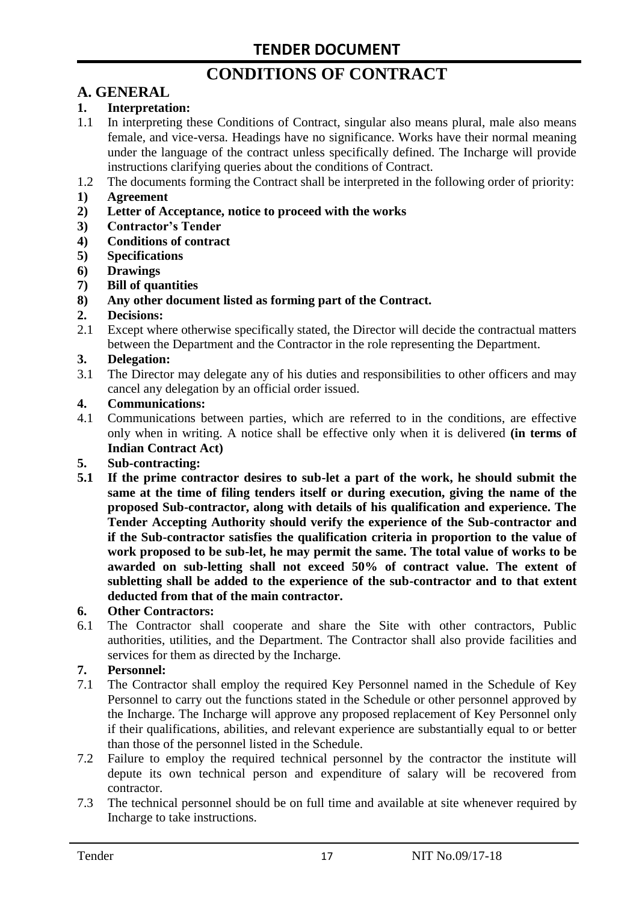# TENDER DOCUMENT

# CONDITIONS OF CONTRACT

## A. GENERAL

### 1. Interpretation:

1.1 In interpreting these Conditions of Contract, singular also means plural, male also means female, and vice-versa. Headings have no significance. Works have their normal meaning under the language of the contract unless specifically defined. The Incharge will provide instructions clarifying queries about the conditions of Contract.

1.2 The documents forming the Contract shall be interpreted in the following order of priority:

**1) Agreement**

**2) Letter of Acceptance, notice to proceed with the works**

**3) Contractor's Tender**

**4) Conditions of contract**

**5) Specifications**

**6) Drawings**

**7) Bill of quantities**

**8) Any other document listed as forming part of the Contract.**

### 2. Decisions:

2.1 Except where otherwise specifically stated, the Director will decide the contractual matters between the Department and the Contractor in the role representing the Department.

### 3. Delegation:

3.1 The Director may delegate any of his duties and responsibilities to other officers and may cancel any delegation by an official order issued.

### 4. Communications:

4.1 Communications between parties, which are referred to in the conditions, are effective only when in writing. A notice shall be effective only when it is delivered **(in terms of Indian Contract Act)**

### 5. Sub-contracting:

**5.1 If the prime contractor desires to sub-let a part of the work, he should submit the same at the time of filing tenders itself or during execution, giving the name of the proposed Sub-contractor, along with details of his qualification and experience. The Tender Accepting Authority should verify the experience of the Sub-contractor and if the Sub-contractor satisfies the qualification criteria in proportion to the value of work proposed to be sub-let, he may permit the same. The total value of works to be awarded on sub-letting shall not exceed 50% of contract value. The extent of subletting shall be added to the experience of the sub-contractor and to that extent deducted from that of the main contractor.**

### 6. Other Contractors:

6.1 The Contractor shall cooperate and share the Site with other contractors, Public authorities, utilities, and the Department. The Contractor shall also provide facilities and services for them as directed by the Incharge.

### 7. Personnel:

7.1 The Contractor shall employ the required Key Personnel named in the Schedule of Key Personnel to carry out the functions stated in the Schedule or other personnel approved by the Incharge. The Incharge will approve any proposed replacement of Key Personnel only if their qualifications, abilities, and relevant experience are substantially equal to or better than those of the personnel listed in the Schedule.

7.2 Failure to employ the required technical personnel by the contractor the institute will depute its own technical person and expenditure of salary will be recovered from contractor.

7.3 The technical personnel should be on full time and available at site whenever required by Incharge to take instructions.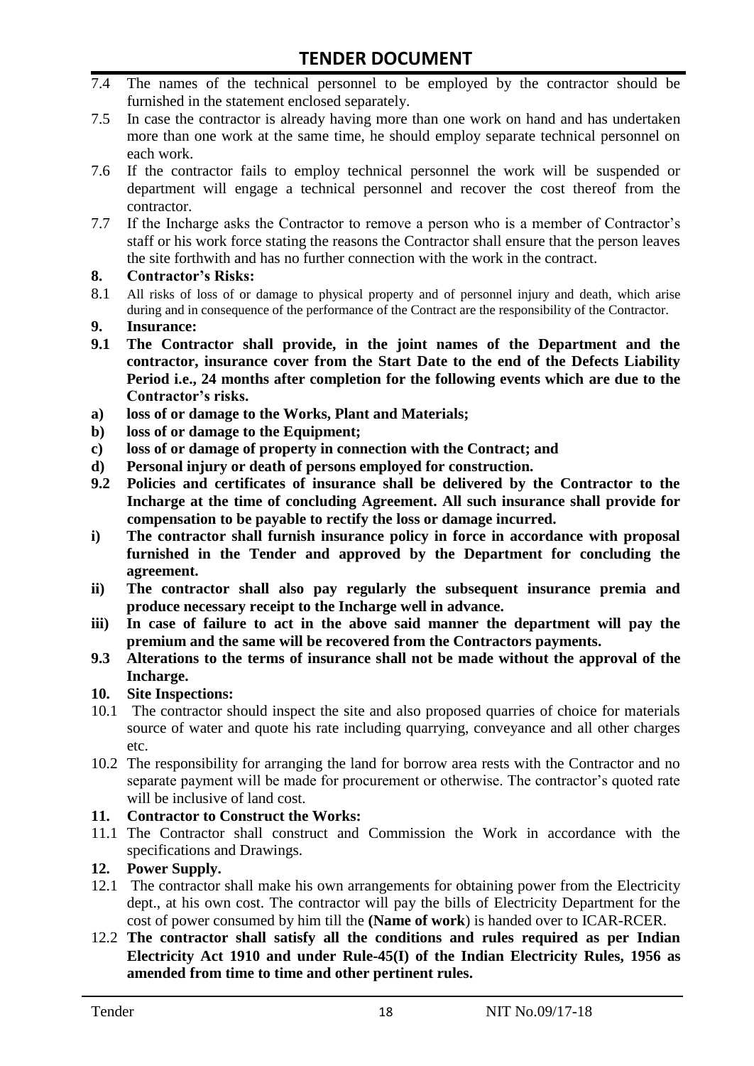7.4 The names of the technical personnel to be employed by the contractor should be furnished in the statement enclosed separately.

7.5 In case the contractor is already having more than one work on hand and has undertaken more than one work at the same time, he should employ separate technical personnel on each work.

7.6 If the contractor fails to employ technical personnel the work will be suspended or department will engage a technical personnel and recover the cost thereof from the contractor.

7.7 If the Incharge asks the Contractor to remove a person who is a member of Contractor's staff or his work force stating the reasons the Contractor shall ensure that the person leaves the site forthwith and has no further connection with the work in the contract.

**8. Contractor's Risks:**

8.1 All risks of loss of or damage to physical property and of personnel injury and death, which arise during and in consequence of the performance of the Contract are the responsibility of the Contractor.

**9. Insurance:**

**9.1 The Contractor shall provide, in the joint names of the Department and the contractor, insurance cover from the Start Date to the end of the Defects Liability Period i.e., 24 months after completion for the following events which are due to the Contractor's risks.**

**a) loss of or damage to the Works, Plant and Materials;**

**b) loss of or damage to the Equipment;**

**c) loss of or damage of property in connection with the Contract; and**

**d) Personal injury or death of persons employed for construction.**

**9.2 Policies and certificates of insurance shall be delivered by the Contractor to the Incharge at the time of concluding Agreement. All such insurance shall provide for compensation to be payable to rectify the loss or damage incurred.**

**i) The contractor shall furnish insurance policy in force in accordance with proposal furnished in the Tender and approved by the Department for concluding the agreement.**

**ii) The contractor shall also pay regularly the subsequent insurance premia and produce necessary receipt to the Incharge well in advance.**

**iii) In case of failure to act in the above said manner the department will pay the premium and the same will be recovered from the Contractors payments.**

**9.3 Alterations to the terms of insurance shall not be made without the approval of the Incharge.**

**10. Site Inspections:**

10.1 The contractor should inspect the site and also proposed quarries of choice for materials source of water and quote his rate including quarrying, conveyance and all other charges etc.

10.2 The responsibility for arranging the land for borrow area rests with the Contractor and no separate payment will be made for procurement or otherwise. The contractor's quoted rate will be inclusive of land cost.

**11. Contractor to Construct the Works:**

11.1 The Contractor shall construct and Commission the Work in accordance with the specifications and Drawings.

**12. Power Supply.**

12.1 The contractor shall make his own arrangements for obtaining power from the Electricity dept., at his own cost. The contractor will pay the bills of Electricity Department for the cost of power consumed by him till the **(Name of work**) is handed over to ICAR-RCER.

12.2 **The contractor shall satisfy all the conditions and rules required as per Indian Electricity Act 1910 and under Rule-45(I) of the Indian Electricity Rules, 1956 as amended from time to time and other pertinent rules.**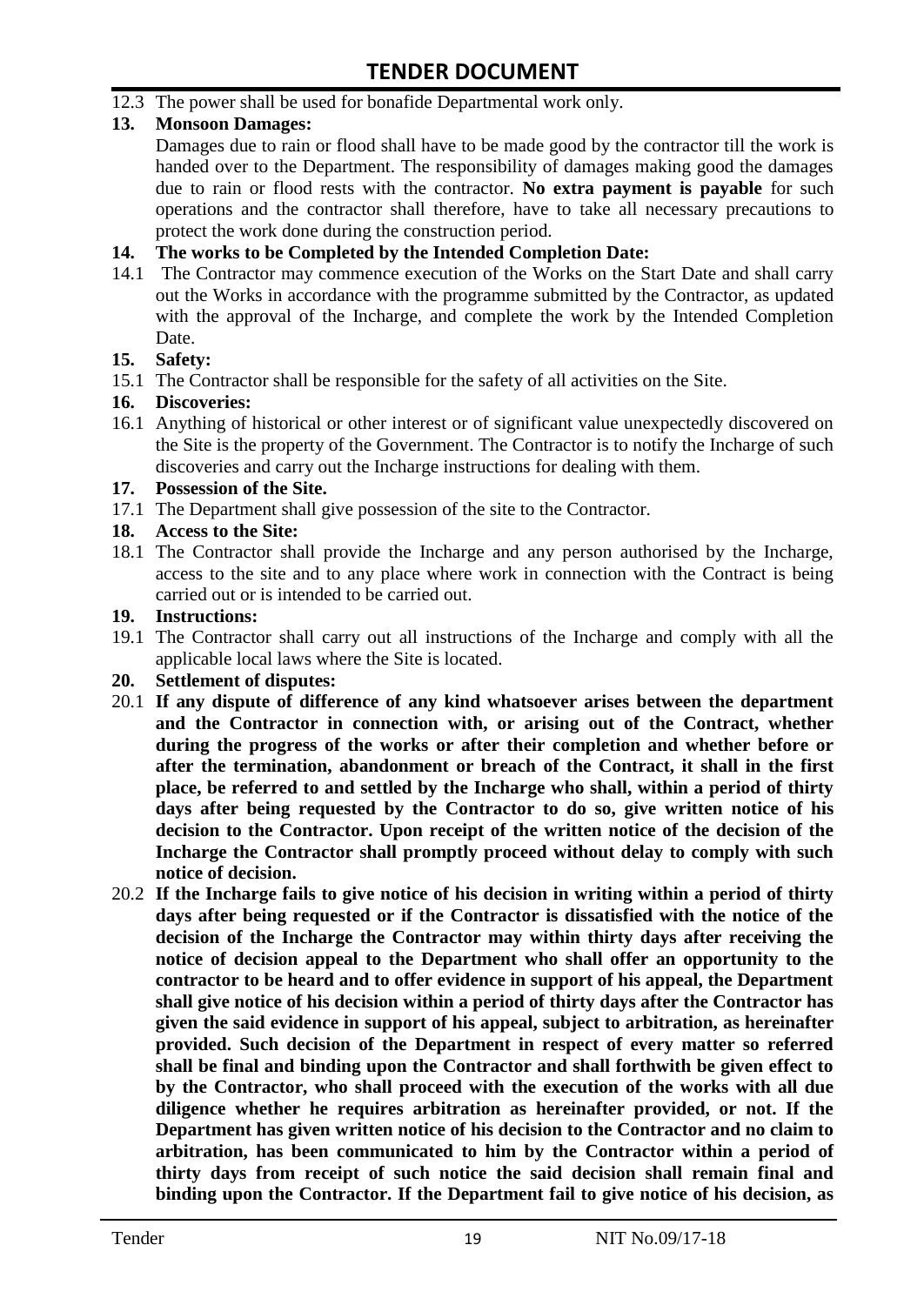12.3 The power shall be used for bonafide Departmental work only.

**13. Monsoon Damages:**

Damages due to rain or flood shall have to be made good by the contractor till the work is handed over to the Department. The responsibility of damages making good the damages due to rain or flood rests with the contractor. **No extra payment is payable** for such operations and the contractor shall therefore, have to take all necessary precautions to protect the work done during the construction period.

**14. The works to be Completed by the Intended Completion Date:**

14.1 The Contractor may commence execution of the Works on the Start Date and shall carry out the Works in accordance with the programme submitted by the Contractor, as updated with the approval of the Incharge, and complete the work by the Intended Completion Date.

**15. Safety:**

15.1 The Contractor shall be responsible for the safety of all activities on the Site.

**16. Discoveries:**

16.1 Anything of historical or other interest or of significant value unexpectedly discovered on the Site is the property of the Government. The Contractor is to notify the Incharge of such discoveries and carry out the Incharge instructions for dealing with them.

**17. Possession of the Site.**

17.1 The Department shall give possession of the site to the Contractor.

**18. Access to the Site:**

18.1 The Contractor shall provide the Incharge and any person authorised by the Incharge, access to the site and to any place where work in connection with the Contract is being carried out or is intended to be carried out.

**19. Instructions:**

19.1 The Contractor shall carry out all instructions of the Incharge and comply with all the applicable local laws where the Site is located.

**20. Settlement of disputes:**

20.1 **If any dispute of difference of any kind whatsoever arises between the department and the Contractor in connection with, or arising out of the Contract, whether during the progress of the works or after their completion and whether before or after the termination, abandonment or breach of the Contract, it shall in the first place, be referred to and settled by the Incharge who shall, within a period of thirty days after being requested by the Contractor to do so, give written notice of his decision to the Contractor. Upon receipt of the written notice of the decision of the Incharge the Contractor shall promptly proceed without delay to comply with such notice of decision.**

20.2 **If the Incharge fails to give notice of his decision in writing within a period of thirty days after being requested or if the Contractor is dissatisfied with the notice of the decision of the Incharge the Contractor may within thirty days after receiving the notice of decision appeal to the Department who shall offer an opportunity to the contractor to be heard and to offer evidence in support of his appeal, the Department shall give notice of his decision within a period of thirty days after the Contractor has given the said evidence in support of his appeal, subject to arbitration, as hereinafter provided. Such decision of the Department in respect of every matter so referred shall be final and binding upon the Contractor and shall forthwith be given effect to by the Contractor, who shall proceed with the execution of the works with all due diligence whether he requires arbitration as hereinafter provided, or not. If the Department has given written notice of his decision to the Contractor and no claim to arbitration, has been communicated to him by the Contractor within a period of thirty days from receipt of such notice the said decision shall remain final and binding upon the Contractor. If the Department fail to give notice of his decision, as**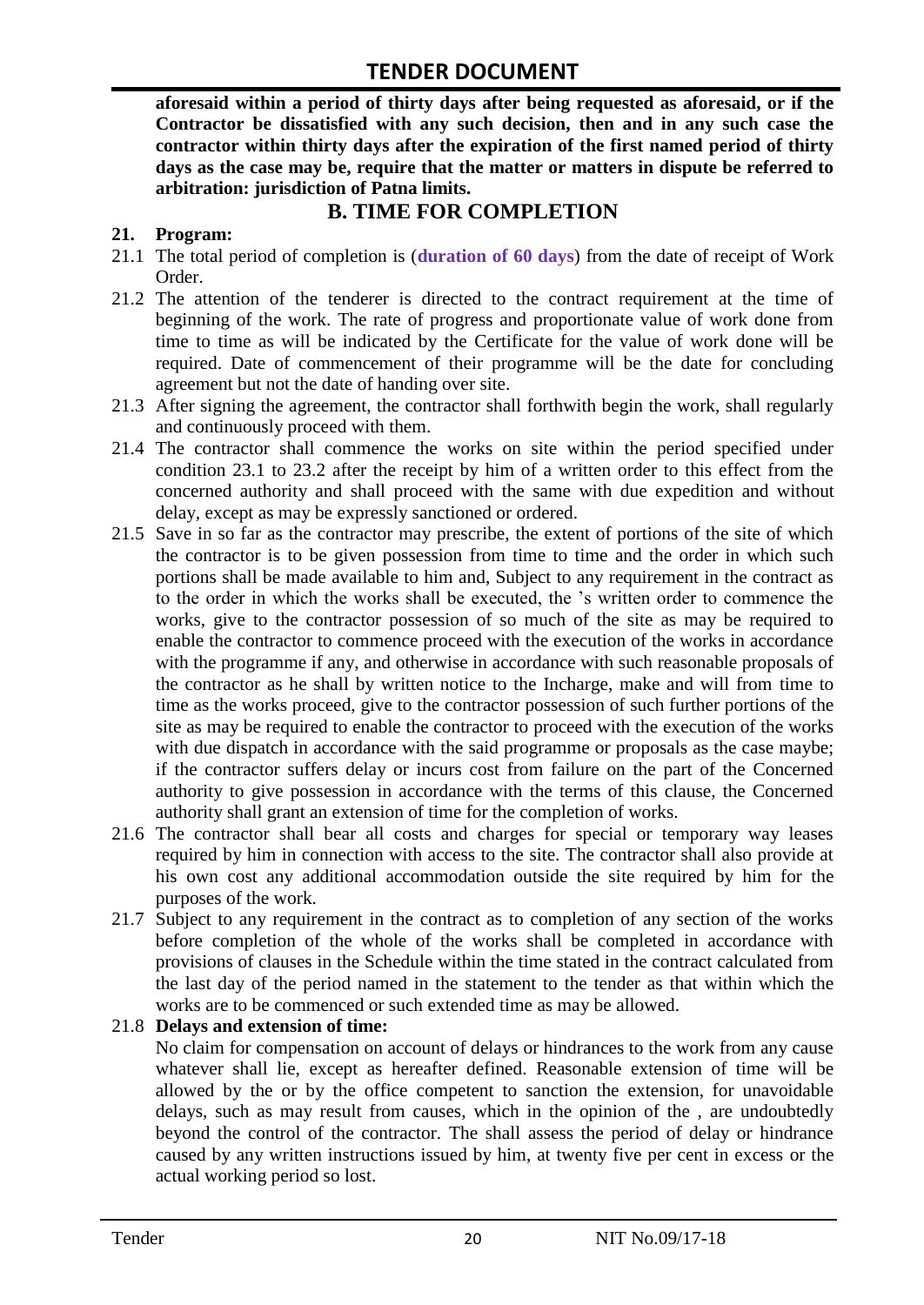**aforesaid within a period of thirty days after being requested as aforesaid, or if the Contractor be dissatisfied with any such decision, then and in any such case the contractor within thirty days after the expiration of the first named period of thirty days as the case may be, require that the matter or matters in dispute be referred to arbitration: jurisdiction of Patna limits.**

## B. TIME FOR COMPLETION

**21. Program:**

21.1 The total period of completion is (**duration of 60 days**) from the date of receipt of Work Order.

21.2 The attention of the tenderer is directed to the contract requirement at the time of beginning of the work. The rate of progress and proportionate value of work done from time to time as will be indicated by the Certificate for the value of work done will be required. Date of commencement of their programme will be the date for concluding agreement but not the date of handing over site.

21.3 After signing the agreement, the contractor shall forthwith begin the work, shall regularly and continuously proceed with them.

21.4 The contractor shall commence the works on site within the period specified under condition 23.1 to 23.2 after the receipt by him of a written order to this effect from the concerned authority and shall proceed with the same with due expedition and without delay, except as may be expressly sanctioned or ordered.

21.5 Save in so far as the contractor may prescribe, the extent of portions of the site of which the contractor is to be given possession from time to time and the order in which such portions shall be made available to him and, Subject to any requirement in the contract as to the order in which the works shall be executed, the 's written order to commence the works, give to the contractor possession of so much of the site as may be required to enable the contractor to commence proceed with the execution of the works in accordance with the programme if any, and otherwise in accordance with such reasonable proposals of the contractor as he shall by written notice to the Incharge, make and will from time to time as the works proceed, give to the contractor possession of such further portions of the site as may be required to enable the contractor to proceed with the execution of the works with due dispatch in accordance with the said programme or proposals as the case maybe; if the contractor suffers delay or incurs cost from failure on the part of the Concerned authority to give possession in accordance with the terms of this clause, the Concerned authority shall grant an extension of time for the completion of works.

21.6 The contractor shall bear all costs and charges for special or temporary way leases required by him in connection with access to the site. The contractor shall also provide at his own cost any additional accommodation outside the site required by him for the purposes of the work.

21.7 Subject to any requirement in the contract as to completion of any section of the works before completion of the whole of the works shall be completed in accordance with provisions of clauses in the Schedule within the time stated in the contract calculated from the last day of the period named in the statement to the tender as that within which the works are to be commenced or such extended time as may be allowed.

21.8 **Delays and extension of time:**

No claim for compensation on account of delays or hindrances to the work from any cause whatever shall lie, except as hereafter defined. Reasonable extension of time will be allowed by the or by the office competent to sanction the extension, for unavoidable delays, such as may result from causes, which in the opinion of the , are undoubtedly beyond the control of the contractor. The shall assess the period of delay or hindrance caused by any written instructions issued by him, at twenty five per cent in excess or the actual working period so lost.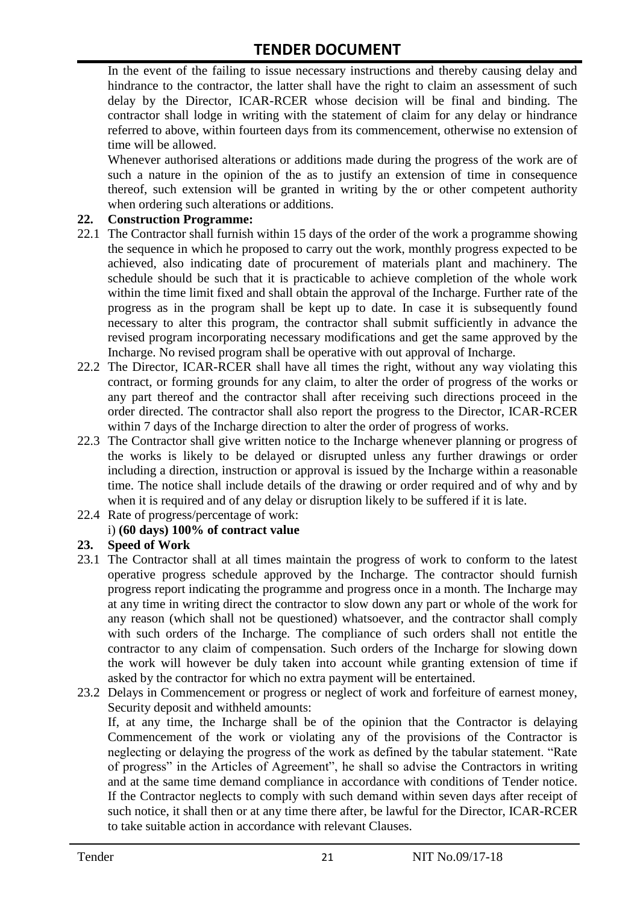In the event of the failing to issue necessary instructions and thereby causing delay and hindrance to the contractor, the latter shall have the right to claim an assessment of such delay by the Director, ICAR-RCER whose decision will be final and binding. The contractor shall lodge in writing with the statement of claim for any delay or hindrance referred to above, within fourteen days from its commencement, otherwise no extension of time will be allowed.

Whenever authorised alterations or additions made during the progress of the work are of such a nature in the opinion of the as to justify an extension of time in consequence thereof, such extension will be granted in writing by the or other competent authority when ordering such alterations or additions.

**22. Construction Programme:**

22.1 The Contractor shall furnish within 15 days of the order of the work a programme showing the sequence in which he proposed to carry out the work, monthly progress expected to be achieved, also indicating date of procurement of materials plant and machinery. The schedule should be such that it is practicable to achieve completion of the whole work within the time limit fixed and shall obtain the approval of the Incharge. Further rate of the progress as in the program shall be kept up to date. In case it is subsequently found necessary to alter this program, the contractor shall submit sufficiently in advance the revised program incorporating necessary modifications and get the same approved by the Incharge. No revised program shall be operative with out approval of Incharge.

22.2 The Director, ICAR-RCER shall have all times the right, without any way violating this contract, or forming grounds for any claim, to alter the order of progress of the works or any part thereof and the contractor shall after receiving such directions proceed in the order directed. The contractor shall also report the progress to the Director, ICAR-RCER within 7 days of the Incharge direction to alter the order of progress of works.

22.3 The Contractor shall give written notice to the Incharge whenever planning or progress of the works is likely to be delayed or disrupted unless any further drawings or order including a direction, instruction or approval is issued by the Incharge within a reasonable time. The notice shall include details of the drawing or order required and of why and by when it is required and of any delay or disruption likely to be suffered if it is late.

22.4 Rate of progress/percentage of work:

i) **(60 days) 100% of contract value**

**23. Speed of Work**

23.1 The Contractor shall at all times maintain the progress of work to conform to the latest operative progress schedule approved by the Incharge. The contractor should furnish progress report indicating the programme and progress once in a month. The Incharge may at any time in writing direct the contractor to slow down any part or whole of the work for any reason (which shall not be questioned) whatsoever, and the contractor shall comply with such orders of the Incharge. The compliance of such orders shall not entitle the contractor to any claim of compensation. Such orders of the Incharge for slowing down the work will however be duly taken into account while granting extension of time if asked by the contractor for which no extra payment will be entertained.

23.2 Delays in Commencement or progress or neglect of work and forfeiture of earnest money, Security deposit and withheld amounts:

If, at any time, the Incharge shall be of the opinion that the Contractor is delaying Commencement of the work or violating any of the provisions of the Contractor is neglecting or delaying the progress of the work as defined by the tabular statement. "Rate of progress" in the Articles of Agreement", he shall so advise the Contractors in writing and at the same time demand compliance in accordance with conditions of Tender notice. If the Contractor neglects to comply with such demand within seven days after receipt of such notice, it shall then or at any time there after, be lawful for the Director, ICAR-RCER to take suitable action in accordance with relevant Clauses.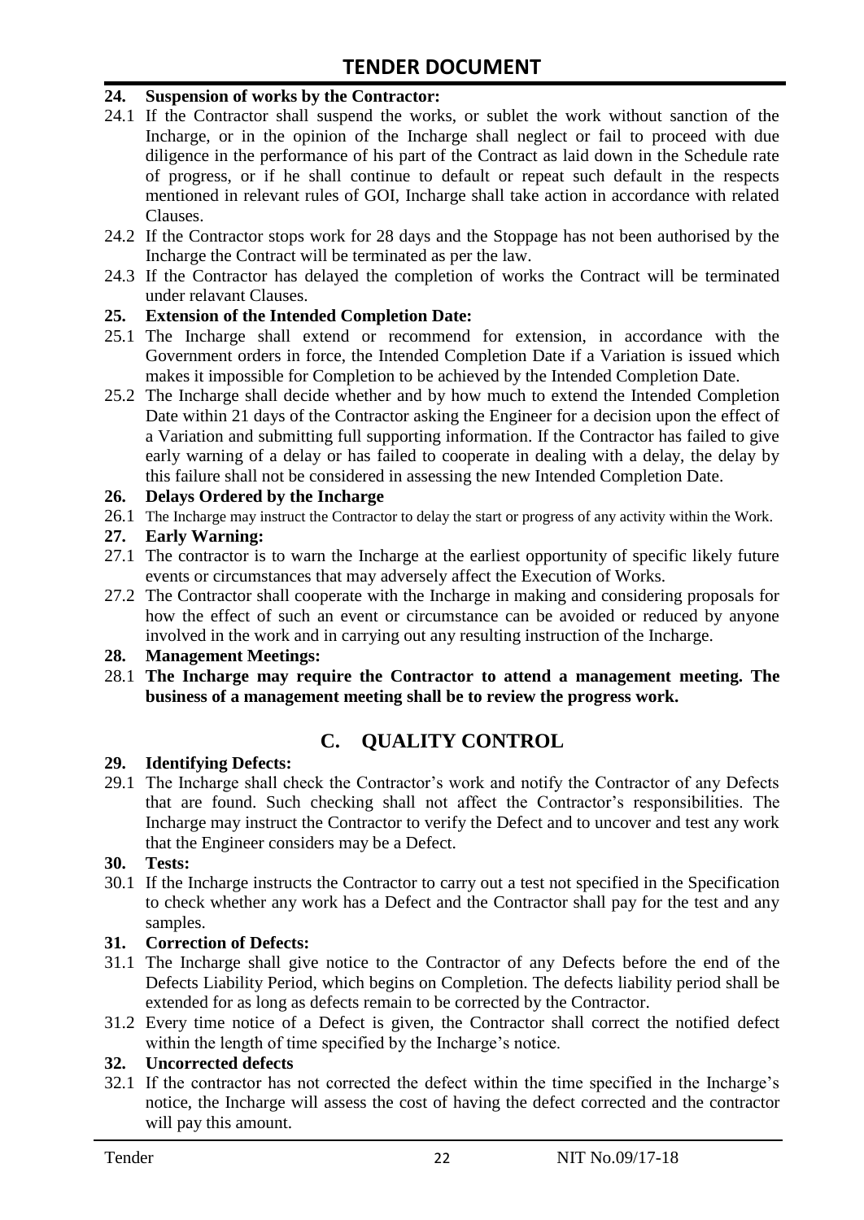**24. Suspension of works by the Contractor:**

24.1 If the Contractor shall suspend the works, or sublet the work without sanction of the Incharge, or in the opinion of the Incharge shall neglect or fail to proceed with due diligence in the performance of his part of the Contract as laid down in the Schedule rate of progress, or if he shall continue to default or repeat such default in the respects mentioned in relevant rules of GOI, Incharge shall take action in accordance with related Clauses.

24.2 If the Contractor stops work for 28 days and the Stoppage has not been authorised by the Incharge the Contract will be terminated as per the law.

24.3 If the Contractor has delayed the completion of works the Contract will be terminated under relavant Clauses.

**25. Extension of the Intended Completion Date:**

25.1 The Incharge shall extend or recommend for extension, in accordance with the Government orders in force, the Intended Completion Date if a Variation is issued which makes it impossible for Completion to be achieved by the Intended Completion Date.

25.2 The Incharge shall decide whether and by how much to extend the Intended Completion Date within 21 days of the Contractor asking the Engineer for a decision upon the effect of a Variation and submitting full supporting information. If the Contractor has failed to give early warning of a delay or has failed to cooperate in dealing with a delay, the delay by this failure shall not be considered in assessing the new Intended Completion Date.

**26. Delays Ordered by the Incharge**

26.1 The Incharge may instruct the Contractor to delay the start or progress of any activity within the Work.

**27. Early Warning:**

27.1 The contractor is to warn the Incharge at the earliest opportunity of specific likely future events or circumstances that may adversely affect the Execution of Works.

27.2 The Contractor shall cooperate with the Incharge in making and considering proposals for how the effect of such an event or circumstance can be avoided or reduced by anyone involved in the work and in carrying out any resulting instruction of the Incharge.

**28. Management Meetings:**

28.1 **The Incharge may require the Contractor to attend a management meeting. The business of a management meeting shall be to review the progress work.**

## C. QUALITY CONTROL

**29. Identifying Defects:**

29.1 The Incharge shall check the Contractor's work and notify the Contractor of any Defects that are found. Such checking shall not affect the Contractor's responsibilities. The Incharge may instruct the Contractor to verify the Defect and to uncover and test any work that the Engineer considers may be a Defect.

**30. Tests:**

30.1 If the Incharge instructs the Contractor to carry out a test not specified in the Specification to check whether any work has a Defect and the Contractor shall pay for the test and any samples.

**31. Correction of Defects:**

31.1 The Incharge shall give notice to the Contractor of any Defects before the end of the Defects Liability Period, which begins on Completion. The defects liability period shall be extended for as long as defects remain to be corrected by the Contractor.

31.2 Every time notice of a Defect is given, the Contractor shall correct the notified defect within the length of time specified by the Incharge's notice.

**32. Uncorrected defects**

32.1 If the contractor has not corrected the defect within the time specified in the Incharge's notice, the Incharge will assess the cost of having the defect corrected and the contractor will pay this amount.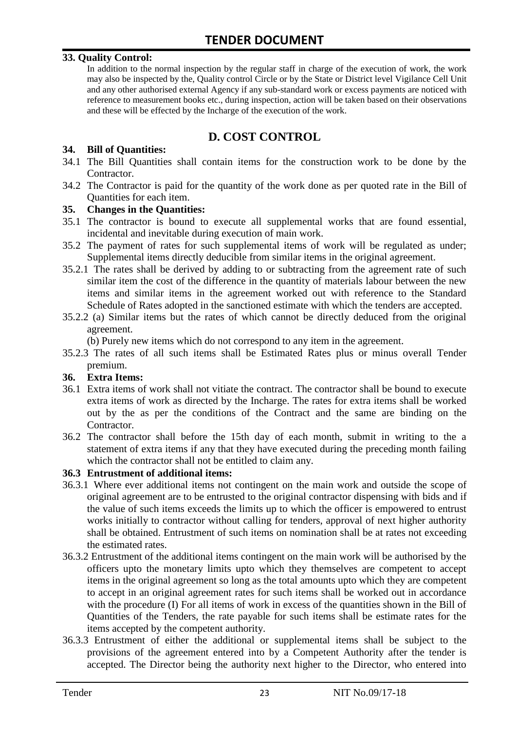**33. Quality Control:**

In addition to the normal inspection by the regular staff in charge of the execution of work, the work may also be inspected by the, Quality control Circle or by the State or District level Vigilance Cell Unit and any other authorised external Agency if any sub-standard work or excess payments are noticed with reference to measurement books etc., during inspection, action will be taken based on their observations and these will be effected by the Incharge of the execution of the work.

## D. COST CONTROL

**34. Bill of Quantities:**

34.1 The Bill Quantities shall contain items for the construction work to be done by the Contractor.

34.2 The Contractor is paid for the quantity of the work done as per quoted rate in the Bill of Quantities for each item.

**35. Changes in the Quantities:**

35.1 The contractor is bound to execute all supplemental works that are found essential, incidental and inevitable during execution of main work.

35.2 The payment of rates for such supplemental items of work will be regulated as under; Supplemental items directly deducible from similar items in the original agreement.

35.2.1 The rates shall be derived by adding to or subtracting from the agreement rate of such similar item the cost of the difference in the quantity of materials labour between the new items and similar items in the agreement worked out with reference to the Standard Schedule of Rates adopted in the sanctioned estimate with which the tenders are accepted.

35.2.2 (a) Similar items but the rates of which cannot be directly deduced from the original agreement.

(b) Purely new items which do not correspond to any item in the agreement.

35.2.3 The rates of all such items shall be Estimated Rates plus or minus overall Tender premium.

**36. Extra Items:**

36.1 Extra items of work shall not vitiate the contract. The contractor shall be bound to execute extra items of work as directed by the Incharge. The rates for extra items shall be worked out by the as per the conditions of the Contract and the same are binding on the Contractor.

36.2 The contractor shall before the 15th day of each month, submit in writing to the a statement of extra items if any that they have executed during the preceding month failing which the contractor shall not be entitled to claim any.

**36.3 Entrustment of additional items:**

36.3.1 Where ever additional items not contingent on the main work and outside the scope of original agreement are to be entrusted to the original contractor dispensing with bids and if the value of such items exceeds the limits up to which the officer is empowered to entrust works initially to contractor without calling for tenders, approval of next higher authority shall be obtained. Entrustment of such items on nomination shall be at rates not exceeding the estimated rates.

36.3.2 Entrustment of the additional items contingent on the main work will be authorised by the officers upto the monetary limits upto which they themselves are competent to accept items in the original agreement so long as the total amounts upto which they are competent to accept in an original agreement rates for such items shall be worked out in accordance with the procedure (I) For all items of work in excess of the quantities shown in the Bill of Quantities of the Tenders, the rate payable for such items shall be estimate rates for the items accepted by the competent authority.

36.3.3 Entrustment of either the additional or supplemental items shall be subject to the provisions of the agreement entered into by a Competent Authority after the tender is accepted. The Director being the authority next higher to the Director, who entered into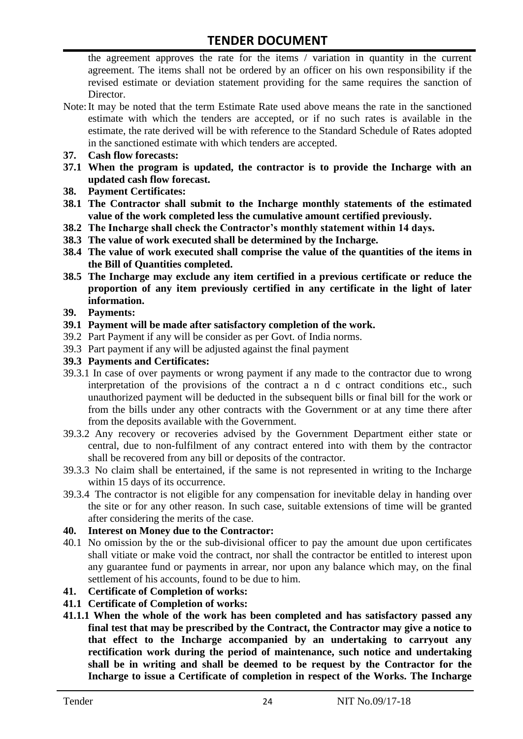the agreement approves the rate for the items / variation in quantity in the current agreement. The items shall not be ordered by an officer on his own responsibility if the revised estimate or deviation statement providing for the same requires the sanction of Director.

Note: It may be noted that the term Estimate Rate used above means the rate in the sanctioned estimate with which the tenders are accepted, or if no such rates is available in the estimate, the rate derived will be with reference to the Standard Schedule of Rates adopted in the sanctioned estimate with which tenders are accepted.

**37. Cash flow forecasts:**

**37.1 When the program is updated, the contractor is to provide the Incharge with an updated cash flow forecast.**

**38. Payment Certificates:**

**38.1 The Contractor shall submit to the Incharge monthly statements of the estimated value of the work completed less the cumulative amount certified previously.**

**38.2 The Incharge shall check the Contractor's monthly statement within 14 days.**

**38.3 The value of work executed shall be determined by the Incharge.**

**38.4 The value of work executed shall comprise the value of the quantities of the items in the Bill of Quantities completed.**

**38.5 The Incharge may exclude any item certified in a previous certificate or reduce the proportion of any item previously certified in any certificate in the light of later information.**

**39. Payments:**

**39.1 Payment will be made after satisfactory completion of the work.**

39.2 Part Payment if any will be consider as per Govt. of India norms.

39.3 Part payment if any will be adjusted against the final payment

**39.3 Payments and Certificates:**

39.3.1 In case of over payments or wrong payment if any made to the contractor due to wrong interpretation of the provisions of the contract a n d c ontract conditions etc., such unauthorized payment will be deducted in the subsequent bills or final bill for the work or from the bills under any other contracts with the Government or at any time there after from the deposits available with the Government.

39.3.2 Any recovery or recoveries advised by the Government Department either state or central, due to non-fulfilment of any contract entered into with them by the contractor shall be recovered from any bill or deposits of the contractor.

39.3.3 No claim shall be entertained, if the same is not represented in writing to the Incharge within 15 days of its occurrence.

39.3.4 The contractor is not eligible for any compensation for inevitable delay in handing over the site or for any other reason. In such case, suitable extensions of time will be granted after considering the merits of the case.

**40. Interest on Money due to the Contractor:**

40.1 No omission by the or the sub-divisional officer to pay the amount due upon certificates shall vitiate or make void the contract, nor shall the contractor be entitled to interest upon any guarantee fund or payments in arrear, nor upon any balance which may, on the final settlement of his accounts, found to be due to him.

**41. Certificate of Completion of works:**

**41.1 Certificate of Completion of works:**

**41.1.1 When the whole of the work has been completed and has satisfactory passed any final test that may be prescribed by the Contract, the Contractor may give a notice to that effect to the Incharge accompanied by an undertaking to carryout any rectification work during the period of maintenance, such notice and undertaking shall be in writing and shall be deemed to be request by the Contractor for the Incharge to issue a Certificate of completion in respect of the Works. The Incharge**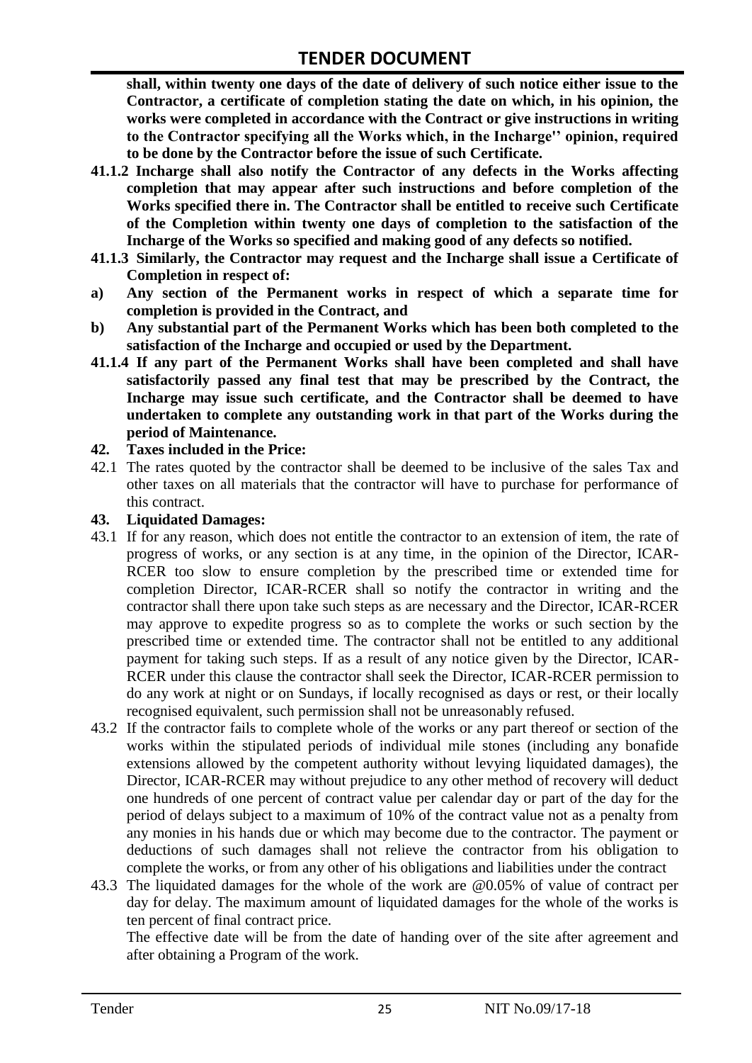**shall, within twenty one days of the date of delivery of such notice either issue to the Contractor, a certificate of completion stating the date on which, in his opinion, the works were completed in accordance with the Contract or give instructions in writing to the Contractor specifying all the Works which, in the Incharge'' opinion, required to be done by the Contractor before the issue of such Certificate.**

**41.1.2 Incharge shall also notify the Contractor of any defects in the Works affecting completion that may appear after such instructions and before completion of the Works specified there in. The Contractor shall be entitled to receive such Certificate of the Completion within twenty one days of completion to the satisfaction of the Incharge of the Works so specified and making good of any defects so notified.**

**41.1.3 Similarly, the Contractor may request and the Incharge shall issue a Certificate of Completion in respect of:**

**a) Any section of the Permanent works in respect of which a separate time for completion is provided in the Contract, and**

**b) Any substantial part of the Permanent Works which has been both completed to the satisfaction of the Incharge and occupied or used by the Department.**

**41.1.4 If any part of the Permanent Works shall have been completed and shall have satisfactorily passed any final test that may be prescribed by the Contract, the Incharge may issue such certificate, and the Contractor shall be deemed to have undertaken to complete any outstanding work in that part of the Works during the period of Maintenance.**

**42. Taxes included in the Price:**

42.1 The rates quoted by the contractor shall be deemed to be inclusive of the sales Tax and other taxes on all materials that the contractor will have to purchase for performance of this contract.

**43. Liquidated Damages:**

43.1 If for any reason, which does not entitle the contractor to an extension of item, the rate of progress of works, or any section is at any time, in the opinion of the Director, ICAR-RCER too slow to ensure completion by the prescribed time or extended time for completion Director, ICAR-RCER shall so notify the contractor in writing and the contractor shall there upon take such steps as are necessary and the Director, ICAR-RCER may approve to expedite progress so as to complete the works or such section by the prescribed time or extended time. The contractor shall not be entitled to any additional payment for taking such steps. If as a result of any notice given by the Director, ICAR-RCER under this clause the contractor shall seek the Director, ICAR-RCER permission to do any work at night or on Sundays, if locally recognised as days or rest, or their locally recognised equivalent, such permission shall not be unreasonably refused.

43.2 If the contractor fails to complete whole of the works or any part thereof or section of the works within the stipulated periods of individual mile stones (including any bonafide extensions allowed by the competent authority without levying liquidated damages), the Director, ICAR-RCER may without prejudice to any other method of recovery will deduct one hundreds of one percent of contract value per calendar day or part of the day for the period of delays subject to a maximum of 10% of the contract value not as a penalty from any monies in his hands due or which may become due to the contractor. The payment or deductions of such damages shall not relieve the contractor from his obligation to complete the works, or from any other of his obligations and liabilities under the contract

43.3 The liquidated damages for the whole of the work are @0.05% of value of contract per day for delay. The maximum amount of liquidated damages for the whole of the works is ten percent of final contract price.

The effective date will be from the date of handing over of the site after agreement and after obtaining a Program of the work.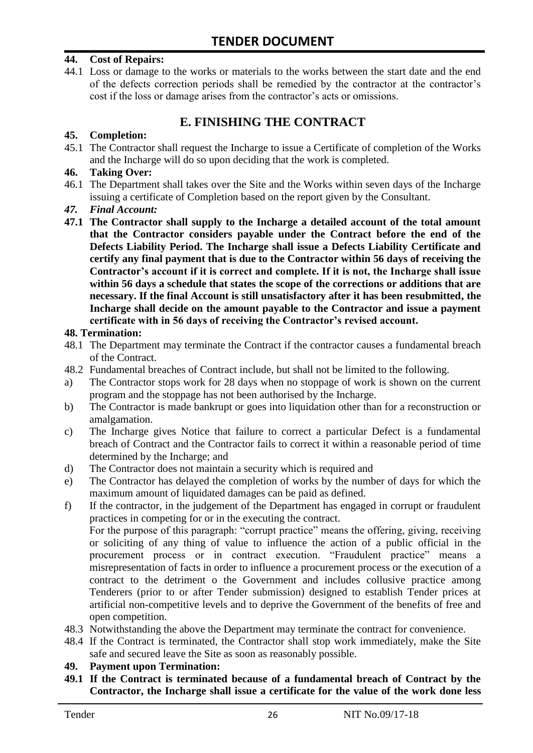**44. Cost of Repairs:**

44.1 Loss or damage to the works or materials to the works between the start date and the end of the defects correction periods shall be remedied by the contractor at the contractor's cost if the loss or damage arises from the contractor's acts or omissions.

## E. FINISHING THE CONTRACT

**45. Completion:**

45.1 The Contractor shall request the Incharge to issue a Certificate of completion of the Works and the Incharge will do so upon deciding that the work is completed.

**46. Taking Over:**

46.1 The Department shall takes over the Site and the Works within seven days of the Incharge issuing a certificate of Completion based on the report given by the Consultant.

***47. Final Account:***

**47.1 The Contractor shall supply to the Incharge a detailed account of the total amount that the Contractor considers payable under the Contract before the end of the Defects Liability Period. The Incharge shall issue a Defects Liability Certificate and certify any final payment that is due to the Contractor within 56 days of receiving the Contractor's account if it is correct and complete. If it is not, the Incharge shall issue within 56 days a schedule that states the scope of the corrections or additions that are necessary. If the final Account is still unsatisfactory after it has been resubmitted, the Incharge shall decide on the amount payable to the Contractor and issue a payment certificate with in 56 days of receiving the Contractor's revised account.**

**48. Termination:**

48.1 The Department may terminate the Contract if the contractor causes a fundamental breach of the Contract.

48.2 Fundamental breaches of Contract include, but shall not be limited to the following.

a) The Contractor stops work for 28 days when no stoppage of work is shown on the current program and the stoppage has not been authorised by the Incharge.

b) The Contractor is made bankrupt or goes into liquidation other than for a reconstruction or amalgamation.

c) The Incharge gives Notice that failure to correct a particular Defect is a fundamental breach of Contract and the Contractor fails to correct it within a reasonable period of time determined by the Incharge; and

d) The Contractor does not maintain a security which is required and

e) The Contractor has delayed the completion of works by the number of days for which the maximum amount of liquidated damages can be paid as defined.

f) If the contractor, in the judgement of the Department has engaged in corrupt or fraudulent practices in competing for or in the executing the contract.

For the purpose of this paragraph: "corrupt practice" means the offering, giving, receiving or soliciting of any thing of value to influence the action of a public official in the procurement process or in contract execution. "Fraudulent practice" means a misrepresentation of facts in order to influence a procurement process or the execution of a contract to the detriment o the Government and includes collusive practice among Tenderers (prior to or after Tender submission) designed to establish Tender prices at artificial non-competitive levels and to deprive the Government of the benefits of free and open competition.

48.3 Notwithstanding the above the Department may terminate the contract for convenience.

48.4 If the Contract is terminated, the Contractor shall stop work immediately, make the Site safe and secured leave the Site as soon as reasonably possible.

**49. Payment upon Termination:**

**49.1 If the Contract is terminated because of a fundamental breach of Contract by the Contractor, the Incharge shall issue a certificate for the value of the work done less**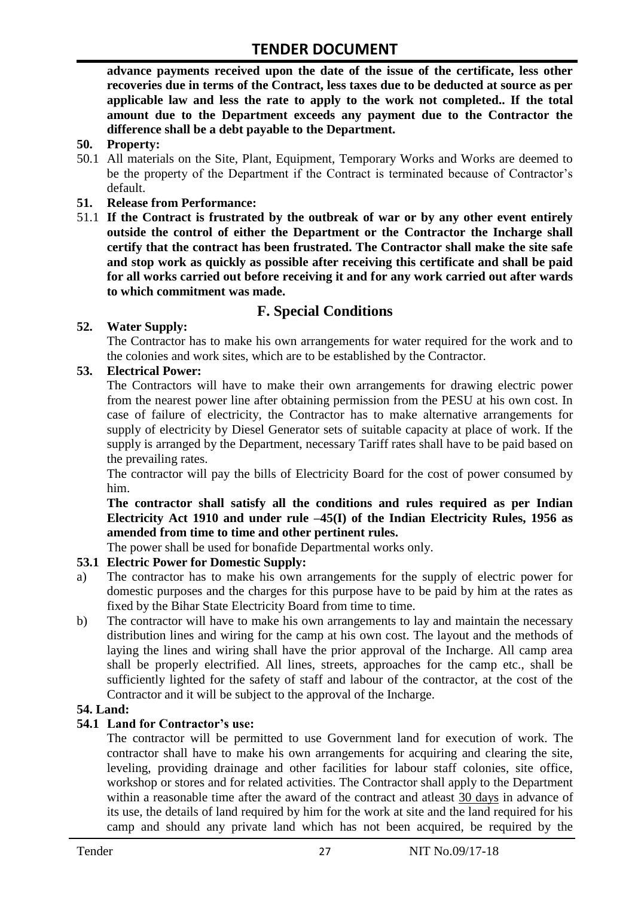**advance payments received upon the date of the issue of the certificate, less other recoveries due in terms of the Contract, less taxes due to be deducted at source as per applicable law and less the rate to apply to the work not completed.. If the total amount due to the Department exceeds any payment due to the Contractor the difference shall be a debt payable to the Department.**

**50. Property:**

50.1 All materials on the Site, Plant, Equipment, Temporary Works and Works are deemed to be the property of the Department if the Contract is terminated because of Contractor's default.

**51. Release from Performance:**

51.1 **If the Contract is frustrated by the outbreak of war or by any other event entirely outside the control of either the Department or the Contractor the Incharge shall certify that the contract has been frustrated. The Contractor shall make the site safe and stop work as quickly as possible after receiving this certificate and shall be paid for all works carried out before receiving it and for any work carried out after wards to which commitment was made.**

## F. Special Conditions

**52. Water Supply:**

The Contractor has to make his own arrangements for water required for the work and to the colonies and work sites, which are to be established by the Contractor.

**53. Electrical Power:**

The Contractors will have to make their own arrangements for drawing electric power from the nearest power line after obtaining permission from the PESU at his own cost. In case of failure of electricity, the Contractor has to make alternative arrangements for supply of electricity by Diesel Generator sets of suitable capacity at place of work. If the supply is arranged by the Department, necessary Tariff rates shall have to be paid based on the prevailing rates.

The contractor will pay the bills of Electricity Board for the cost of power consumed by him.

**The contractor shall satisfy all the conditions and rules required as per Indian Electricity Act 1910 and under rule –45(I) of the Indian Electricity Rules, 1956 as amended from time to time and other pertinent rules.**

The power shall be used for bonafide Departmental works only.

**53.1 Electric Power for Domestic Supply:**

a) The contractor has to make his own arrangements for the supply of electric power for domestic purposes and the charges for this purpose have to be paid by him at the rates as fixed by the Bihar State Electricity Board from time to time.

b) The contractor will have to make his own arrangements to lay and maintain the necessary distribution lines and wiring for the camp at his own cost. The layout and the methods of laying the lines and wiring shall have the prior approval of the Incharge. All camp area shall be properly electrified. All lines, streets, approaches for the camp etc., shall be sufficiently lighted for the safety of staff and labour of the contractor, at the cost of the Contractor and it will be subject to the approval of the Incharge.

**54. Land:**

**54.1 Land for Contractor's use:**

The contractor will be permitted to use Government land for execution of work. The contractor shall have to make his own arrangements for acquiring and clearing the site, leveling, providing drainage and other facilities for labour staff colonies, site office, workshop or stores and for related activities. The Contractor shall apply to the Department within a reasonable time after the award of the contract and atleast 30 days in advance of its use, the details of land required by him for the work at site and the land required for his camp and should any private land which has not been acquired, be required by the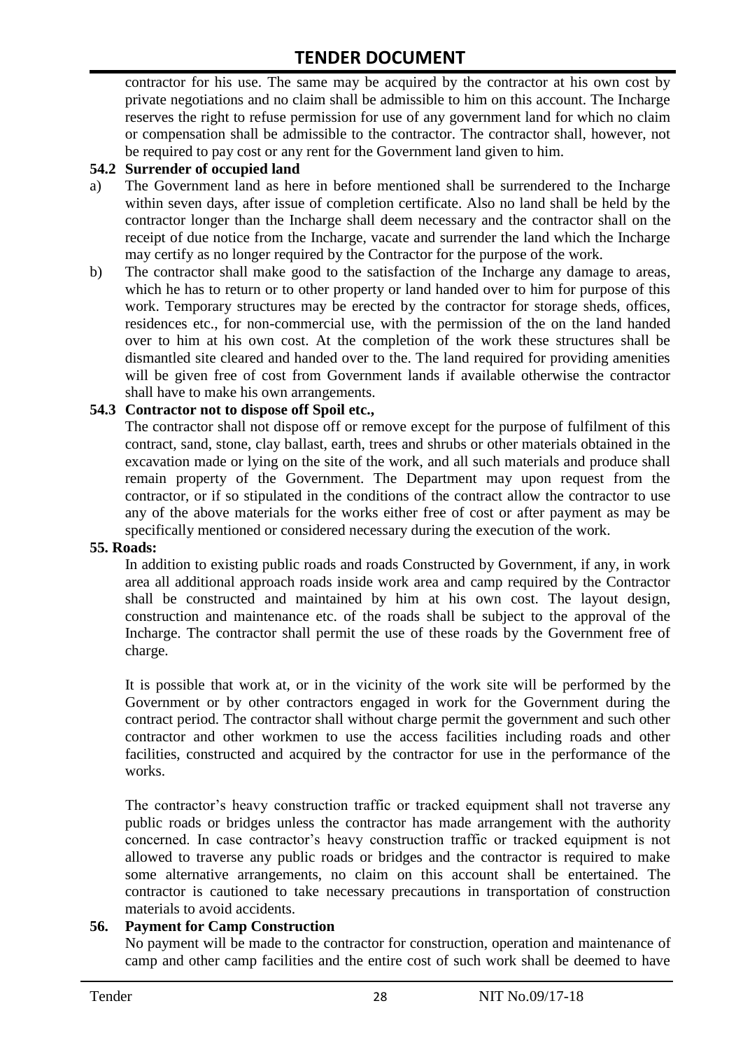contractor for his use. The same may be acquired by the contractor at his own cost by private negotiations and no claim shall be admissible to him on this account. The Incharge reserves the right to refuse permission for use of any government land for which no claim or compensation shall be admissible to the contractor. The contractor shall, however, not be required to pay cost or any rent for the Government land given to him.

**54.2 Surrender of occupied land**

a) The Government land as here in before mentioned shall be surrendered to the Incharge within seven days, after issue of completion certificate. Also no land shall be held by the contractor longer than the Incharge shall deem necessary and the contractor shall on the receipt of due notice from the Incharge, vacate and surrender the land which the Incharge may certify as no longer required by the Contractor for the purpose of the work.

b) The contractor shall make good to the satisfaction of the Incharge any damage to areas, which he has to return or to other property or land handed over to him for purpose of this work. Temporary structures may be erected by the contractor for storage sheds, offices, residences etc., for non-commercial use, with the permission of the on the land handed over to him at his own cost. At the completion of the work these structures shall be dismantled site cleared and handed over to the. The land required for providing amenities will be given free of cost from Government lands if available otherwise the contractor shall have to make his own arrangements.

**54.3 Contractor not to dispose off Spoil etc.,**

The contractor shall not dispose off or remove except for the purpose of fulfilment of this contract, sand, stone, clay ballast, earth, trees and shrubs or other materials obtained in the excavation made or lying on the site of the work, and all such materials and produce shall remain property of the Government. The Department may upon request from the contractor, or if so stipulated in the conditions of the contract allow the contractor to use any of the above materials for the works either free of cost or after payment as may be specifically mentioned or considered necessary during the execution of the work.

**55. Roads:**

In addition to existing public roads and roads Constructed by Government, if any, in work area all additional approach roads inside work area and camp required by the Contractor shall be constructed and maintained by him at his own cost. The layout design, construction and maintenance etc. of the roads shall be subject to the approval of the Incharge. The contractor shall permit the use of these roads by the Government free of charge.

It is possible that work at, or in the vicinity of the work site will be performed by the Government or by other contractors engaged in work for the Government during the contract period. The contractor shall without charge permit the government and such other contractor and other workmen to use the access facilities including roads and other facilities, constructed and acquired by the contractor for use in the performance of the works.

The contractor's heavy construction traffic or tracked equipment shall not traverse any public roads or bridges unless the contractor has made arrangement with the authority concerned. In case contractor's heavy construction traffic or tracked equipment is not allowed to traverse any public roads or bridges and the contractor is required to make some alternative arrangements, no claim on this account shall be entertained. The contractor is cautioned to take necessary precautions in transportation of construction materials to avoid accidents.

**56. Payment for Camp Construction**

No payment will be made to the contractor for construction, operation and maintenance of camp and other camp facilities and the entire cost of such work shall be deemed to have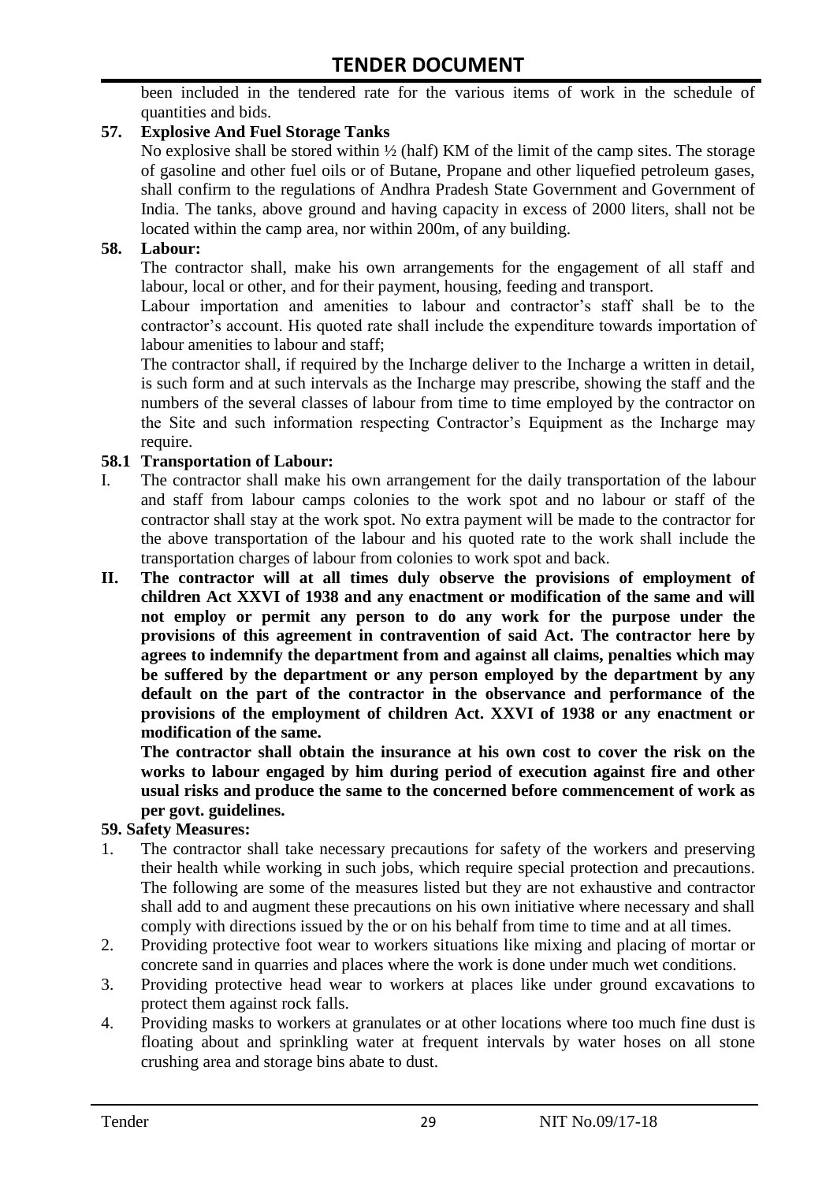been included in the tendered rate for the various items of work in the schedule of quantities and bids.

**57. Explosive And Fuel Storage Tanks**

No explosive shall be stored within ½ (half) KM of the limit of the camp sites. The storage of gasoline and other fuel oils or of Butane, Propane and other liquefied petroleum gases, shall confirm to the regulations of Andhra Pradesh State Government and Government of India. The tanks, above ground and having capacity in excess of 2000 liters, shall not be located within the camp area, nor within 200m, of any building.

**58. Labour:**

The contractor shall, make his own arrangements for the engagement of all staff and labour, local or other, and for their payment, housing, feeding and transport.

Labour importation and amenities to labour and contractor's staff shall be to the contractor's account. His quoted rate shall include the expenditure towards importation of labour amenities to labour and staff;

The contractor shall, if required by the Incharge deliver to the Incharge a written in detail, is such form and at such intervals as the Incharge may prescribe, showing the staff and the numbers of the several classes of labour from time to time employed by the contractor on the Site and such information respecting Contractor's Equipment as the Incharge may require.

**58.1 Transportation of Labour:**

I. The contractor shall make his own arrangement for the daily transportation of the labour and staff from labour camps colonies to the work spot and no labour or staff of the contractor shall stay at the work spot. No extra payment will be made to the contractor for the above transportation of the labour and his quoted rate to the work shall include the transportation charges of labour from colonies to work spot and back.

**II. The contractor will at all times duly observe the provisions of employment of children Act XXVI of 1938 and any enactment or modification of the same and will not employ or permit any person to do any work for the purpose under the provisions of this agreement in contravention of said Act. The contractor here by agrees to indemnify the department from and against all claims, penalties which may be suffered by the department or any person employed by the department by any default on the part of the contractor in the observance and performance of the provisions of the employment of children Act. XXVI of 1938 or any enactment or modification of the same.**

**The contractor shall obtain the insurance at his own cost to cover the risk on the works to labour engaged by him during period of execution against fire and other usual risks and produce the same to the concerned before commencement of work as per govt. guidelines.**

**59. Safety Measures:**

1. The contractor shall take necessary precautions for safety of the workers and preserving their health while working in such jobs, which require special protection and precautions. The following are some of the measures listed but they are not exhaustive and contractor shall add to and augment these precautions on his own initiative where necessary and shall comply with directions issued by the or on his behalf from time to time and at all times.
2. Providing protective foot wear to workers situations like mixing and placing of mortar or concrete sand in quarries and places where the work is done under much wet conditions.
3. Providing protective head wear to workers at places like under ground excavations to protect them against rock falls.
4. Providing masks to workers at granulates or at other locations where too much fine dust is floating about and sprinkling water at frequent intervals by water hoses on all stone crushing area and storage bins abate to dust.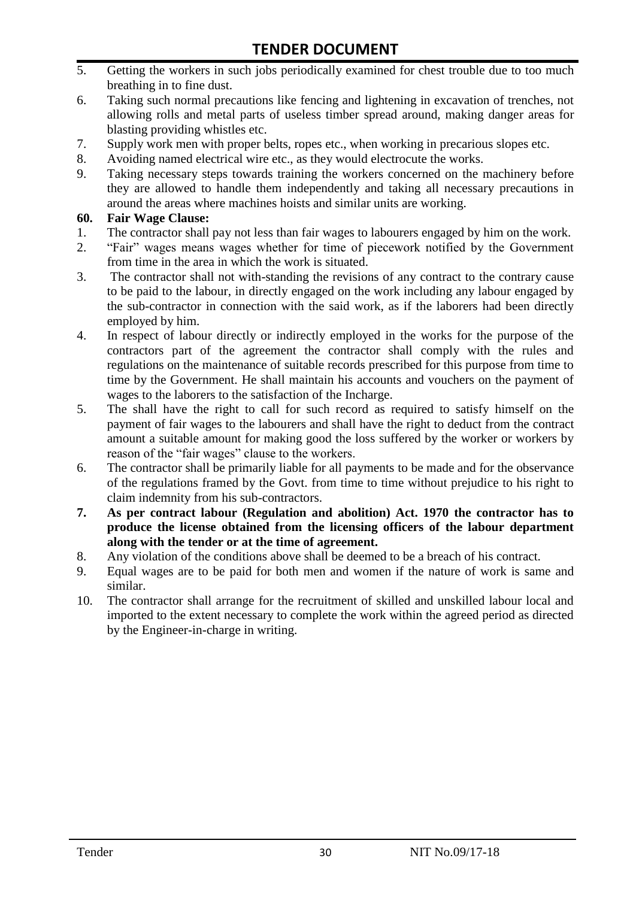5. Getting the workers in such jobs periodically examined for chest trouble due to too much breathing in to fine dust.
6. Taking such normal precautions like fencing and lightening in excavation of trenches, not allowing rolls and metal parts of useless timber spread around, making danger areas for blasting providing whistles etc.
7. Supply work men with proper belts, ropes etc., when working in precarious slopes etc.
8. Avoiding named electrical wire etc., as they would electrocute the works.
9. Taking necessary steps towards training the workers concerned on the machinery before they are allowed to handle them independently and taking all necessary precautions in around the areas where machines hoists and similar units are working.

**60. Fair Wage Clause:**

1. The contractor shall pay not less than fair wages to labourers engaged by him on the work.
2. "Fair" wages means wages whether for time of piecework notified by the Government from time in the area in which the work is situated.
3. The contractor shall not with-standing the revisions of any contract to the contrary cause to be paid to the labour, in directly engaged on the work including any labour engaged by the sub-contractor in connection with the said work, as if the laborers had been directly employed by him.
4. In respect of labour directly or indirectly employed in the works for the purpose of the contractors part of the agreement the contractor shall comply with the rules and regulations on the maintenance of suitable records prescribed for this purpose from time to time by the Government. He shall maintain his accounts and vouchers on the payment of wages to the laborers to the satisfaction of the Incharge.
5. The shall have the right to call for such record as required to satisfy himself on the payment of fair wages to the labourers and shall have the right to deduct from the contract amount a suitable amount for making good the loss suffered by the worker or workers by reason of the "fair wages" clause to the workers.
6. The contractor shall be primarily liable for all payments to be made and for the observance of the regulations framed by the Govt. from time to time without prejudice to his right to claim indemnity from his sub-contractors.
7. **As per contract labour (Regulation and abolition) Act. 1970 the contractor has to produce the license obtained from the licensing officers of the labour department along with the tender or at the time of agreement.**
8. Any violation of the conditions above shall be deemed to be a breach of his contract.
9. Equal wages are to be paid for both men and women if the nature of work is same and similar.
10. The contractor shall arrange for the recruitment of skilled and unskilled labour local and imported to the extent necessary to complete the work within the agreed period as directed by the Engineer-in-charge in writing.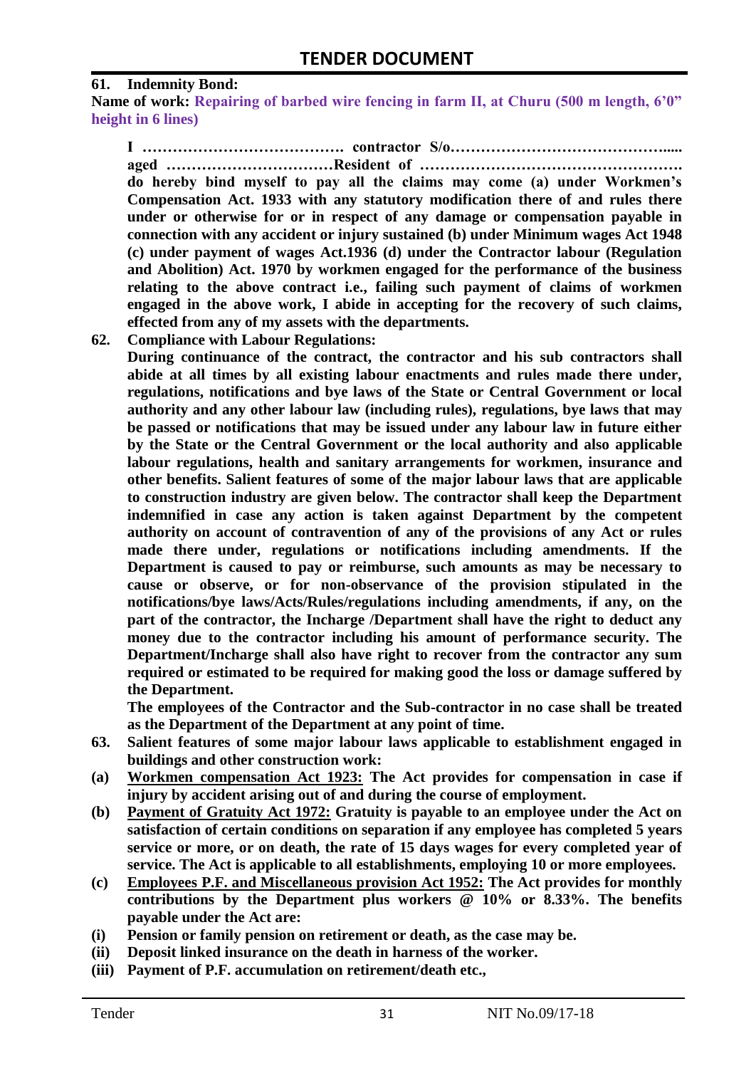**61. Indemnity Bond:**

**Name of work: Repairing of barbed wire fencing in farm II, at Churu (500 m length, 6'0" height in 6 lines)**

**I …………………………………. contractor S/o……………………………………..... aged ……………………………Resident of ……………………………………………. do hereby bind myself to pay all the claims may come (a) under Workmen's Compensation Act. 1933 with any statutory modification there of and rules there under or otherwise for or in respect of any damage or compensation payable in connection with any accident or injury sustained (b) under Minimum wages Act 1948 (c) under payment of wages Act.1936 (d) under the Contractor labour (Regulation and Abolition) Act. 1970 by workmen engaged for the performance of the business relating to the above contract i.e., failing such payment of claims of workmen engaged in the above work, I abide in accepting for the recovery of such claims, effected from any of my assets with the departments.**

**62. Compliance with Labour Regulations:**

**During continuance of the contract, the contractor and his sub contractors shall abide at all times by all existing labour enactments and rules made there under, regulations, notifications and bye laws of the State or Central Government or local authority and any other labour law (including rules), regulations, bye laws that may be passed or notifications that may be issued under any labour law in future either by the State or the Central Government or the local authority and also applicable labour regulations, health and sanitary arrangements for workmen, insurance and other benefits. Salient features of some of the major labour laws that are applicable to construction industry are given below. The contractor shall keep the Department indemnified in case any action is taken against Department by the competent authority on account of contravention of any of the provisions of any Act or rules made there under, regulations or notifications including amendments. If the Department is caused to pay or reimburse, such amounts as may be necessary to cause or observe, or for non-observance of the provision stipulated in the notifications/bye laws/Acts/Rules/regulations including amendments, if any, on the part of the contractor, the Incharge /Department shall have the right to deduct any money due to the contractor including his amount of performance security. The Department/Incharge shall also have right to recover from the contractor any sum required or estimated to be required for making good the loss or damage suffered by the Department.**

**The employees of the Contractor and the Sub-contractor in no case shall be treated as the Department of the Department at any point of time.**

**63. Salient features of some major labour laws applicable to establishment engaged in buildings and other construction work:**

**(a) <u>Workmen compensation Act 1923:</u> The Act provides for compensation in case if injury by accident arising out of and during the course of employment.**

**(b) <u>Payment of Gratuity Act 1972:</u> Gratuity is payable to an employee under the Act on satisfaction of certain conditions on separation if any employee has completed 5 years service or more, or on death, the rate of 15 days wages for every completed year of service. The Act is applicable to all establishments, employing 10 or more employees.**

**(c) <u>Employees P.F. and Miscellaneous provision Act 1952:</u> The Act provides for monthly contributions by the Department plus workers @ 10% or 8.33%. The benefits payable under the Act are:**

**(i) Pension or family pension on retirement or death, as the case may be.**

**(ii) Deposit linked insurance on the death in harness of the worker.**

**(iii) Payment of P.F. accumulation on retirement/death etc.,**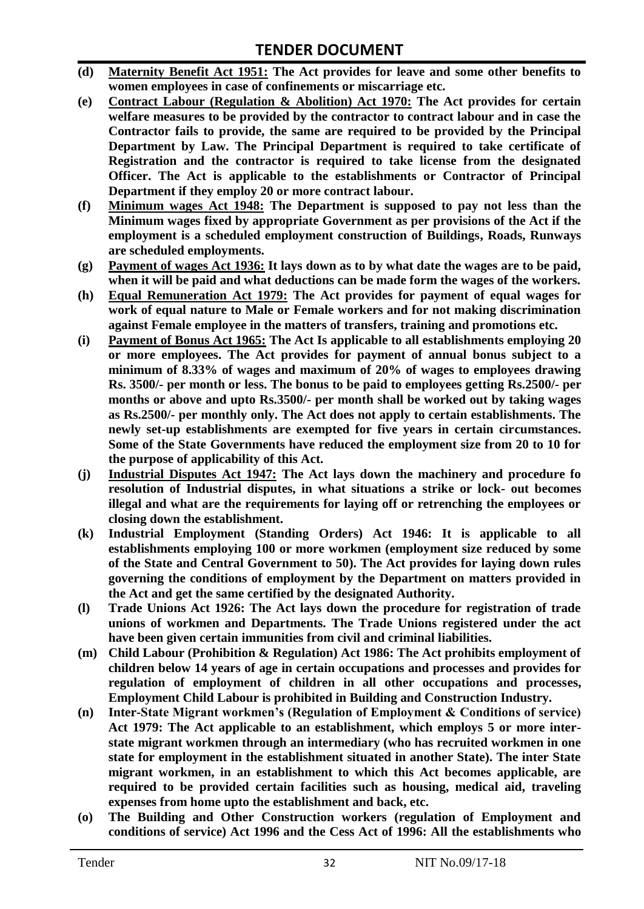- **(d)** **<u>Maternity Benefit Act 1951:</u> The Act provides for leave and some other benefits to women employees in case of confinements or miscarriage etc.**
- **(e)** **<u>Contract Labour (Regulation & Abolition) Act 1970:</u> The Act provides for certain welfare measures to be provided by the contractor to contract labour and in case the Contractor fails to provide, the same are required to be provided by the Principal Department by Law. The Principal Department is required to take certificate of Registration and the contractor is required to take license from the designated Officer. The Act is applicable to the establishments or Contractor of Principal Department if they employ 20 or more contract labour.**
- **(f)** **<u>Minimum wages Act 1948:</u> The Department is supposed to pay not less than the Minimum wages fixed by appropriate Government as per provisions of the Act if the employment is a scheduled employment construction of Buildings, Roads, Runways are scheduled employments.**
- **(g)** **<u>Payment of wages Act 1936:</u> It lays down as to by what date the wages are to be paid, when it will be paid and what deductions can be made form the wages of the workers.**
- **(h)** **<u>Equal Remuneration Act 1979:</u> The Act provides for payment of equal wages for work of equal nature to Male or Female workers and for not making discrimination against Female employee in the matters of transfers, training and promotions etc.**
- **(i)** **<u>Payment of Bonus Act 1965:</u> The Act Is applicable to all establishments employing 20 or more employees. The Act provides for payment of annual bonus subject to a minimum of 8.33% of wages and maximum of 20% of wages to employees drawing Rs. 3500/- per month or less. The bonus to be paid to employees getting Rs.2500/- per months or above and upto Rs.3500/- per month shall be worked out by taking wages as Rs.2500/- per monthly only. The Act does not apply to certain establishments. The newly set-up establishments are exempted for five years in certain circumstances. Some of the State Governments have reduced the employment size from 20 to 10 for the purpose of applicability of this Act.**
- **(j)** **<u>Industrial Disputes Act 1947:</u> The Act lays down the machinery and procedure fo resolution of Industrial disputes, in what situations a strike or lock- out becomes illegal and what are the requirements for laying off or retrenching the employees or closing down the establishment.**
- **(k)** **Industrial Employment (Standing Orders) Act 1946: It is applicable to all establishments employing 100 or more workmen (employment size reduced by some of the State and Central Government to 50). The Act provides for laying down rules governing the conditions of employment by the Department on matters provided in the Act and get the same certified by the designated Authority.**
- **(l)** **Trade Unions Act 1926: The Act lays down the procedure for registration of trade unions of workmen and Departments. The Trade Unions registered under the act have been given certain immunities from civil and criminal liabilities.**
- **(m)** **Child Labour (Prohibition & Regulation) Act 1986: The Act prohibits employment of children below 14 years of age in certain occupations and processes and provides for regulation of employment of children in all other occupations and processes, Employment Child Labour is prohibited in Building and Construction Industry.**
- **(n)** **Inter-State Migrant workmen's (Regulation of Employment & Conditions of service) Act 1979: The Act applicable to an establishment, which employs 5 or more inter-state migrant workmen through an intermediary (who has recruited workmen in one state for employment in the establishment situated in another State). The inter State migrant workmen, in an establishment to which this Act becomes applicable, are required to be provided certain facilities such as housing, medical aid, traveling expenses from home upto the establishment and back, etc.**
- **(o)** **The Building and Other Construction workers (regulation of Employment and conditions of service) Act 1996 and the Cess Act of 1996: All the establishments who**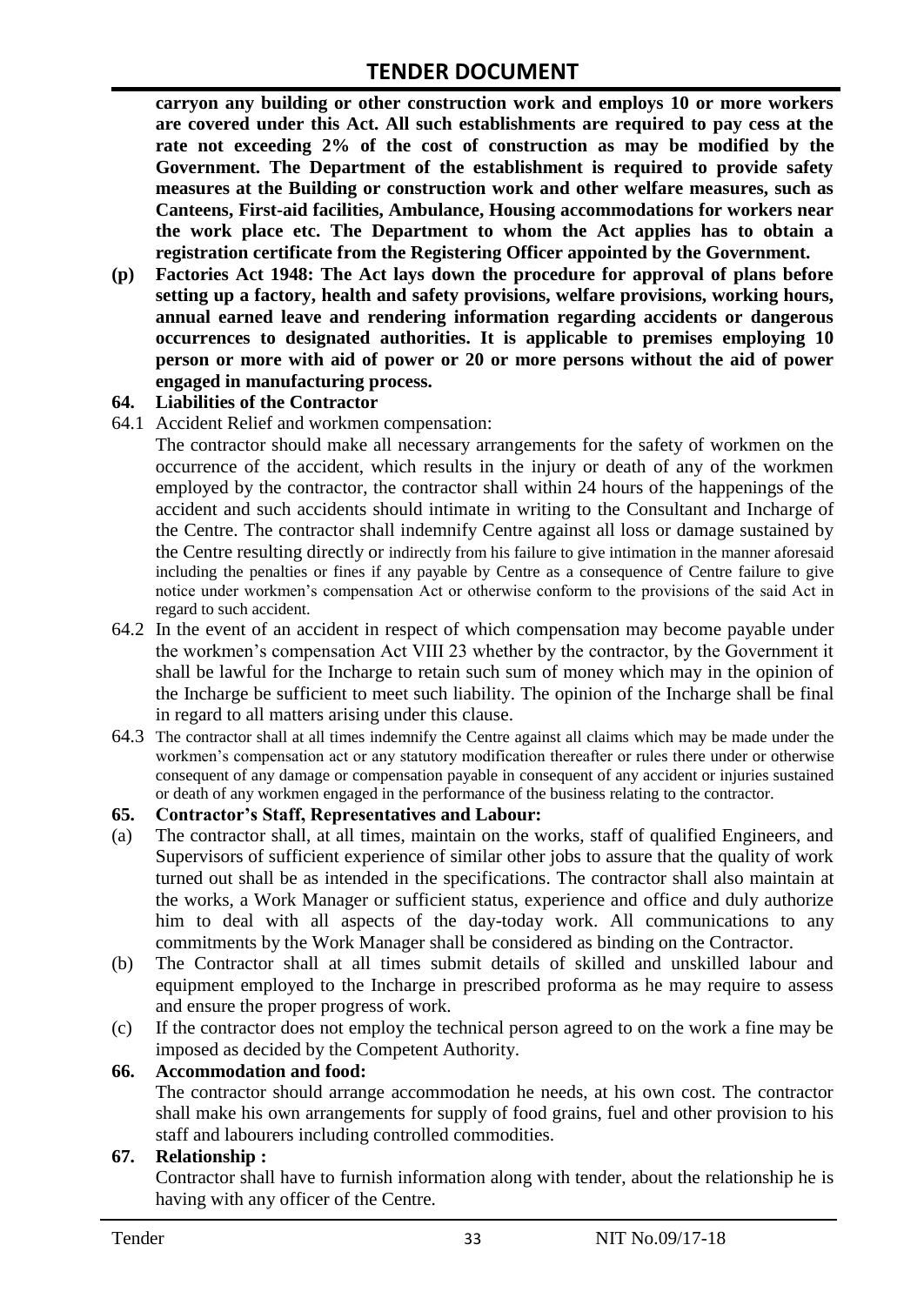**carryon any building or other construction work and employs 10 or more workers are covered under this Act. All such establishments are required to pay cess at the rate not exceeding 2% of the cost of construction as may be modified by the Government. The Department of the establishment is required to provide safety measures at the Building or construction work and other welfare measures, such as Canteens, First-aid facilities, Ambulance, Housing accommodations for workers near the work place etc. The Department to whom the Act applies has to obtain a registration certificate from the Registering Officer appointed by the Government.**

**(p) Factories Act 1948: The Act lays down the procedure for approval of plans before setting up a factory, health and safety provisions, welfare provisions, working hours, annual earned leave and rendering information regarding accidents or dangerous occurrences to designated authorities. It is applicable to premises employing 10 person or more with aid of power or 20 or more persons without the aid of power engaged in manufacturing process.**

## 64. Liabilities of the Contractor

64.1 Accident Relief and workmen compensation:

The contractor should make all necessary arrangements for the safety of workmen on the occurrence of the accident, which results in the injury or death of any of the workmen employed by the contractor, the contractor shall within 24 hours of the happenings of the accident and such accidents should intimate in writing to the Consultant and Incharge of the Centre. The contractor shall indemnify Centre against all loss or damage sustained by the Centre resulting directly or indirectly from his failure to give intimation in the manner aforesaid including the penalties or fines if any payable by Centre as a consequence of Centre failure to give notice under workmen's compensation Act or otherwise conform to the provisions of the said Act in regard to such accident.

64.2 In the event of an accident in respect of which compensation may become payable under the workmen's compensation Act VIII 23 whether by the contractor, by the Government it shall be lawful for the Incharge to retain such sum of money which may in the opinion of the Incharge be sufficient to meet such liability. The opinion of the Incharge shall be final in regard to all matters arising under this clause.

64.3 The contractor shall at all times indemnify the Centre against all claims which may be made under the workmen's compensation act or any statutory modification thereafter or rules there under or otherwise consequent of any damage or compensation payable in consequent of any accident or injuries sustained or death of any workmen engaged in the performance of the business relating to the contractor.

## 65. Contractor's Staff, Representatives and Labour:

(a) The contractor shall, at all times, maintain on the works, staff of qualified Engineers, and Supervisors of sufficient experience of similar other jobs to assure that the quality of work turned out shall be as intended in the specifications. The contractor shall also maintain at the works, a Work Manager or sufficient status, experience and office and duly authorize him to deal with all aspects of the day-today work. All communications to any commitments by the Work Manager shall be considered as binding on the Contractor.

(b) The Contractor shall at all times submit details of skilled and unskilled labour and equipment employed to the Incharge in prescribed proforma as he may require to assess and ensure the proper progress of work.

(c) If the contractor does not employ the technical person agreed to on the work a fine may be imposed as decided by the Competent Authority.

## 66. Accommodation and food:

The contractor should arrange accommodation he needs, at his own cost. The contractor shall make his own arrangements for supply of food grains, fuel and other provision to his staff and labourers including controlled commodities.

## 67. Relationship :

Contractor shall have to furnish information along with tender, about the relationship he is having with any officer of the Centre.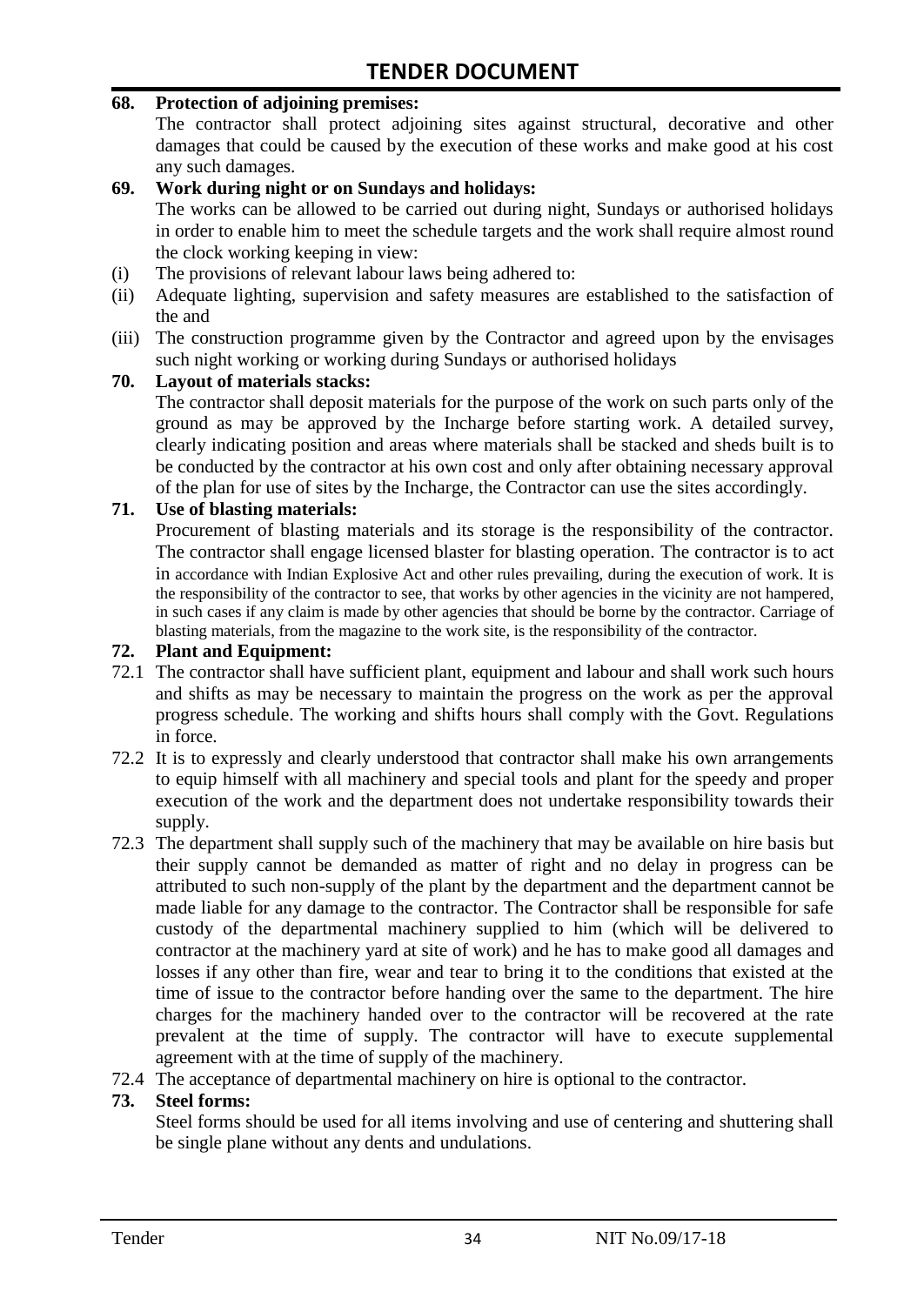**68. Protection of adjoining premises:**

The contractor shall protect adjoining sites against structural, decorative and other damages that could be caused by the execution of these works and make good at his cost any such damages.

**69. Work during night or on Sundays and holidays:**

The works can be allowed to be carried out during night, Sundays or authorised holidays in order to enable him to meet the schedule targets and the work shall require almost round the clock working keeping in view:

(i) The provisions of relevant labour laws being adhered to:

(ii) Adequate lighting, supervision and safety measures are established to the satisfaction of the and

(iii) The construction programme given by the Contractor and agreed upon by the envisages such night working or working during Sundays or authorised holidays

**70. Layout of materials stacks:**

The contractor shall deposit materials for the purpose of the work on such parts only of the ground as may be approved by the Incharge before starting work. A detailed survey, clearly indicating position and areas where materials shall be stacked and sheds built is to be conducted by the contractor at his own cost and only after obtaining necessary approval of the plan for use of sites by the Incharge, the Contractor can use the sites accordingly.

**71. Use of blasting materials:**

Procurement of blasting materials and its storage is the responsibility of the contractor. The contractor shall engage licensed blaster for blasting operation. The contractor is to act in accordance with Indian Explosive Act and other rules prevailing, during the execution of work. It is the responsibility of the contractor to see, that works by other agencies in the vicinity are not hampered, in such cases if any claim is made by other agencies that should be borne by the contractor. Carriage of blasting materials, from the magazine to the work site, is the responsibility of the contractor.

**72. Plant and Equipment:**

72.1 The contractor shall have sufficient plant, equipment and labour and shall work such hours and shifts as may be necessary to maintain the progress on the work as per the approval progress schedule. The working and shifts hours shall comply with the Govt. Regulations in force.

72.2 It is to expressly and clearly understood that contractor shall make his own arrangements to equip himself with all machinery and special tools and plant for the speedy and proper execution of the work and the department does not undertake responsibility towards their supply.

72.3 The department shall supply such of the machinery that may be available on hire basis but their supply cannot be demanded as matter of right and no delay in progress can be attributed to such non-supply of the plant by the department and the department cannot be made liable for any damage to the contractor. The Contractor shall be responsible for safe custody of the departmental machinery supplied to him (which will be delivered to contractor at the machinery yard at site of work) and he has to make good all damages and losses if any other than fire, wear and tear to bring it to the conditions that existed at the time of issue to the contractor before handing over the same to the department. The hire charges for the machinery handed over to the contractor will be recovered at the rate prevalent at the time of supply. The contractor will have to execute supplemental agreement with at the time of supply of the machinery.

72.4 The acceptance of departmental machinery on hire is optional to the contractor.

**73. Steel forms:**

Steel forms should be used for all items involving and use of centering and shuttering shall be single plane without any dents and undulations.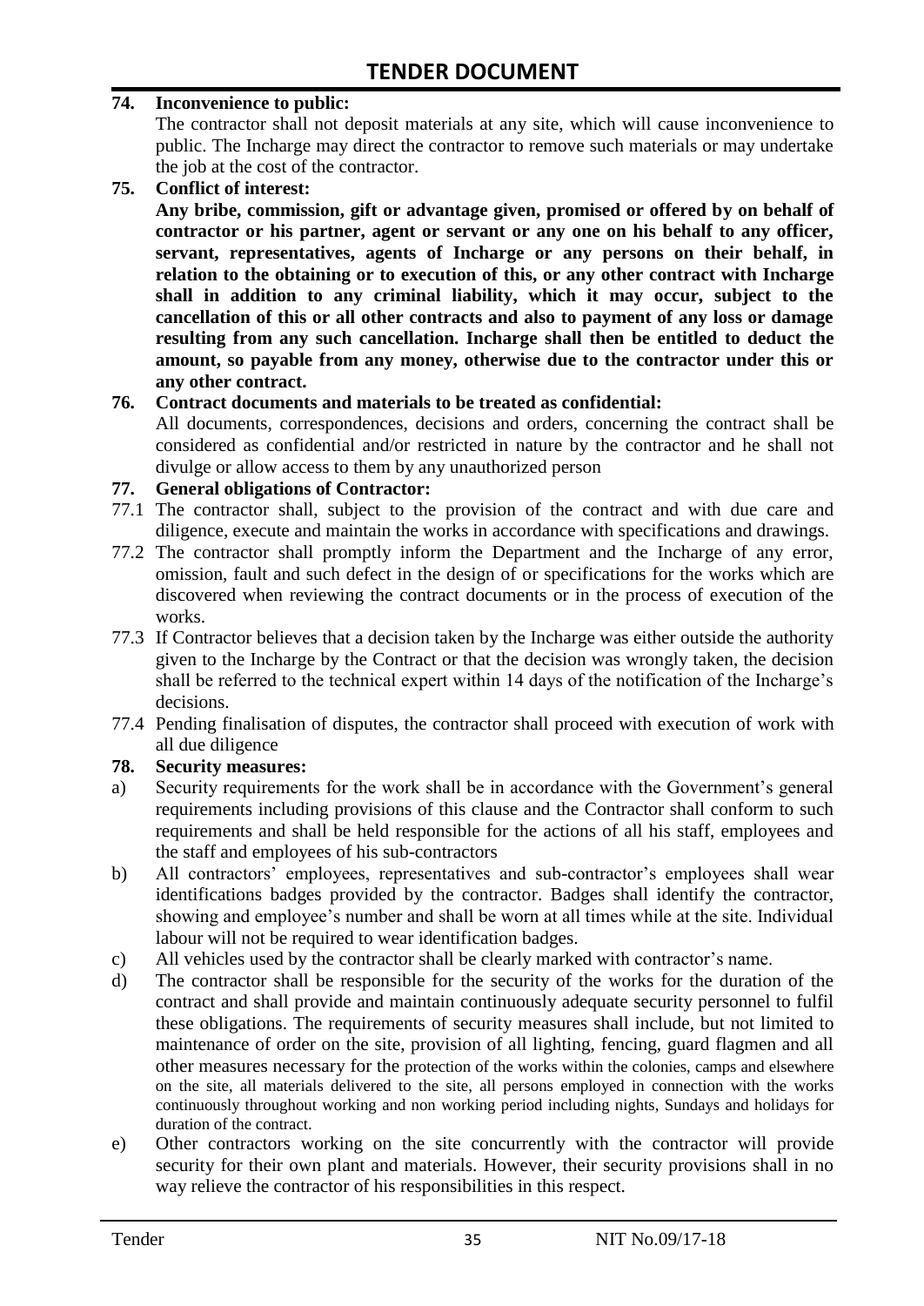**74. Inconvenience to public:**

The contractor shall not deposit materials at any site, which will cause inconvenience to public. The Incharge may direct the contractor to remove such materials or may undertake the job at the cost of the contractor.

**75. Conflict of interest:**

**Any bribe, commission, gift or advantage given, promised or offered by on behalf of contractor or his partner, agent or servant or any one on his behalf to any officer, servant, representatives, agents of Incharge or any persons on their behalf, in relation to the obtaining or to execution of this, or any other contract with Incharge shall in addition to any criminal liability, which it may occur, subject to the cancellation of this or all other contracts and also to payment of any loss or damage resulting from any such cancellation. Incharge shall then be entitled to deduct the amount, so payable from any money, otherwise due to the contractor under this or any other contract.**

**76. Contract documents and materials to be treated as confidential:**

All documents, correspondences, decisions and orders, concerning the contract shall be considered as confidential and/or restricted in nature by the contractor and he shall not divulge or allow access to them by any unauthorized person

**77. General obligations of Contractor:**

77.1 The contractor shall, subject to the provision of the contract and with due care and diligence, execute and maintain the works in accordance with specifications and drawings.

77.2 The contractor shall promptly inform the Department and the Incharge of any error, omission, fault and such defect in the design of or specifications for the works which are discovered when reviewing the contract documents or in the process of execution of the works.

77.3 If Contractor believes that a decision taken by the Incharge was either outside the authority given to the Incharge by the Contract or that the decision was wrongly taken, the decision shall be referred to the technical expert within 14 days of the notification of the Incharge's decisions.

77.4 Pending finalisation of disputes, the contractor shall proceed with execution of work with all due diligence

**78. Security measures:**

a) Security requirements for the work shall be in accordance with the Government's general requirements including provisions of this clause and the Contractor shall conform to such requirements and shall be held responsible for the actions of all his staff, employees and the staff and employees of his sub-contractors

b) All contractors' employees, representatives and sub-contractor's employees shall wear identifications badges provided by the contractor. Badges shall identify the contractor, showing and employee's number and shall be worn at all times while at the site. Individual labour will not be required to wear identification badges.

c) All vehicles used by the contractor shall be clearly marked with contractor's name.

d) The contractor shall be responsible for the security of the works for the duration of the contract and shall provide and maintain continuously adequate security personnel to fulfil these obligations. The requirements of security measures shall include, but not limited to maintenance of order on the site, provision of all lighting, fencing, guard flagmen and all other measures necessary for the protection of the works within the colonies, camps and elsewhere on the site, all materials delivered to the site, all persons employed in connection with the works continuously throughout working and non working period including nights, Sundays and holidays for duration of the contract.

e) Other contractors working on the site concurrently with the contractor will provide security for their own plant and materials. However, their security provisions shall in no way relieve the contractor of his responsibilities in this respect.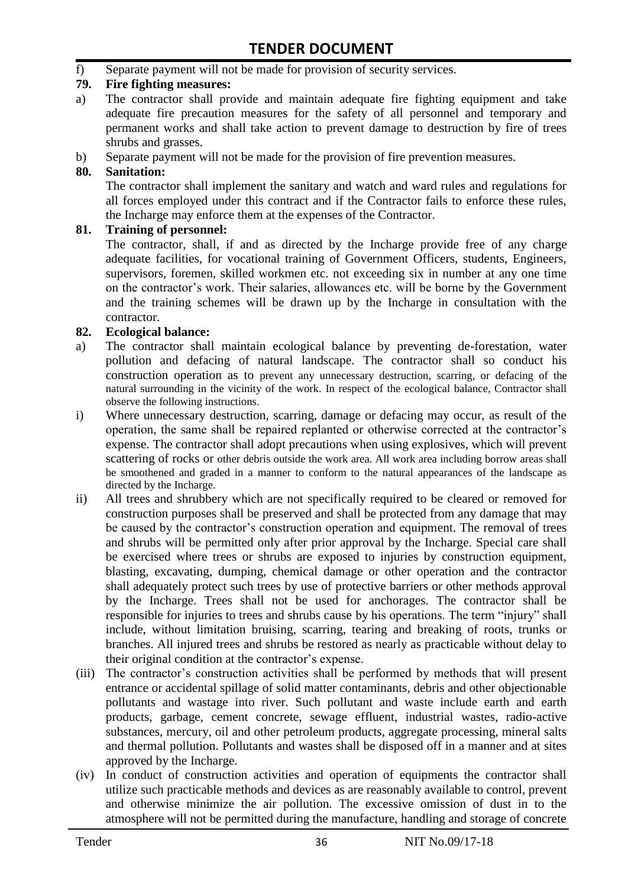f) Separate payment will not be made for provision of security services.

**79. Fire fighting measures:**

a) The contractor shall provide and maintain adequate fire fighting equipment and take adequate fire precaution measures for the safety of all personnel and temporary and permanent works and shall take action to prevent damage to destruction by fire of trees shrubs and grasses.

b) Separate payment will not be made for the provision of fire prevention measures.

**80. Sanitation:**

The contractor shall implement the sanitary and watch and ward rules and regulations for all forces employed under this contract and if the Contractor fails to enforce these rules, the Incharge may enforce them at the expenses of the Contractor.

**81. Training of personnel:**

The contractor, shall, if and as directed by the Incharge provide free of any charge adequate facilities, for vocational training of Government Officers, students, Engineers, supervisors, foremen, skilled workmen etc. not exceeding six in number at any one time on the contractor's work. Their salaries, allowances etc. will be borne by the Government and the training schemes will be drawn up by the Incharge in consultation with the contractor.

**82. Ecological balance:**

a) The contractor shall maintain ecological balance by preventing de-forestation, water pollution and defacing of natural landscape. The contractor shall so conduct his construction operation as to prevent any unnecessary destruction, scarring, or defacing of the natural surrounding in the vicinity of the work. In respect of the ecological balance, Contractor shall observe the following instructions.

i) Where unnecessary destruction, scarring, damage or defacing may occur, as result of the operation, the same shall be repaired replanted or otherwise corrected at the contractor's expense. The contractor shall adopt precautions when using explosives, which will prevent scattering of rocks or other debris outside the work area. All work area including borrow areas shall be smoothened and graded in a manner to conform to the natural appearances of the landscape as directed by the Incharge.

ii) All trees and shrubbery which are not specifically required to be cleared or removed for construction purposes shall be preserved and shall be protected from any damage that may be caused by the contractor's construction operation and equipment. The removal of trees and shrubs will be permitted only after prior approval by the Incharge. Special care shall be exercised where trees or shrubs are exposed to injuries by construction equipment, blasting, excavating, dumping, chemical damage or other operation and the contractor shall adequately protect such trees by use of protective barriers or other methods approval by the Incharge. Trees shall not be used for anchorages. The contractor shall be responsible for injuries to trees and shrubs cause by his operations. The term "injury" shall include, without limitation bruising, scarring, tearing and breaking of roots, trunks or branches. All injured trees and shrubs be restored as nearly as practicable without delay to their original condition at the contractor's expense.

(iii) The contractor's construction activities shall be performed by methods that will present entrance or accidental spillage of solid matter contaminants, debris and other objectionable pollutants and wastage into river. Such pollutant and waste include earth and earth products, garbage, cement concrete, sewage effluent, industrial wastes, radio-active substances, mercury, oil and other petroleum products, aggregate processing, mineral salts and thermal pollution. Pollutants and wastes shall be disposed off in a manner and at sites approved by the Incharge.

(iv) In conduct of construction activities and operation of equipments the contractor shall utilize such practicable methods and devices as are reasonably available to control, prevent and otherwise minimize the air pollution. The excessive omission of dust in to the atmosphere will not be permitted during the manufacture, handling and storage of concrete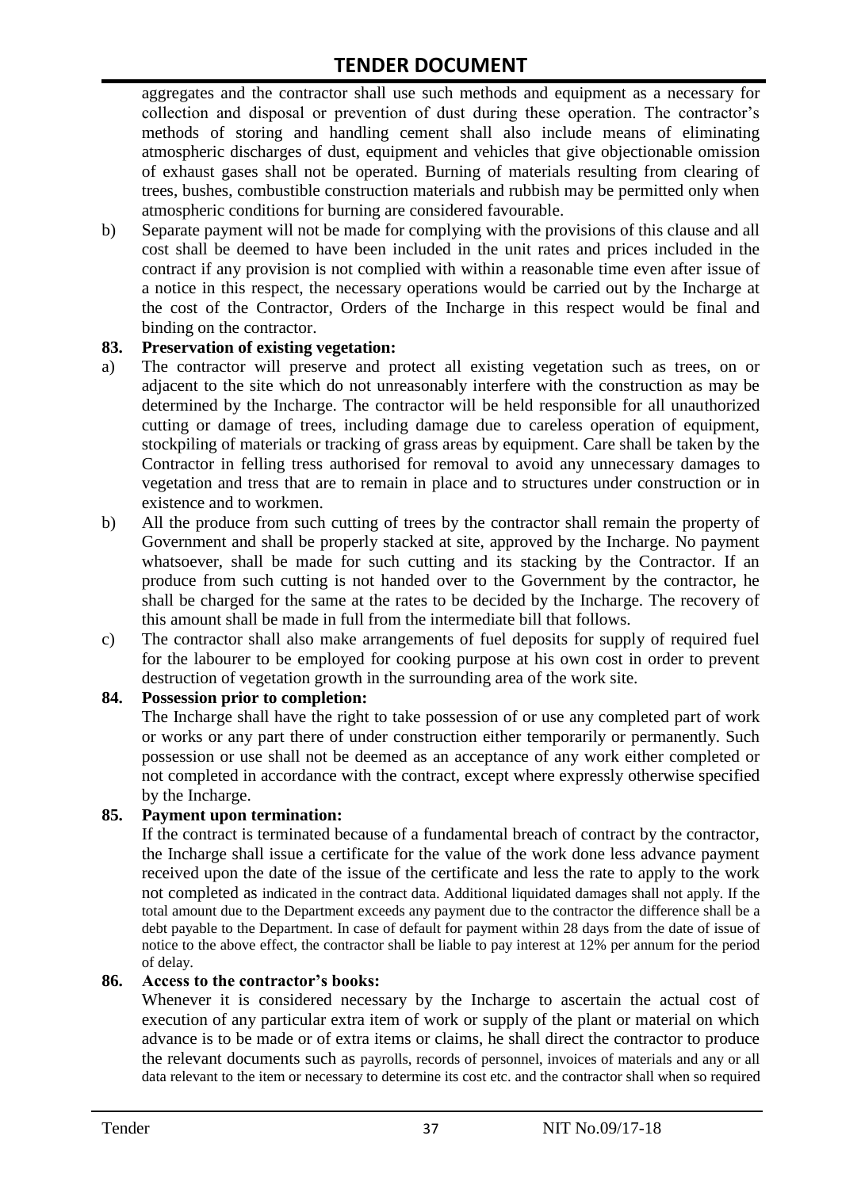aggregates and the contractor shall use such methods and equipment as a necessary for collection and disposal or prevention of dust during these operation. The contractor's methods of storing and handling cement shall also include means of eliminating atmospheric discharges of dust, equipment and vehicles that give objectionable omission of exhaust gases shall not be operated. Burning of materials resulting from clearing of trees, bushes, combustible construction materials and rubbish may be permitted only when atmospheric conditions for burning are considered favourable.

b) Separate payment will not be made for complying with the provisions of this clause and all cost shall be deemed to have been included in the unit rates and prices included in the contract if any provision is not complied with within a reasonable time even after issue of a notice in this respect, the necessary operations would be carried out by the Incharge at the cost of the Contractor, Orders of the Incharge in this respect would be final and binding on the contractor.

**83. Preservation of existing vegetation:**

a) The contractor will preserve and protect all existing vegetation such as trees, on or adjacent to the site which do not unreasonably interfere with the construction as may be determined by the Incharge. The contractor will be held responsible for all unauthorized cutting or damage of trees, including damage due to careless operation of equipment, stockpiling of materials or tracking of grass areas by equipment. Care shall be taken by the Contractor in felling tress authorised for removal to avoid any unnecessary damages to vegetation and tress that are to remain in place and to structures under construction or in existence and to workmen.

b) All the produce from such cutting of trees by the contractor shall remain the property of Government and shall be properly stacked at site, approved by the Incharge. No payment whatsoever, shall be made for such cutting and its stacking by the Contractor. If an produce from such cutting is not handed over to the Government by the contractor, he shall be charged for the same at the rates to be decided by the Incharge. The recovery of this amount shall be made in full from the intermediate bill that follows.

c) The contractor shall also make arrangements of fuel deposits for supply of required fuel for the labourer to be employed for cooking purpose at his own cost in order to prevent destruction of vegetation growth in the surrounding area of the work site.

**84. Possession prior to completion:**

The Incharge shall have the right to take possession of or use any completed part of work or works or any part there of under construction either temporarily or permanently. Such possession or use shall not be deemed as an acceptance of any work either completed or not completed in accordance with the contract, except where expressly otherwise specified by the Incharge.

**85. Payment upon termination:**

If the contract is terminated because of a fundamental breach of contract by the contractor, the Incharge shall issue a certificate for the value of the work done less advance payment received upon the date of the issue of the certificate and less the rate to apply to the work not completed as indicated in the contract data. Additional liquidated damages shall not apply. If the total amount due to the Department exceeds any payment due to the contractor the difference shall be a debt payable to the Department. In case of default for payment within 28 days from the date of issue of notice to the above effect, the contractor shall be liable to pay interest at 12% per annum for the period of delay.

**86. Access to the contractor's books:**

Whenever it is considered necessary by the Incharge to ascertain the actual cost of execution of any particular extra item of work or supply of the plant or material on which advance is to be made or of extra items or claims, he shall direct the contractor to produce the relevant documents such as payrolls, records of personnel, invoices of materials and any or all data relevant to the item or necessary to determine its cost etc. and the contractor shall when so required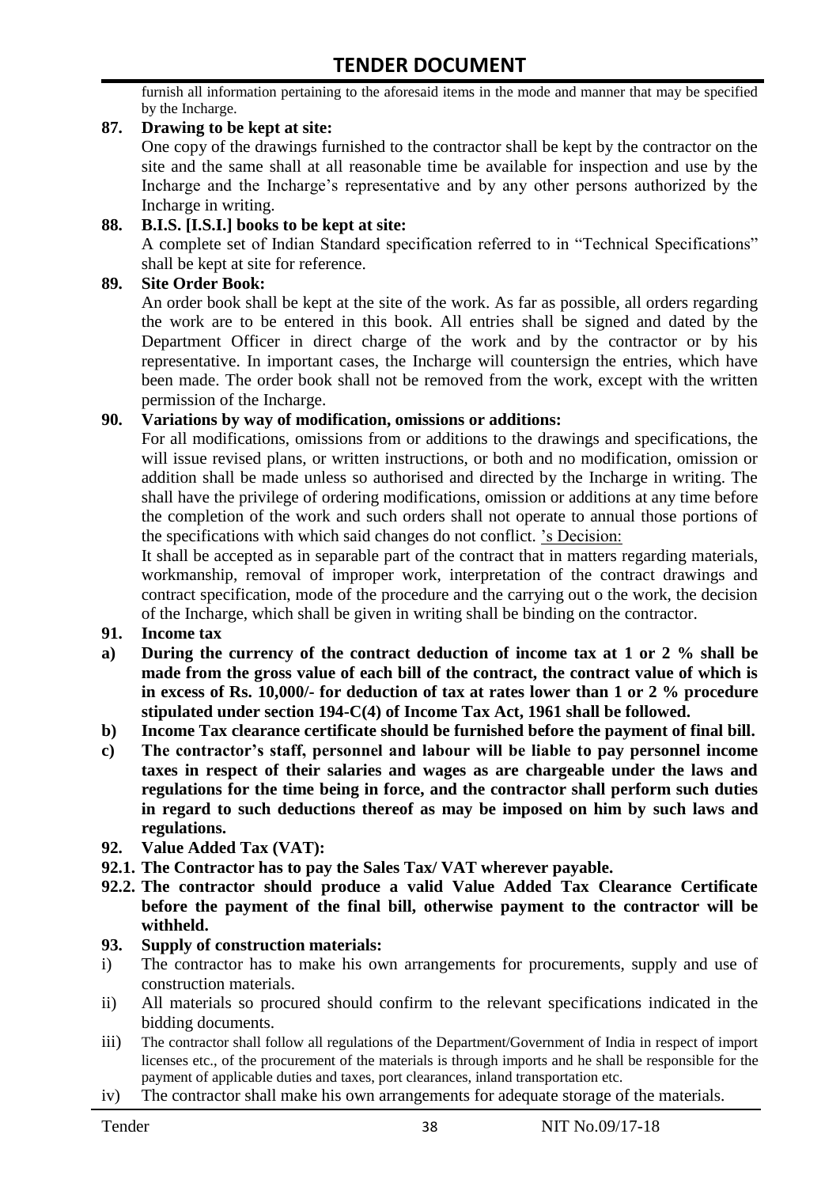furnish all information pertaining to the aforesaid items in the mode and manner that may be specified by the Incharge.

**87. Drawing to be kept at site:**

One copy of the drawings furnished to the contractor shall be kept by the contractor on the site and the same shall at all reasonable time be available for inspection and use by the Incharge and the Incharge's representative and by any other persons authorized by the Incharge in writing.

**88. B.I.S. [I.S.I.] books to be kept at site:**

A complete set of Indian Standard specification referred to in "Technical Specifications" shall be kept at site for reference.

**89. Site Order Book:**

An order book shall be kept at the site of the work. As far as possible, all orders regarding the work are to be entered in this book. All entries shall be signed and dated by the Department Officer in direct charge of the work and by the contractor or by his representative. In important cases, the Incharge will countersign the entries, which have been made. The order book shall not be removed from the work, except with the written permission of the Incharge.

**90. Variations by way of modification, omissions or additions:**

For all modifications, omissions from or additions to the drawings and specifications, the will issue revised plans, or written instructions, or both and no modification, omission or addition shall be made unless so authorised and directed by the Incharge in writing. The shall have the privilege of ordering modifications, omission or additions at any time before the completion of the work and such orders shall not operate to annual those portions of the specifications with which said changes do not conflict. 's Decision:

It shall be accepted as in separable part of the contract that in matters regarding materials, workmanship, removal of improper work, interpretation of the contract drawings and contract specification, mode of the procedure and the carrying out o the work, the decision of the Incharge, which shall be given in writing shall be binding on the contractor.

**91. Income tax**

**a) During the currency of the contract deduction of income tax at 1 or 2 % shall be made from the gross value of each bill of the contract, the contract value of which is in excess of Rs. 10,000/- for deduction of tax at rates lower than 1 or 2 % procedure stipulated under section 194-C(4) of Income Tax Act, 1961 shall be followed.**

**b) Income Tax clearance certificate should be furnished before the payment of final bill.**

**c) The contractor's staff, personnel and labour will be liable to pay personnel income taxes in respect of their salaries and wages as are chargeable under the laws and regulations for the time being in force, and the contractor shall perform such duties in regard to such deductions thereof as may be imposed on him by such laws and regulations.**

**92. Value Added Tax (VAT):**

**92.1. The Contractor has to pay the Sales Tax/ VAT wherever payable.**

**92.2. The contractor should produce a valid Value Added Tax Clearance Certificate before the payment of the final bill, otherwise payment to the contractor will be withheld.**

**93. Supply of construction materials:**

i) The contractor has to make his own arrangements for procurements, supply and use of construction materials.

ii) All materials so procured should confirm to the relevant specifications indicated in the bidding documents.

iii) The contractor shall follow all regulations of the Department/Government of India in respect of import licenses etc., of the procurement of the materials is through imports and he shall be responsible for the payment of applicable duties and taxes, port clearances, inland transportation etc.

iv) The contractor shall make his own arrangements for adequate storage of the materials.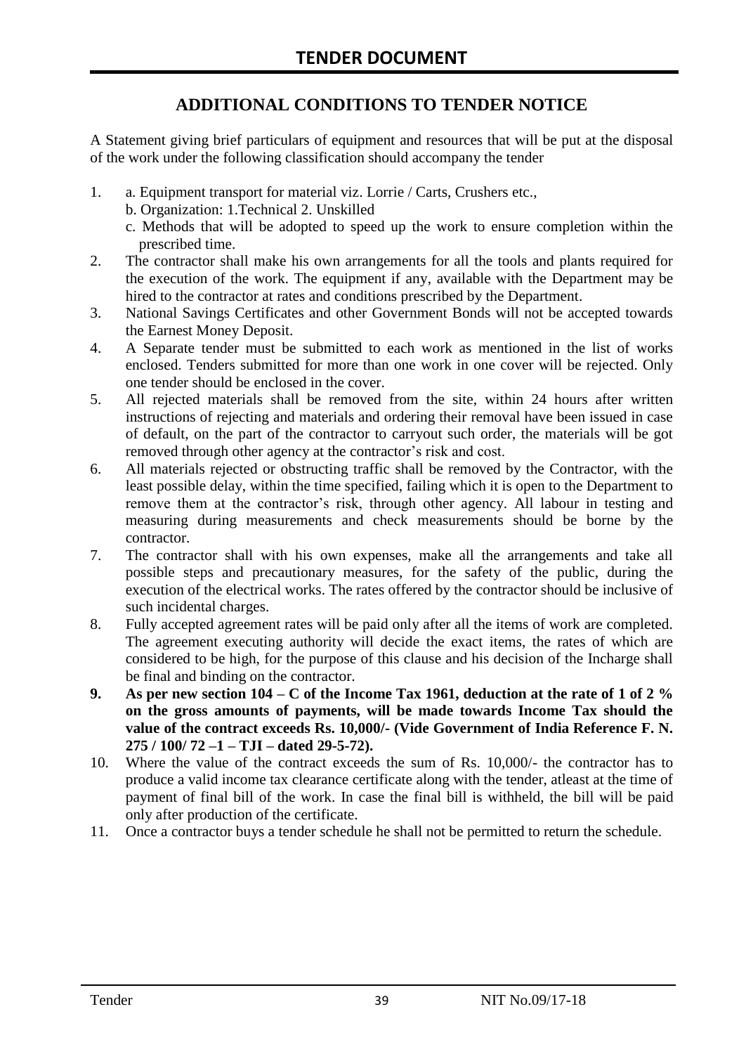# TENDER DOCUMENT

## ADDITIONAL CONDITIONS TO TENDER NOTICE

A Statement giving brief particulars of equipment and resources that will be put at the disposal of the work under the following classification should accompany the tender

1. a. Equipment transport for material viz. Lorrie / Carts, Crushers etc.,
   b. Organization: 1.Technical 2. Unskilled
   c. Methods that will be adopted to speed up the work to ensure completion within the prescribed time.
2. The contractor shall make his own arrangements for all the tools and plants required for the execution of the work. The equipment if any, available with the Department may be hired to the contractor at rates and conditions prescribed by the Department.
3. National Savings Certificates and other Government Bonds will not be accepted towards the Earnest Money Deposit.
4. A Separate tender must be submitted to each work as mentioned in the list of works enclosed. Tenders submitted for more than one work in one cover will be rejected. Only one tender should be enclosed in the cover.
5. All rejected materials shall be removed from the site, within 24 hours after written instructions of rejecting and materials and ordering their removal have been issued in case of default, on the part of the contractor to carryout such order, the materials will be got removed through other agency at the contractor's risk and cost.
6. All materials rejected or obstructing traffic shall be removed by the Contractor, with the least possible delay, within the time specified, failing which it is open to the Department to remove them at the contractor's risk, through other agency. All labour in testing and measuring during measurements and check measurements should be borne by the contractor.
7. The contractor shall with his own expenses, make all the arrangements and take all possible steps and precautionary measures, for the safety of the public, during the execution of the electrical works. The rates offered by the contractor should be inclusive of such incidental charges.
8. Fully accepted agreement rates will be paid only after all the items of work are completed. The agreement executing authority will decide the exact items, the rates of which are considered to be high, for the purpose of this clause and his decision of the Incharge shall be final and binding on the contractor.
9. **As per new section 104 – C of the Income Tax 1961, deduction at the rate of 1 of 2 % on the gross amounts of payments, will be made towards Income Tax should the value of the contract exceeds Rs. 10,000/- (Vide Government of India Reference F. N. 275 / 100/ 72 –1 – TJI – dated 29-5-72).**
10. Where the value of the contract exceeds the sum of Rs. 10,000/- the contractor has to produce a valid income tax clearance certificate along with the tender, atleast at the time of payment of final bill of the work. In case the final bill is withheld, the bill will be paid only after production of the certificate.
11. Once a contractor buys a tender schedule he shall not be permitted to return the schedule.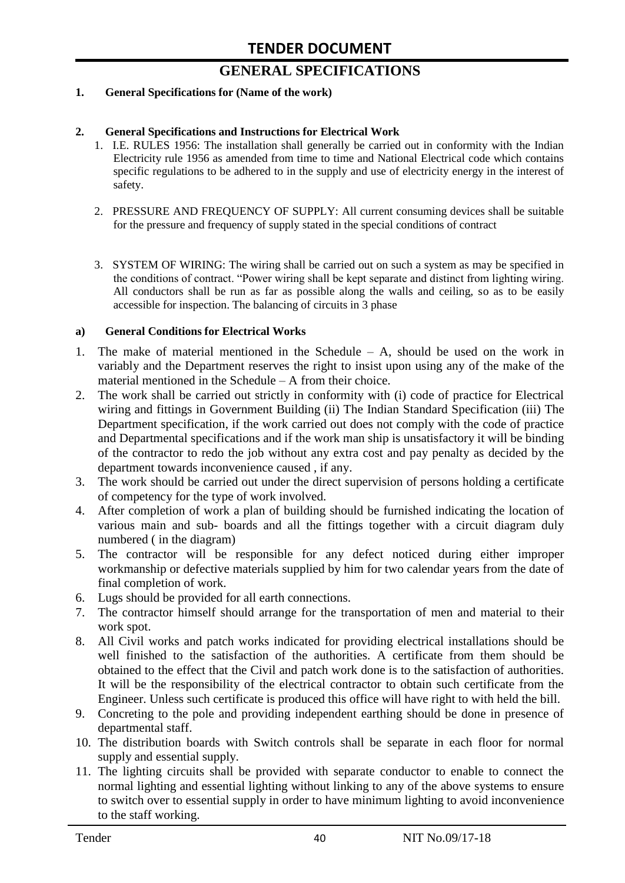# TENDER DOCUMENT

## GENERAL SPECIFICATIONS

**1. General Specifications for (Name of the work)**

**2. General Specifications and Instructions for Electrical Work**

1. I.E. RULES 1956: The installation shall generally be carried out in conformity with the Indian Electricity rule 1956 as amended from time to time and National Electrical code which contains specific regulations to be adhered to in the supply and use of electricity energy in the interest of safety.

2. PRESSURE AND FREQUENCY OF SUPPLY: All current consuming devices shall be suitable for the pressure and frequency of supply stated in the special conditions of contract

3. SYSTEM OF WIRING: The wiring shall be carried out on such a system as may be specified in the conditions of contract. "Power wiring shall be kept separate and distinct from lighting wiring. All conductors shall be run as far as possible along the walls and ceiling, so as to be easily accessible for inspection. The balancing of circuits in 3 phase

**a) General Conditions for Electrical Works**

1. The make of material mentioned in the Schedule – A, should be used on the work in variably and the Department reserves the right to insist upon using any of the make of the material mentioned in the Schedule – A from their choice.
2. The work shall be carried out strictly in conformity with (i) code of practice for Electrical wiring and fittings in Government Building (ii) The Indian Standard Specification (iii) The Department specification, if the work carried out does not comply with the code of practice and Departmental specifications and if the work man ship is unsatisfactory it will be binding of the contractor to redo the job without any extra cost and pay penalty as decided by the department towards inconvenience caused , if any.
3. The work should be carried out under the direct supervision of persons holding a certificate of competency for the type of work involved.
4. After completion of work a plan of building should be furnished indicating the location of various main and sub- boards and all the fittings together with a circuit diagram duly numbered ( in the diagram)
5. The contractor will be responsible for any defect noticed during either improper workmanship or defective materials supplied by him for two calendar years from the date of final completion of work.
6. Lugs should be provided for all earth connections.
7. The contractor himself should arrange for the transportation of men and material to their work spot.
8. All Civil works and patch works indicated for providing electrical installations should be well finished to the satisfaction of the authorities. A certificate from them should be obtained to the effect that the Civil and patch work done is to the satisfaction of authorities. It will be the responsibility of the electrical contractor to obtain such certificate from the Engineer. Unless such certificate is produced this office will have right to with held the bill.
9. Concreting to the pole and providing independent earthing should be done in presence of departmental staff.
10. The distribution boards with Switch controls shall be separate in each floor for normal supply and essential supply.
11. The lighting circuits shall be provided with separate conductor to enable to connect the normal lighting and essential lighting without linking to any of the above systems to ensure to switch over to essential supply in order to have minimum lighting to avoid inconvenience to the staff working.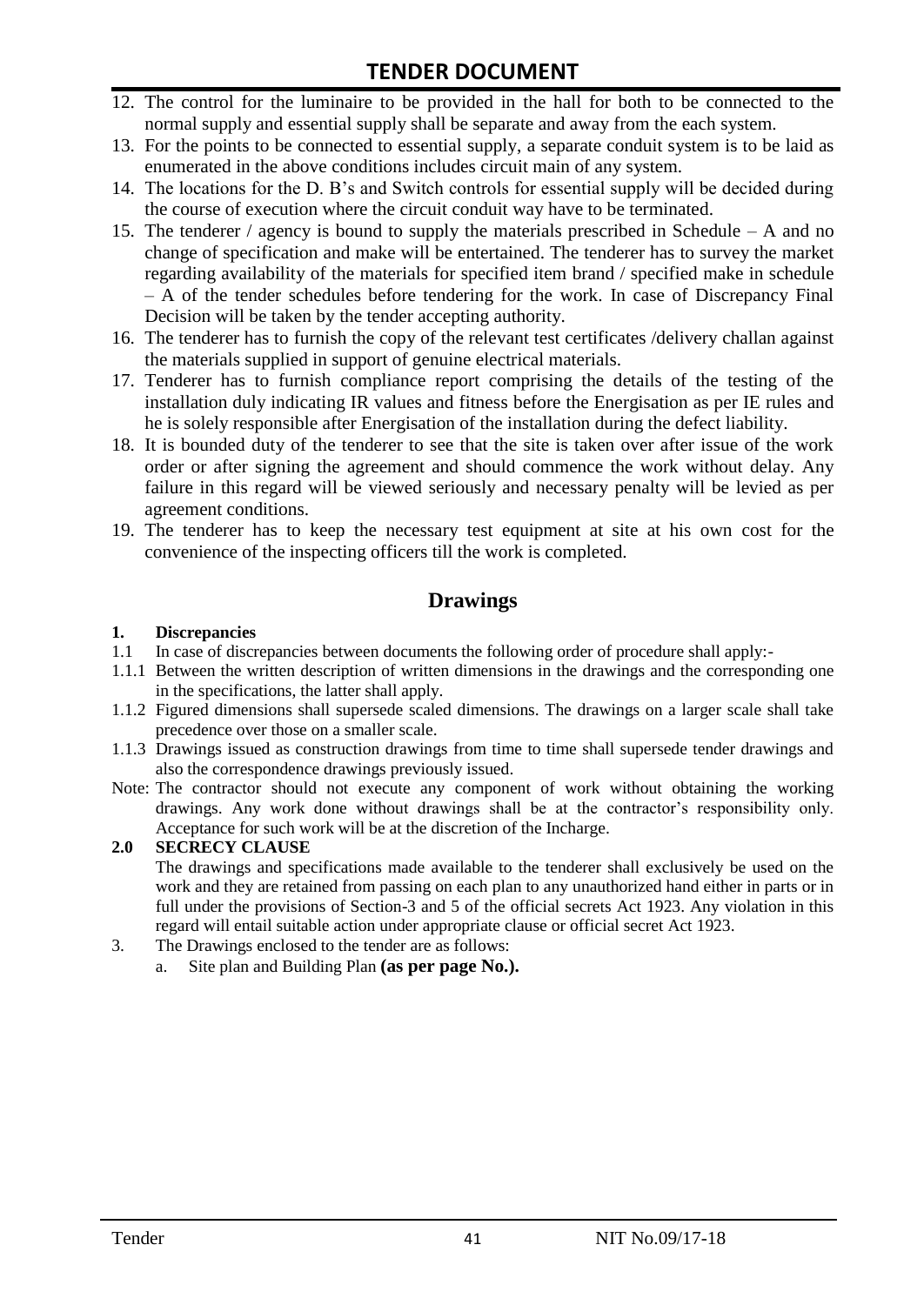12. The control for the luminaire to be provided in the hall for both to be connected to the normal supply and essential supply shall be separate and away from the each system.
13. For the points to be connected to essential supply, a separate conduit system is to be laid as enumerated in the above conditions includes circuit main of any system.
14. The locations for the D. B's and Switch controls for essential supply will be decided during the course of execution where the circuit conduit way have to be terminated.
15. The tenderer / agency is bound to supply the materials prescribed in Schedule – A and no change of specification and make will be entertained. The tenderer has to survey the market regarding availability of the materials for specified item brand / specified make in schedule – A of the tender schedules before tendering for the work. In case of Discrepancy Final Decision will be taken by the tender accepting authority.
16. The tenderer has to furnish the copy of the relevant test certificates /delivery challan against the materials supplied in support of genuine electrical materials.
17. Tenderer has to furnish compliance report comprising the details of the testing of the installation duly indicating IR values and fitness before the Energisation as per IE rules and he is solely responsible after Energisation of the installation during the defect liability.
18. It is bounded duty of the tenderer to see that the site is taken over after issue of the work order or after signing the agreement and should commence the work without delay. Any failure in this regard will be viewed seriously and necessary penalty will be levied as per agreement conditions.
19. The tenderer has to keep the necessary test equipment at site at his own cost for the convenience of the inspecting officers till the work is completed.

## Drawings

**1. Discrepancies**

1.1 In case of discrepancies between documents the following order of procedure shall apply:-

1.1.1 Between the written description of written dimensions in the drawings and the corresponding one in the specifications, the latter shall apply.

1.1.2 Figured dimensions shall supersede scaled dimensions. The drawings on a larger scale shall take precedence over those on a smaller scale.

1.1.3 Drawings issued as construction drawings from time to time shall supersede tender drawings and also the correspondence drawings previously issued.

Note: The contractor should not execute any component of work without obtaining the working drawings. Any work done without drawings shall be at the contractor's responsibility only. Acceptance for such work will be at the discretion of the Incharge.

**2.0 SECRECY CLAUSE**

The drawings and specifications made available to the tenderer shall exclusively be used on the work and they are retained from passing on each plan to any unauthorized hand either in parts or in full under the provisions of Section-3 and 5 of the official secrets Act 1923. Any violation in this regard will entail suitable action under appropriate clause or official secret Act 1923.

3. The Drawings enclosed to the tender are as follows:
   a. Site plan and Building Plan **(as per page No.).**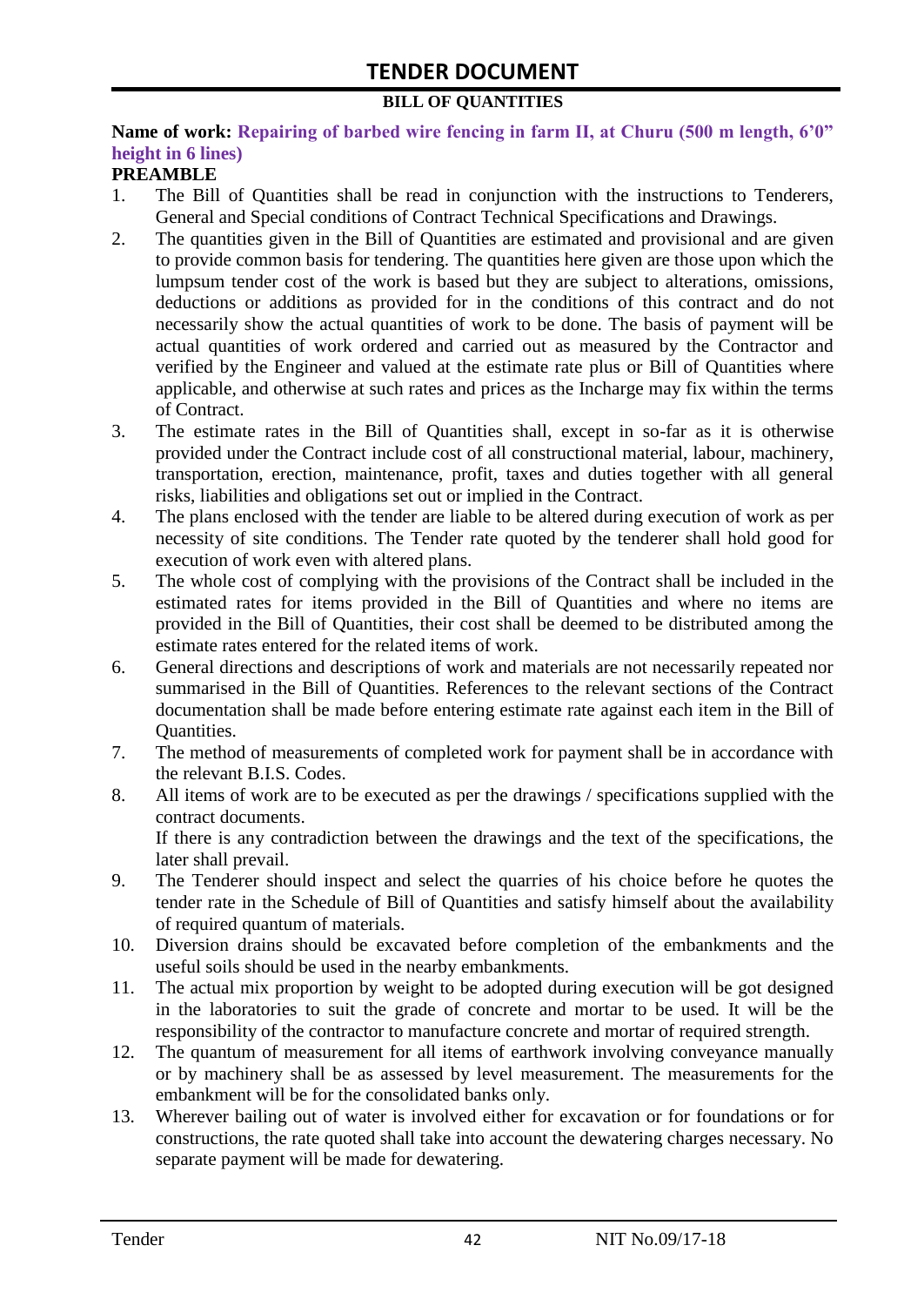# TENDER DOCUMENT

## BILL OF QUANTITIES

**Name of work: Repairing of barbed wire fencing in farm II, at Churu (500 m length, 6'0" height in 6 lines)**

**PREAMBLE**

1. The Bill of Quantities shall be read in conjunction with the instructions to Tenderers, General and Special conditions of Contract Technical Specifications and Drawings.
2. The quantities given in the Bill of Quantities are estimated and provisional and are given to provide common basis for tendering. The quantities here given are those upon which the lumpsum tender cost of the work is based but they are subject to alterations, omissions, deductions or additions as provided for in the conditions of this contract and do not necessarily show the actual quantities of work to be done. The basis of payment will be actual quantities of work ordered and carried out as measured by the Contractor and verified by the Engineer and valued at the estimate rate plus or Bill of Quantities where applicable, and otherwise at such rates and prices as the Incharge may fix within the terms of Contract.
3. The estimate rates in the Bill of Quantities shall, except in so-far as it is otherwise provided under the Contract include cost of all constructional material, labour, machinery, transportation, erection, maintenance, profit, taxes and duties together with all general risks, liabilities and obligations set out or implied in the Contract.
4. The plans enclosed with the tender are liable to be altered during execution of work as per necessity of site conditions. The Tender rate quoted by the tenderer shall hold good for execution of work even with altered plans.
5. The whole cost of complying with the provisions of the Contract shall be included in the estimated rates for items provided in the Bill of Quantities and where no items are provided in the Bill of Quantities, their cost shall be deemed to be distributed among the estimate rates entered for the related items of work.
6. General directions and descriptions of work and materials are not necessarily repeated nor summarised in the Bill of Quantities. References to the relevant sections of the Contract documentation shall be made before entering estimate rate against each item in the Bill of Quantities.
7. The method of measurements of completed work for payment shall be in accordance with the relevant B.I.S. Codes.
8. All items of work are to be executed as per the drawings / specifications supplied with the contract documents.
   If there is any contradiction between the drawings and the text of the specifications, the later shall prevail.
9. The Tenderer should inspect and select the quarries of his choice before he quotes the tender rate in the Schedule of Bill of Quantities and satisfy himself about the availability of required quantum of materials.
10. Diversion drains should be excavated before completion of the embankments and the useful soils should be used in the nearby embankments.
11. The actual mix proportion by weight to be adopted during execution will be got designed in the laboratories to suit the grade of concrete and mortar to be used. It will be the responsibility of the contractor to manufacture concrete and mortar of required strength.
12. The quantum of measurement for all items of earthwork involving conveyance manually or by machinery shall be as assessed by level measurement. The measurements for the embankment will be for the consolidated banks only.
13. Wherever bailing out of water is involved either for excavation or for foundations or for constructions, the rate quoted shall take into account the dewatering charges necessary. No separate payment will be made for dewatering.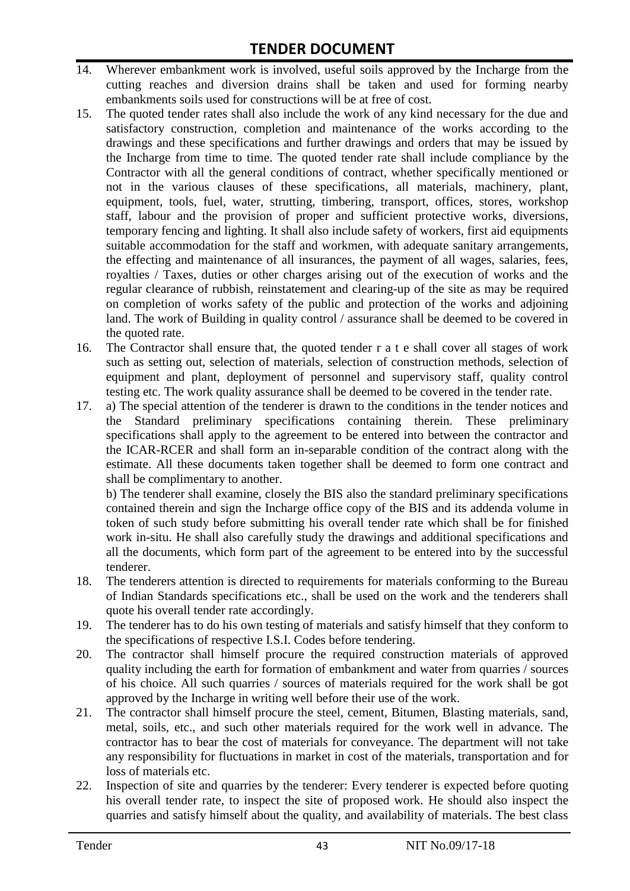14. Wherever embankment work is involved, useful soils approved by the Incharge from the cutting reaches and diversion drains shall be taken and used for forming nearby embankments soils used for constructions will be at free of cost.
15. The quoted tender rates shall also include the work of any kind necessary for the due and satisfactory construction, completion and maintenance of the works according to the drawings and these specifications and further drawings and orders that may be issued by the Incharge from time to time. The quoted tender rate shall include compliance by the Contractor with all the general conditions of contract, whether specifically mentioned or not in the various clauses of these specifications, all materials, machinery, plant, equipment, tools, fuel, water, strutting, timbering, transport, offices, stores, workshop staff, labour and the provision of proper and sufficient protective works, diversions, temporary fencing and lighting. It shall also include safety of workers, first aid equipments suitable accommodation for the staff and workmen, with adequate sanitary arrangements, the effecting and maintenance of all insurances, the payment of all wages, salaries, fees, royalties / Taxes, duties or other charges arising out of the execution of works and the regular clearance of rubbish, reinstatement and clearing-up of the site as may be required on completion of works safety of the public and protection of the works and adjoining land. The work of Building in quality control / assurance shall be deemed to be covered in the quoted rate.
16. The Contractor shall ensure that, the quoted tender r a t e shall cover all stages of work such as setting out, selection of materials, selection of construction methods, selection of equipment and plant, deployment of personnel and supervisory staff, quality control testing etc. The work quality assurance shall be deemed to be covered in the tender rate.
17. a) The special attention of the tenderer is drawn to the conditions in the tender notices and the Standard preliminary specifications containing therein. These preliminary specifications shall apply to the agreement to be entered into between the contractor and the ICAR-RCER and shall form an in-separable condition of the contract along with the estimate. All these documents taken together shall be deemed to form one contract and shall be complimentary to another.

    b) The tenderer shall examine, closely the BIS also the standard preliminary specifications contained therein and sign the Incharge office copy of the BIS and its addenda volume in token of such study before submitting his overall tender rate which shall be for finished work in-situ. He shall also carefully study the drawings and additional specifications and all the documents, which form part of the agreement to be entered into by the successful tenderer.
18. The tenderers attention is directed to requirements for materials conforming to the Bureau of Indian Standards specifications etc., shall be used on the work and the tenderers shall quote his overall tender rate accordingly.
19. The tenderer has to do his own testing of materials and satisfy himself that they conform to the specifications of respective I.S.I. Codes before tendering.
20. The contractor shall himself procure the required construction materials of approved quality including the earth for formation of embankment and water from quarries / sources of his choice. All such quarries / sources of materials required for the work shall be got approved by the Incharge in writing well before their use of the work.
21. The contractor shall himself procure the steel, cement, Bitumen, Blasting materials, sand, metal, soils, etc., and such other materials required for the work well in advance. The contractor has to bear the cost of materials for conveyance. The department will not take any responsibility for fluctuations in market in cost of the materials, transportation and for loss of materials etc.
22. Inspection of site and quarries by the tenderer: Every tenderer is expected before quoting his overall tender rate, to inspect the site of proposed work. He should also inspect the quarries and satisfy himself about the quality, and availability of materials. The best class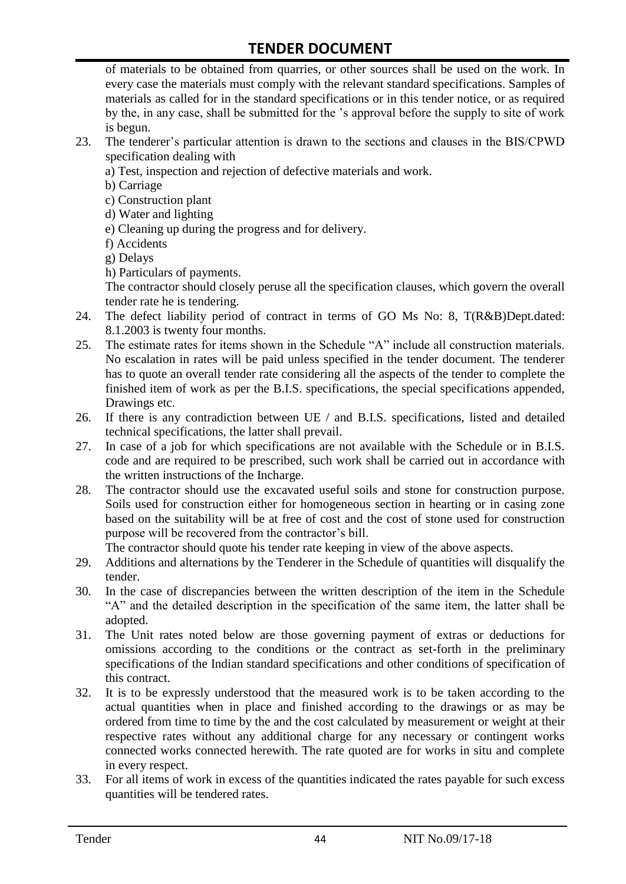of materials to be obtained from quarries, or other sources shall be used on the work. In every case the materials must comply with the relevant standard specifications. Samples of materials as called for in the standard specifications or in this tender notice, or as required by the, in any case, shall be submitted for the 's approval before the supply to site of work is begun.

23. The tenderer's particular attention is drawn to the sections and clauses in the BIS/CPWD specification dealing with
    a) Test, inspection and rejection of defective materials and work.
    b) Carriage
    c) Construction plant
    d) Water and lighting
    e) Cleaning up during the progress and for delivery.
    f) Accidents
    g) Delays
    h) Particulars of payments.

    The contractor should closely peruse all the specification clauses, which govern the overall tender rate he is tendering.
24. The defect liability period of contract in terms of GO Ms No: 8, T(R&B)Dept.dated: 8.1.2003 is twenty four months.
25. The estimate rates for items shown in the Schedule "A" include all construction materials. No escalation in rates will be paid unless specified in the tender document. The tenderer has to quote an overall tender rate considering all the aspects of the tender to complete the finished item of work as per the B.I.S. specifications, the special specifications appended, Drawings etc.
26. If there is any contradiction between UE / and B.I.S. specifications, listed and detailed technical specifications, the latter shall prevail.
27. In case of a job for which specifications are not available with the Schedule or in B.I.S. code and are required to be prescribed, such work shall be carried out in accordance with the written instructions of the Incharge.
28. The contractor should use the excavated useful soils and stone for construction purpose. Soils used for construction either for homogeneous section in hearting or in casing zone based on the suitability will be at free of cost and the cost of stone used for construction purpose will be recovered from the contractor's bill.

    The contractor should quote his tender rate keeping in view of the above aspects.
29. Additions and alternations by the Tenderer in the Schedule of quantities will disqualify the tender.
30. In the case of discrepancies between the written description of the item in the Schedule "A" and the detailed description in the specification of the same item, the latter shall be adopted.
31. The Unit rates noted below are those governing payment of extras or deductions for omissions according to the conditions or the contract as set-forth in the preliminary specifications of the Indian standard specifications and other conditions of specification of this contract.
32. It is to be expressly understood that the measured work is to be taken according to the actual quantities when in place and finished according to the drawings or as may be ordered from time to time by the and the cost calculated by measurement or weight at their respective rates without any additional charge for any necessary or contingent works connected works connected herewith. The rate quoted are for works in situ and complete in every respect.
33. For all items of work in excess of the quantities indicated the rates payable for such excess quantities will be tendered rates.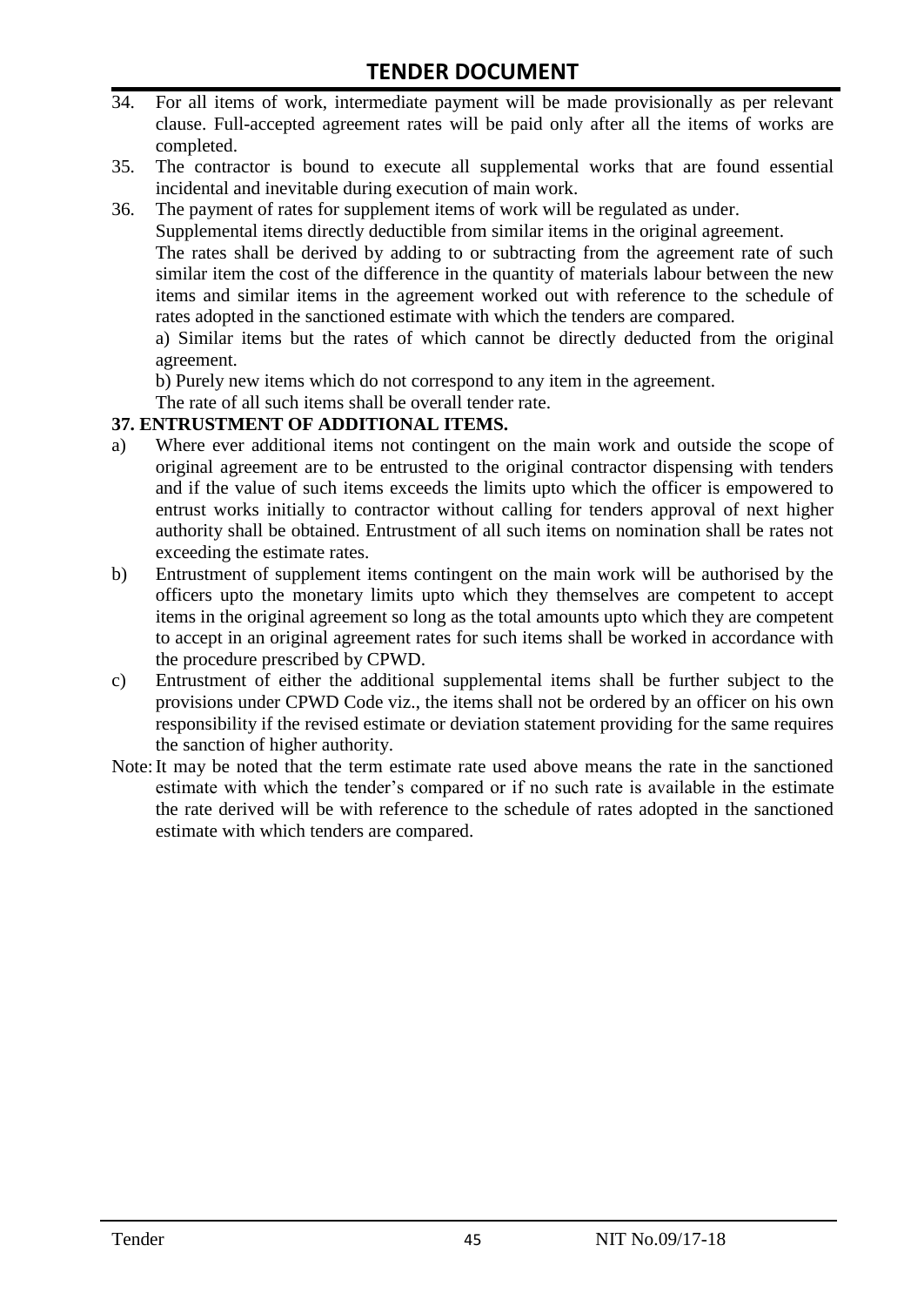34. For all items of work, intermediate payment will be made provisionally as per relevant clause. Full-accepted agreement rates will be paid only after all the items of works are completed.
35. The contractor is bound to execute all supplemental works that are found essential incidental and inevitable during execution of main work.
36. The payment of rates for supplement items of work will be regulated as under.

    Supplemental items directly deductible from similar items in the original agreement.

    The rates shall be derived by adding to or subtracting from the agreement rate of such similar item the cost of the difference in the quantity of materials labour between the new items and similar items in the agreement worked out with reference to the schedule of rates adopted in the sanctioned estimate with which the tenders are compared.

    a) Similar items but the rates of which cannot be directly deducted from the original agreement.

    b) Purely new items which do not correspond to any item in the agreement.

    The rate of all such items shall be overall tender rate.

**37. ENTRUSTMENT OF ADDITIONAL ITEMS.**

a) Where ever additional items not contingent on the main work and outside the scope of original agreement are to be entrusted to the original contractor dispensing with tenders and if the value of such items exceeds the limits upto which the officer is empowered to entrust works initially to contractor without calling for tenders approval of next higher authority shall be obtained. Entrustment of all such items on nomination shall be rates not exceeding the estimate rates.

b) Entrustment of supplement items contingent on the main work will be authorised by the officers upto the monetary limits upto which they themselves are competent to accept items in the original agreement so long as the total amounts upto which they are competent to accept in an original agreement rates for such items shall be worked in accordance with the procedure prescribed by CPWD.

c) Entrustment of either the additional supplemental items shall be further subject to the provisions under CPWD Code viz., the items shall not be ordered by an officer on his own responsibility if the revised estimate or deviation statement providing for the same requires the sanction of higher authority.

Note: It may be noted that the term estimate rate used above means the rate in the sanctioned estimate with which the tender's compared or if no such rate is available in the estimate the rate derived will be with reference to the schedule of rates adopted in the sanctioned estimate with which tenders are compared.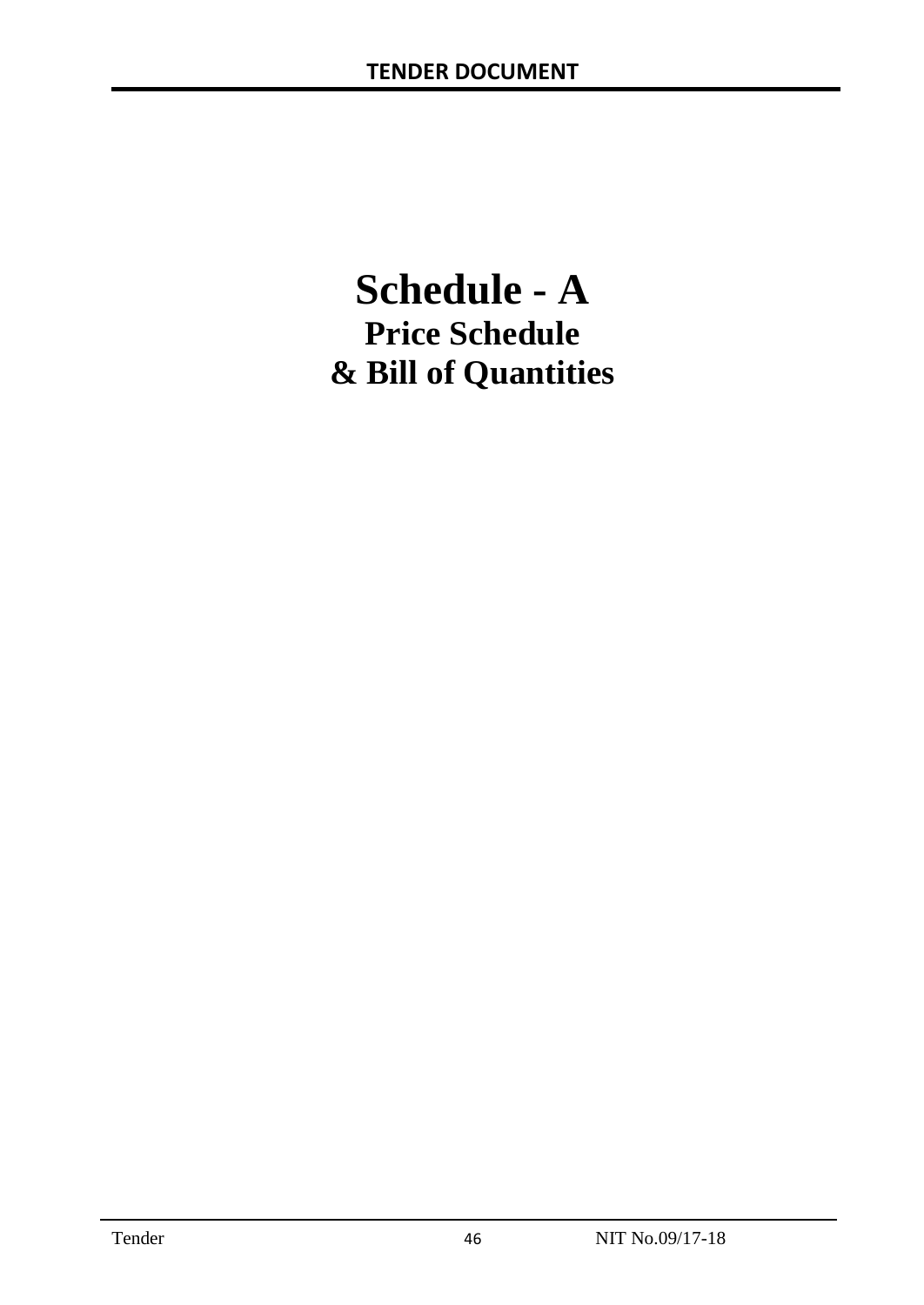# Schedule - A

## Price Schedule

## & Bill of Quantities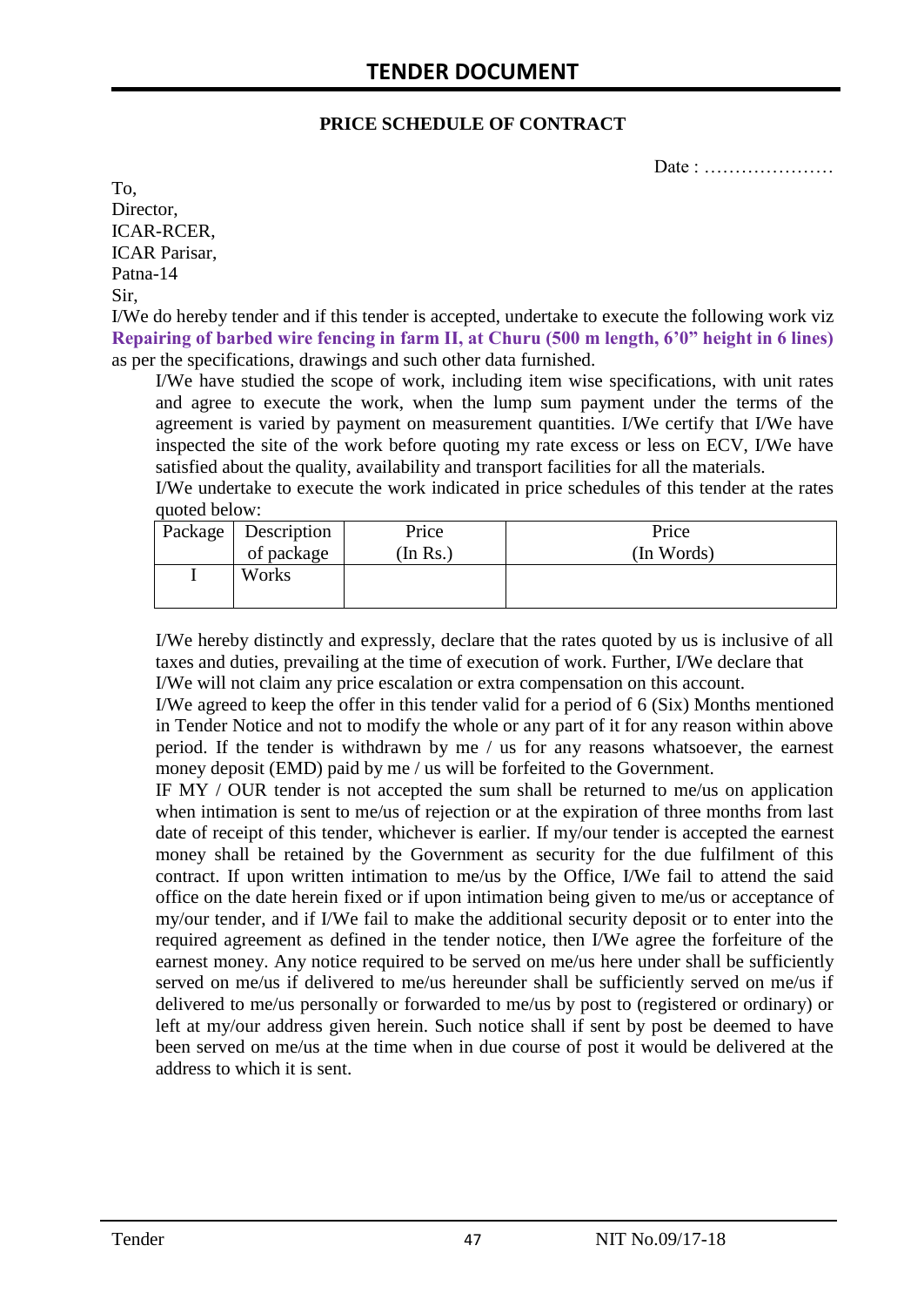## PRICE SCHEDULE OF CONTRACT

Date : …………………

To,
Director,
ICAR-RCER,
ICAR Parisar,
Patna-14
Sir,

I/We do hereby tender and if this tender is accepted, undertake to execute the following work viz **Repairing of barbed wire fencing in farm II, at Churu (500 m length, 6'0" height in 6 lines)** as per the specifications, drawings and such other data furnished.

I/We have studied the scope of work, including item wise specifications, with unit rates and agree to execute the work, when the lump sum payment under the terms of the agreement is varied by payment on measurement quantities. I/We certify that I/We have inspected the site of the work before quoting my rate excess or less on ECV, I/We have satisfied about the quality, availability and transport facilities for all the materials.

I/We undertake to execute the work indicated in price schedules of this tender at the rates quoted below:

| Package | Description of package | Price (In Rs.) | Price (In Words) |
|---|---|---|---|
| I | Works | | |

I/We hereby distinctly and expressly, declare that the rates quoted by us is inclusive of all taxes and duties, prevailing at the time of execution of work. Further, I/We declare that I/We will not claim any price escalation or extra compensation on this account.

I/We agreed to keep the offer in this tender valid for a period of 6 (Six) Months mentioned in Tender Notice and not to modify the whole or any part of it for any reason within above period. If the tender is withdrawn by me / us for any reasons whatsoever, the earnest money deposit (EMD) paid by me / us will be forfeited to the Government.

IF MY / OUR tender is not accepted the sum shall be returned to me/us on application when intimation is sent to me/us of rejection or at the expiration of three months from last date of receipt of this tender, whichever is earlier. If my/our tender is accepted the earnest money shall be retained by the Government as security for the due fulfilment of this contract. If upon written intimation to me/us by the Office, I/We fail to attend the said office on the date herein fixed or if upon intimation being given to me/us or acceptance of my/our tender, and if I/We fail to make the additional security deposit or to enter into the required agreement as defined in the tender notice, then I/We agree the forfeiture of the earnest money. Any notice required to be served on me/us here under shall be sufficiently served on me/us if delivered to me/us hereunder shall be sufficiently served on me/us if delivered to me/us personally or forwarded to me/us by post to (registered or ordinary) or left at my/our address given herein. Such notice shall if sent by post be deemed to have been served on me/us at the time when in due course of post it would be delivered at the address to which it is sent.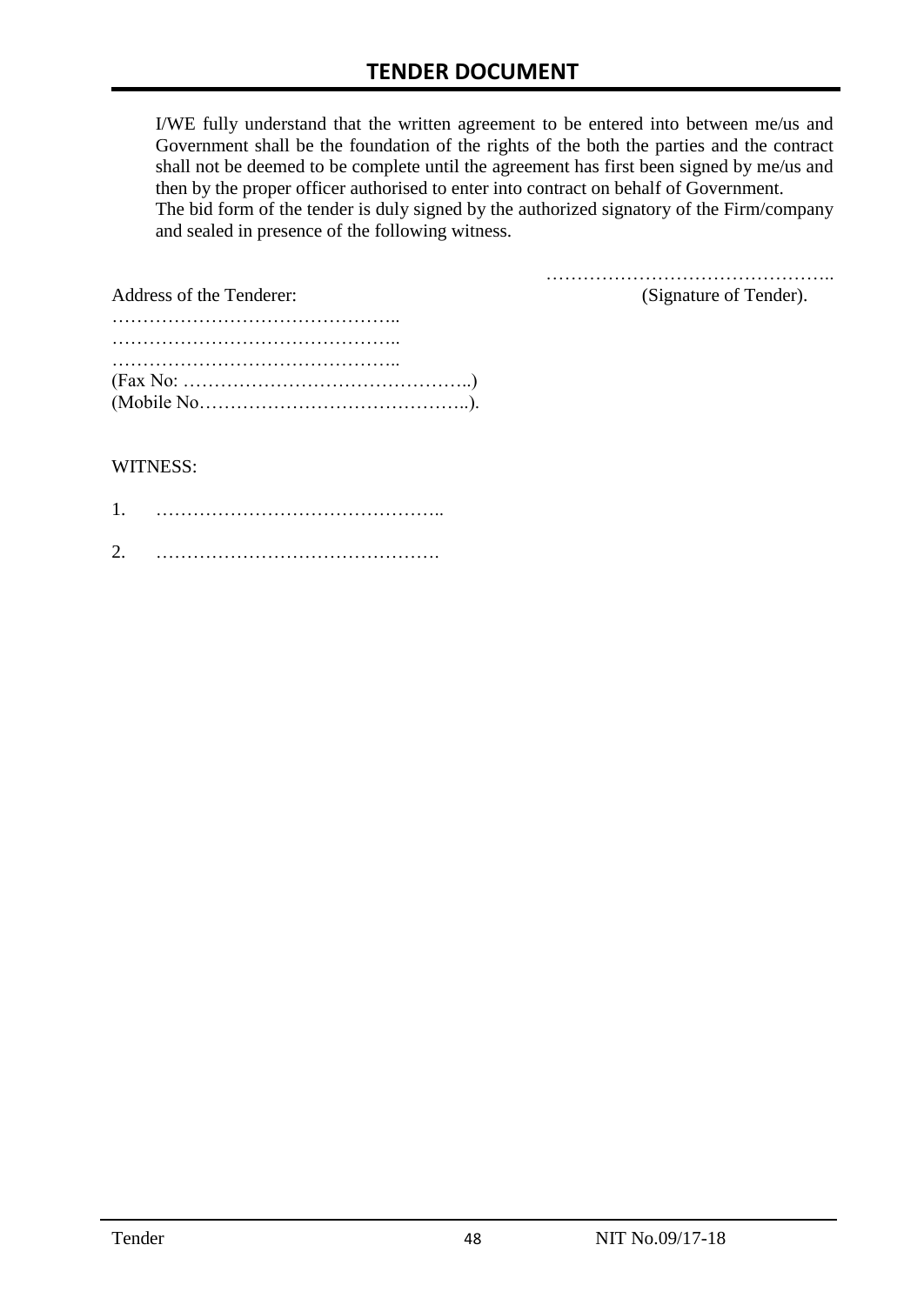I/WE fully understand that the written agreement to be entered into between me/us and Government shall be the foundation of the rights of the both the parties and the contract shall not be deemed to be complete until the agreement has first been signed by me/us and then by the proper officer authorised to enter into contract on behalf of Government.
The bid form of the tender is duly signed by the authorized signatory of the Firm/company and sealed in presence of the following witness.

………………………………………..
(Signature of Tender).

Address of the Tenderer:
………………………………………..
………………………………………..
………………………………………..
(Fax No: ………………………………………..)
(Mobile No……………………………………..).

WITNESS:

1. ………………………………………..

2. ……………………………………….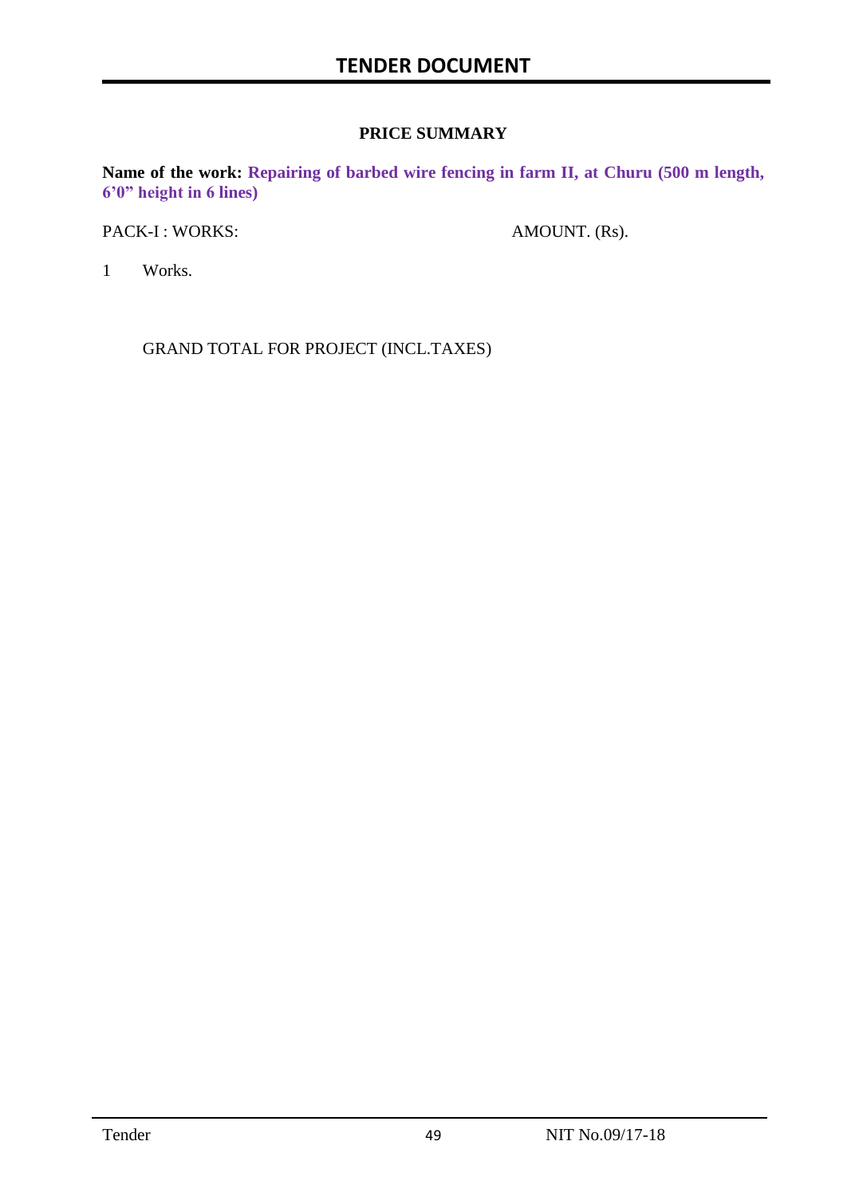**PRICE SUMMARY**

**Name of the work: Repairing of barbed wire fencing in farm II, at Churu (500 m length, 6'0" height in 6 lines)**

| PACK-I : WORKS: | AMOUNT. (Rs). |
|---|---|
| 1 Works. | |
| GRAND TOTAL FOR PROJECT (INCL.TAXES) | |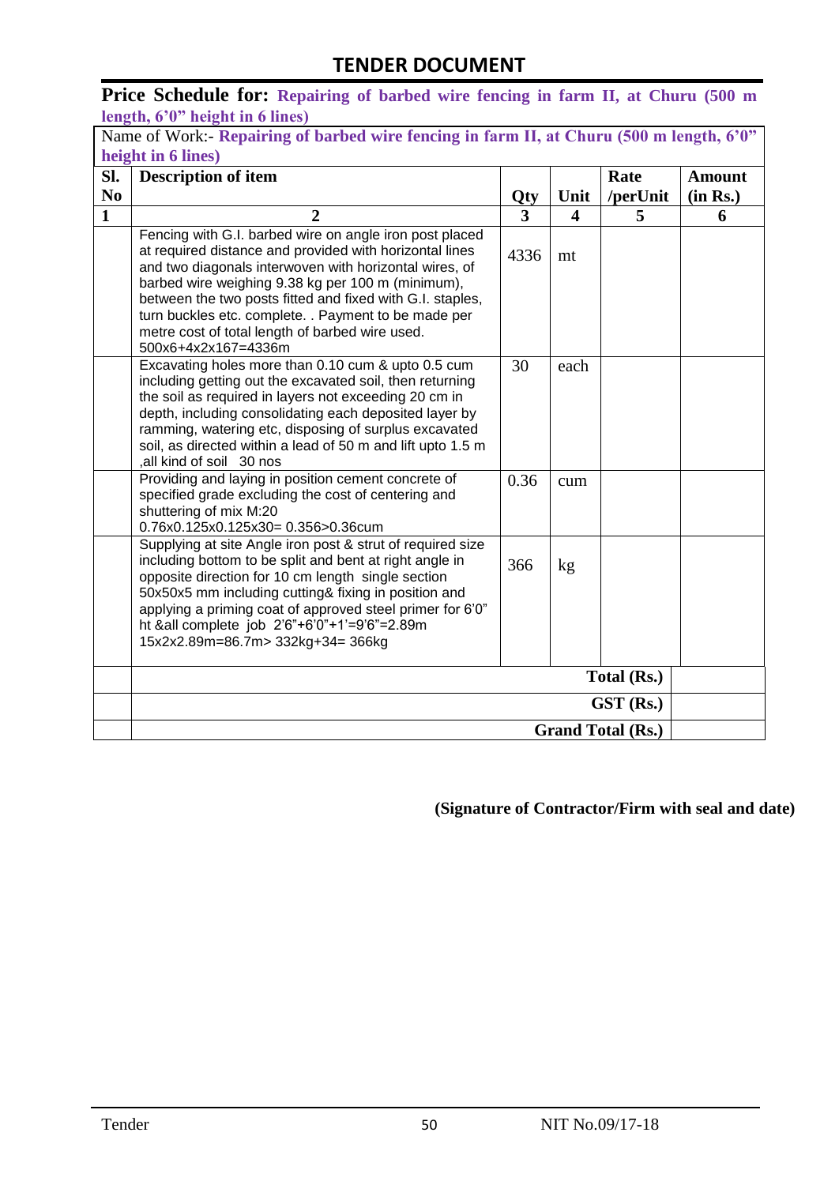## TENDER DOCUMENT

**Price Schedule for: Repairing of barbed wire fencing in farm II, at Churu (500 m length, 6'0" height in 6 lines)**

| Name of Work:- **Repairing of barbed wire fencing in farm II, at Churu (500 m length, 6'0" height in 6 lines)** | | | | | |
|---|---|---|---|---|---|
| **Sl. No** | **Description of item** | **Qty** | **Unit** | **Rate /perUnit** | **Amount (in Rs.)** |
| **1** | **2** | **3** | **4** | **5** | **6** |
| | Fencing with G.I. barbed wire on angle iron post placed at required distance and provided with horizontal lines and two diagonals interwoven with horizontal wires, of barbed wire weighing 9.38 kg per 100 m (minimum), between the two posts fitted and fixed with G.I. staples, turn buckles etc. complete. . Payment to be made per metre cost of total length of barbed wire used. 500x6+4x2x167=4336m | 4336 | mt | | |
| | Excavating holes more than 0.10 cum & upto 0.5 cum including getting out the excavated soil, then returning the soil as required in layers not exceeding 20 cm in depth, including consolidating each deposited layer by ramming, watering etc, disposing of surplus excavated soil, as directed within a lead of 50 m and lift upto 1.5 m ,all kind of soil 30 nos | 30 | each | | |
| | Providing and laying in position cement concrete of specified grade excluding the cost of centering and shuttering of mix M:20 0.76x0.125x0.125x30= 0.356>0.36cum | 0.36 | cum | | |
| | Supplying at site Angle iron post & strut of required size including bottom to be split and bent at right angle in opposite direction for 10 cm length single section 50x50x5 mm including cutting& fixing in position and applying a priming coat of approved steel primer for 6'0" ht &all complete job 2'6"+6'0"+1'=9'6"=2.89m 15x2x2.89m=86.7m> 332kg+34= 366kg | 366 | kg | | |
| | **Total (Rs.)** | | | | |
| | **GST (Rs.)** | | | | |
| | **Grand Total (Rs.)** | | | | |

**(Signature of Contractor/Firm with seal and date)**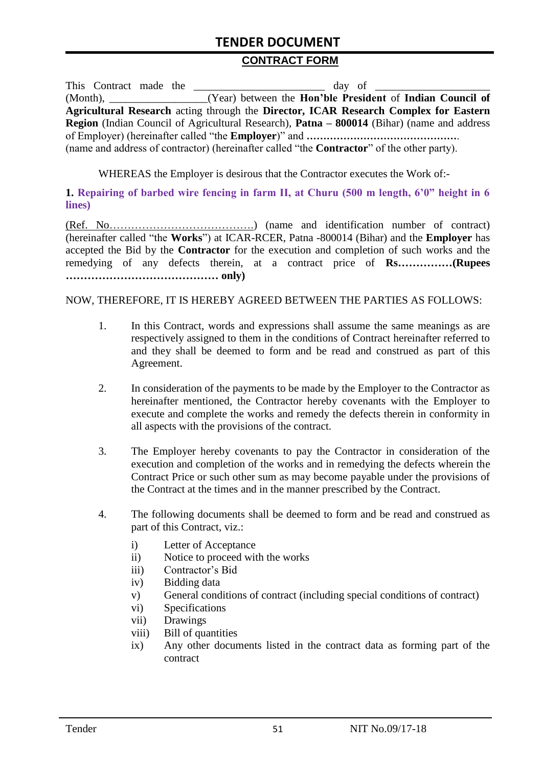# TENDER DOCUMENT

## CONTRACT FORM

This Contract made the ________________________ day of ____________________ (Month), _________________(Year) between the **Hon'ble President** of **Indian Council of Agricultural Research** acting through the **Director, ICAR Research Complex for Eastern Region** (Indian Council of Agricultural Research), **Patna – 800014** (Bihar) (name and address of Employer) (hereinafter called "the **Employer**)" and **……………………………………….** (name and address of contractor) (hereinafter called "the **Contractor**" of the other party).

WHEREAS the Employer is desirous that the Contractor executes the Work of:-

**1. Repairing of barbed wire fencing in farm II, at Churu (500 m length, 6'0" height in 6 lines)**

(Ref. No…………………………………) (name and identification number of contract) (hereinafter called "the **Works**") at ICAR-RCER, Patna -800014 (Bihar) and the **Employer** has accepted the Bid by the **Contractor** for the execution and completion of such works and the remedying of any defects therein, at a contract price of **Rs……………(Rupees …………………………………… only)**

NOW, THEREFORE, IT IS HEREBY AGREED BETWEEN THE PARTIES AS FOLLOWS:

1. In this Contract, words and expressions shall assume the same meanings as are respectively assigned to them in the conditions of Contract hereinafter referred to and they shall be deemed to form and be read and construed as part of this Agreement.

2. In consideration of the payments to be made by the Employer to the Contractor as hereinafter mentioned, the Contractor hereby covenants with the Employer to execute and complete the works and remedy the defects therein in conformity in all aspects with the provisions of the contract.

3. The Employer hereby covenants to pay the Contractor in consideration of the execution and completion of the works and in remedying the defects wherein the Contract Price or such other sum as may become payable under the provisions of the Contract at the times and in the manner prescribed by the Contract.

4. The following documents shall be deemed to form and be read and construed as part of this Contract, viz.:

   i) Letter of Acceptance
   ii) Notice to proceed with the works
   iii) Contractor's Bid
   iv) Bidding data
   v) General conditions of contract (including special conditions of contract)
   vi) Specifications
   vii) Drawings
   viii) Bill of quantities
   ix) Any other documents listed in the contract data as forming part of the contract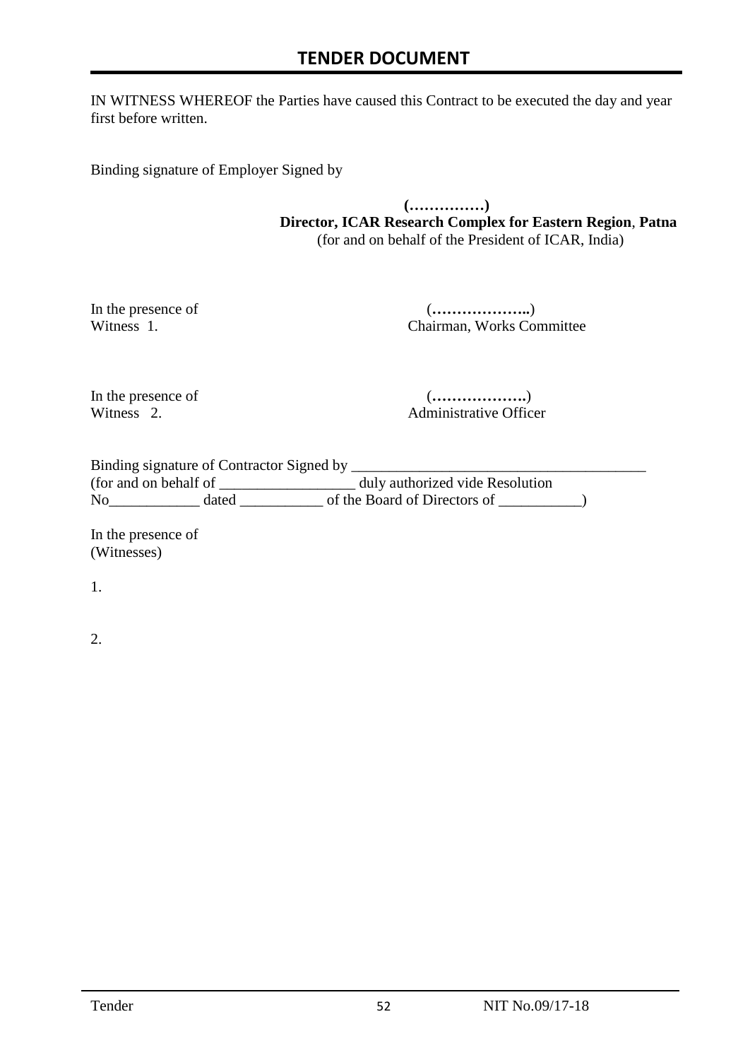IN WITNESS WHEREOF the Parties have caused this Contract to be executed the day and year first before written.

Binding signature of Employer Signed by

**(……………)**
**Director, ICAR Research Complex for Eastern Region**, **Patna**
(for and on behalf of the President of ICAR, India)

In the presence of
Witness 1.

(**………………..**)
Chairman, Works Committee

In the presence of
Witness 2.

(**……………….**)
Administrative Officer

Binding signature of Contractor Signed by _______________________________________
(for and on behalf of _________________ duly authorized vide Resolution
No____________ dated ___________ of the Board of Directors of ___________)

In the presence of
(Witnesses)

1.

2.